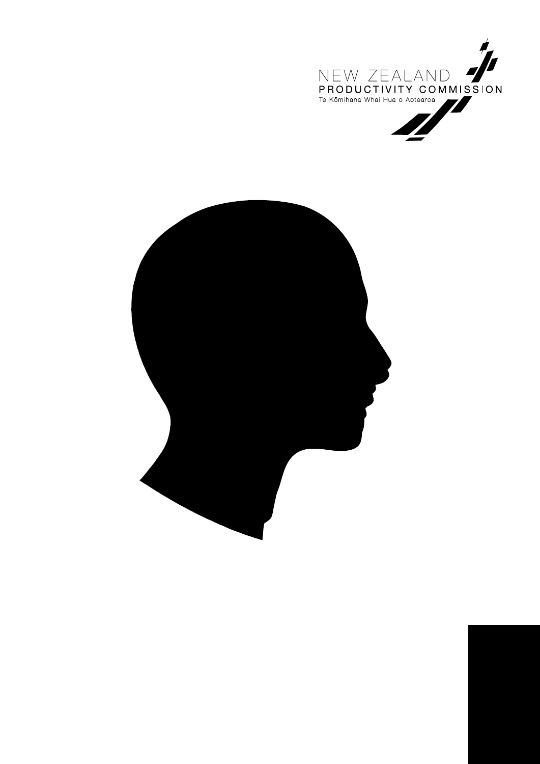NEW ZEALAND
PRODUCTIVITY COMMISSION
Te Kōmihana Whai Hua o Aotearoa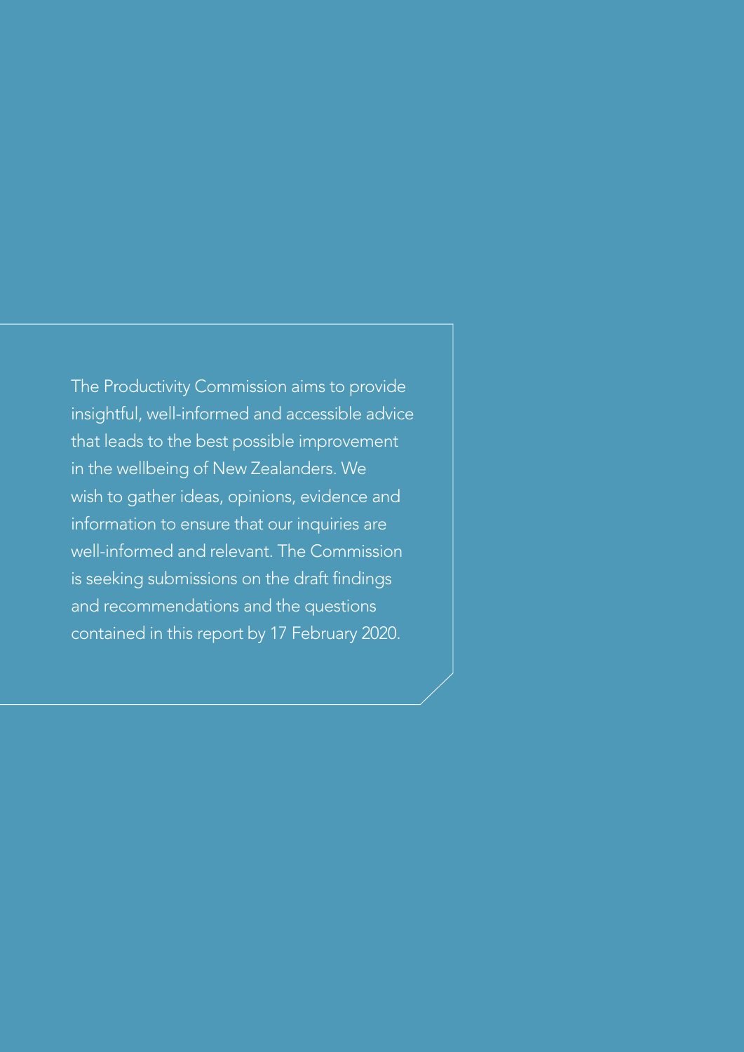The Productivity Commission aims to provide insightful, well-informed and accessible advice that leads to the best possible improvement in the wellbeing of New Zealanders. We wish to gather ideas, opinions, evidence and information to ensure that our inquiries are well-informed and relevant. The Commission is seeking submissions on the draft findings and recommendations and the questions contained in this report by 17 February 2020.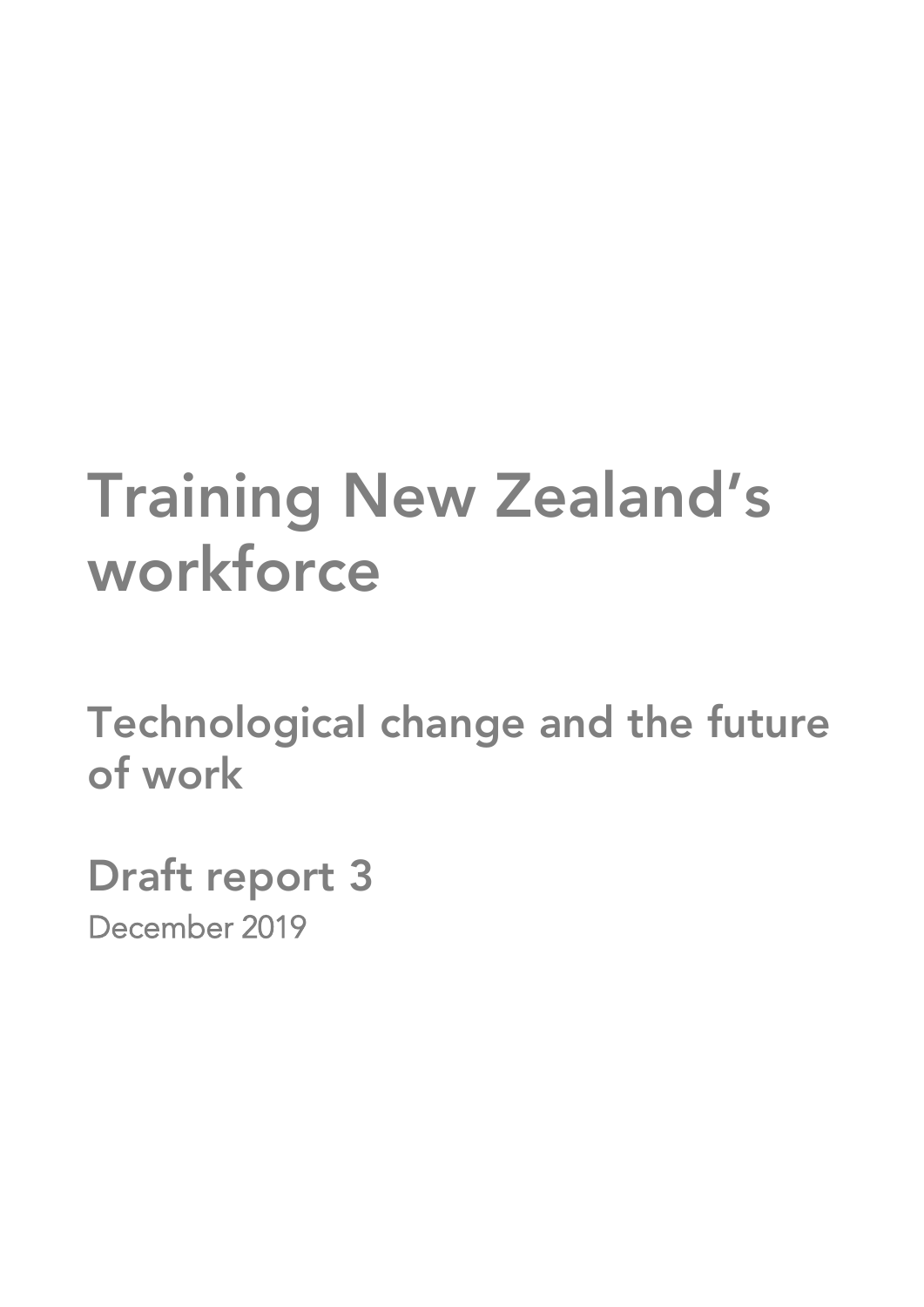# Training New Zealand's workforce

## Technological change and the future of work

## Draft report 3

December 2019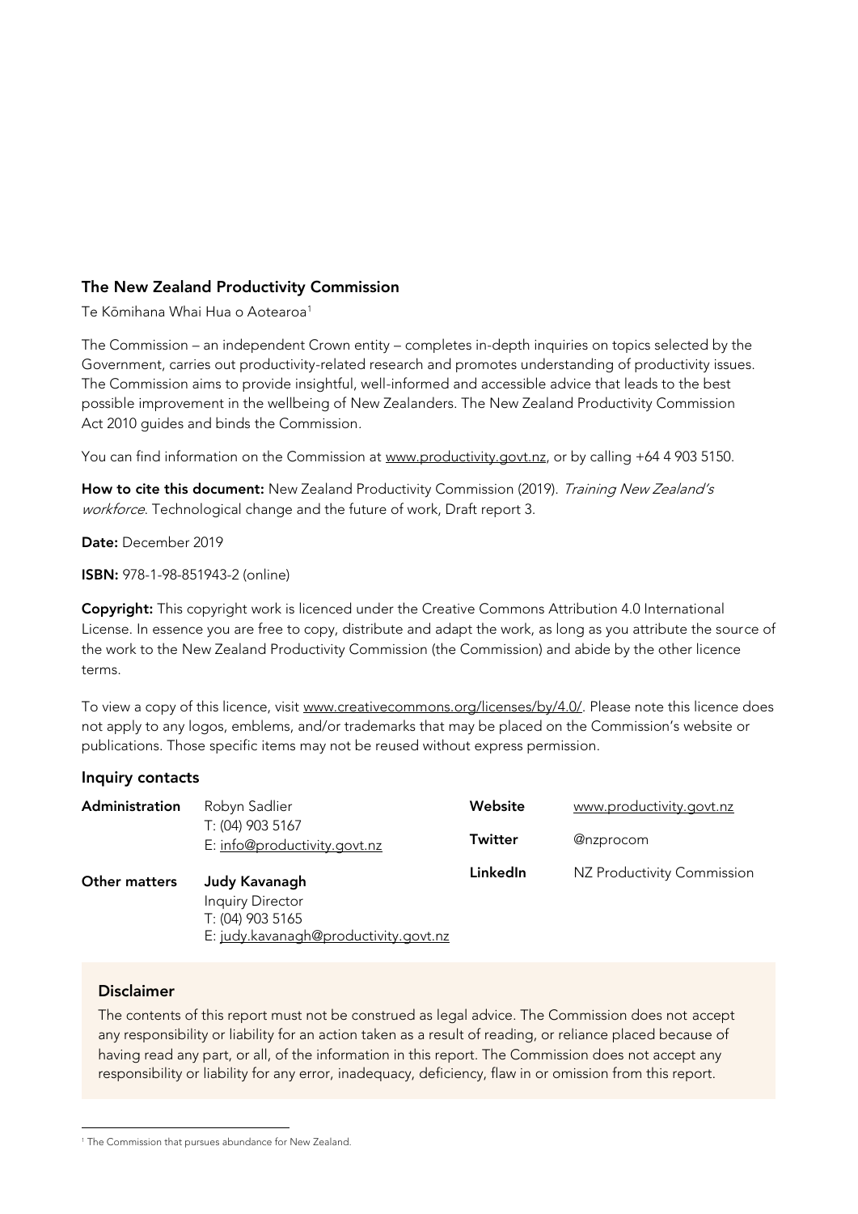## The New Zealand Productivity Commission

Te Kōmihana Whai Hua o Aotearoa[1]

The Commission – an independent Crown entity – completes in-depth inquiries on topics selected by the Government, carries out productivity-related research and promotes understanding of productivity issues. The Commission aims to provide insightful, well-informed and accessible advice that leads to the best possible improvement in the wellbeing of New Zealanders. The New Zealand Productivity Commission Act 2010 guides and binds the Commission.

You can find information on the Commission at www.productivity.govt.nz, or by calling +64 4 903 5150.

**How to cite this document:** New Zealand Productivity Commission (2019). *Training New Zealand's workforce*. Technological change and the future of work, Draft report 3.

**Date:** December 2019

**ISBN:** 978-1-98-851943-2 (online)

**Copyright:** This copyright work is licenced under the Creative Commons Attribution 4.0 International License. In essence you are free to copy, distribute and adapt the work, as long as you attribute the source of the work to the New Zealand Productivity Commission (the Commission) and abide by the other licence terms.

To view a copy of this licence, visit www.creativecommons.org/licenses/by/4.0/. Please note this licence does not apply to any logos, emblems, and/or trademarks that may be placed on the Commission's website or publications. Those specific items may not be reused without express permission.

### Inquiry contacts

| | | | |
|---|---|---|---|
| **Administration** | Robyn Sadlier<br>T: (04) 903 5167<br>E: info@productivity.govt.nz | **Website** | www.productivity.govt.nz |
| | | **Twitter** | @nzprocom |
| **Other matters** | **Judy Kavanagh**<br>Inquiry Director<br>T: (04) 903 5165<br>E: judy.kavanagh@productivity.govt.nz | **LinkedIn** | NZ Productivity Commission |

### Disclaimer

The contents of this report must not be construed as legal advice. The Commission does not accept any responsibility or liability for an action taken as a result of reading, or reliance placed because of having read any part, or all, of the information in this report. The Commission does not accept any responsibility or liability for any error, inadequacy, deficiency, flaw in or omission from this report.

[1] The Commission that pursues abundance for New Zealand.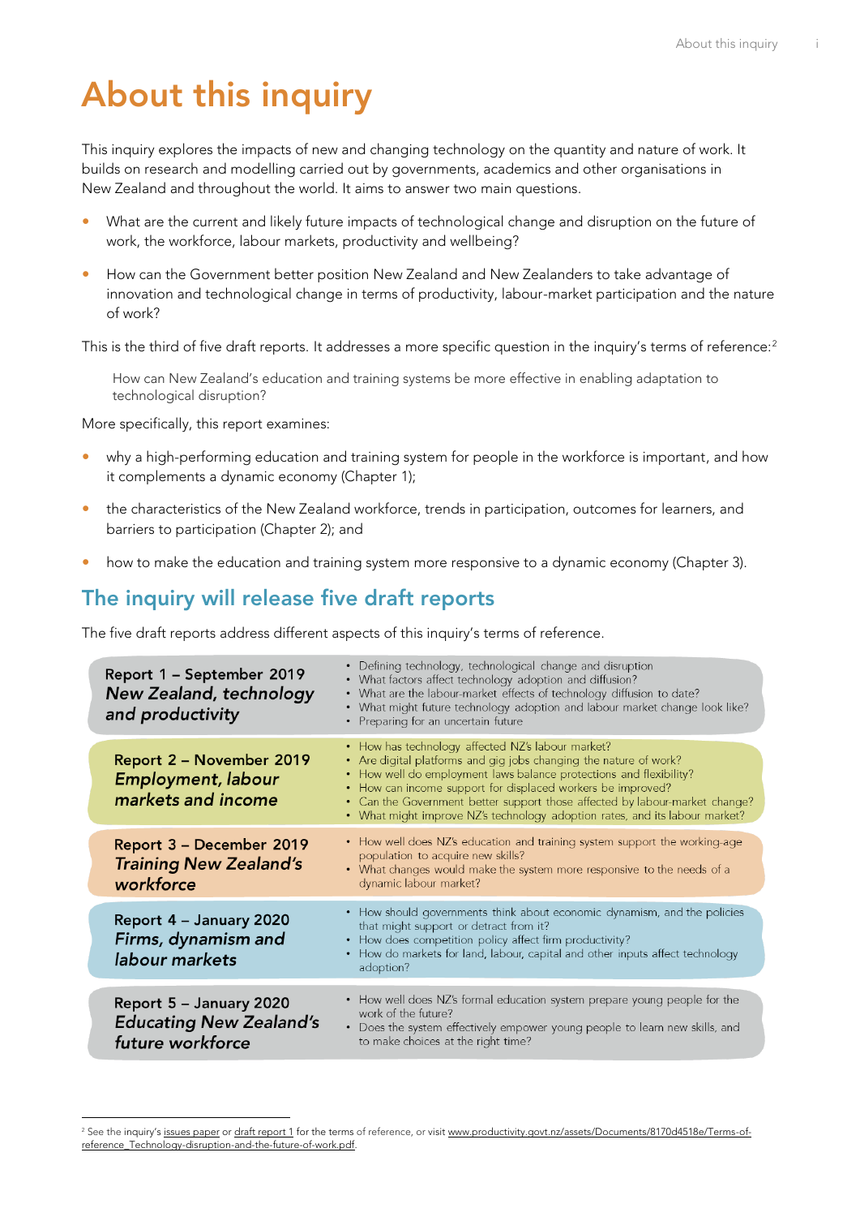# About this inquiry

This inquiry explores the impacts of new and changing technology on the quantity and nature of work. It builds on research and modelling carried out by governments, academics and other organisations in New Zealand and throughout the world. It aims to answer two main questions.

- What are the current and likely future impacts of technological change and disruption on the future of work, the workforce, labour markets, productivity and wellbeing?
- How can the Government better position New Zealand and New Zealanders to take advantage of innovation and technological change in terms of productivity, labour-market participation and the nature of work?

This is the third of five draft reports. It addresses a more specific question in the inquiry's terms of reference:[2]

> How can New Zealand's education and training systems be more effective in enabling adaptation to technological disruption?

More specifically, this report examines:

- why a high-performing education and training system for people in the workforce is important, and how it complements a dynamic economy (Chapter 1);
- the characteristics of the New Zealand workforce, trends in participation, outcomes for learners, and barriers to participation (Chapter 2); and
- how to make the education and training system more responsive to a dynamic economy (Chapter 3).

## The inquiry will release five draft reports

The five draft reports address different aspects of this inquiry's terms of reference.

| Report | Topics |
|---|---|
| Report 1 – September 2019 ***New Zealand, technology and productivity*** | • Defining technology, technological change and disruption<br>• What factors affect technology adoption and diffusion?<br>• What are the labour-market effects of technology diffusion to date?<br>• What might future technology adoption and labour market change look like?<br>• Preparing for an uncertain future |
| Report 2 – November 2019 ***Employment, labour markets and income*** | • How has technology affected NZ's labour market?<br>• Are digital platforms and gig jobs changing the nature of work?<br>• How well do employment laws balance protections and flexibility?<br>• How can income support for displaced workers be improved?<br>• Can the Government better support those affected by labour-market change?<br>• What might improve NZ's technology adoption rates, and its labour market? |
| Report 3 – December 2019 ***Training New Zealand's workforce*** | • How well does NZ's education and training system support the working-age population to acquire new skills?<br>• What changes would make the system more responsive to the needs of a dynamic labour market? |
| Report 4 – January 2020 ***Firms, dynamism and labour markets*** | • How should governments think about economic dynamism, and the policies that might support or detract from it?<br>• How does competition policy affect firm productivity?<br>• How do markets for land, labour, capital and other inputs affect technology adoption? |
| Report 5 – January 2020 ***Educating New Zealand's future workforce*** | • How well does NZ's formal education system prepare young people for the work of the future?<br>• Does the system effectively empower young people to learn new skills, and to make choices at the right time? |

[2] See the inquiry's issues paper or draft report 1 for the terms of reference, or visit www.productivity.govt.nz/assets/Documents/8170d4518e/Terms-of-reference_Technology-disruption-and-the-future-of-work.pdf.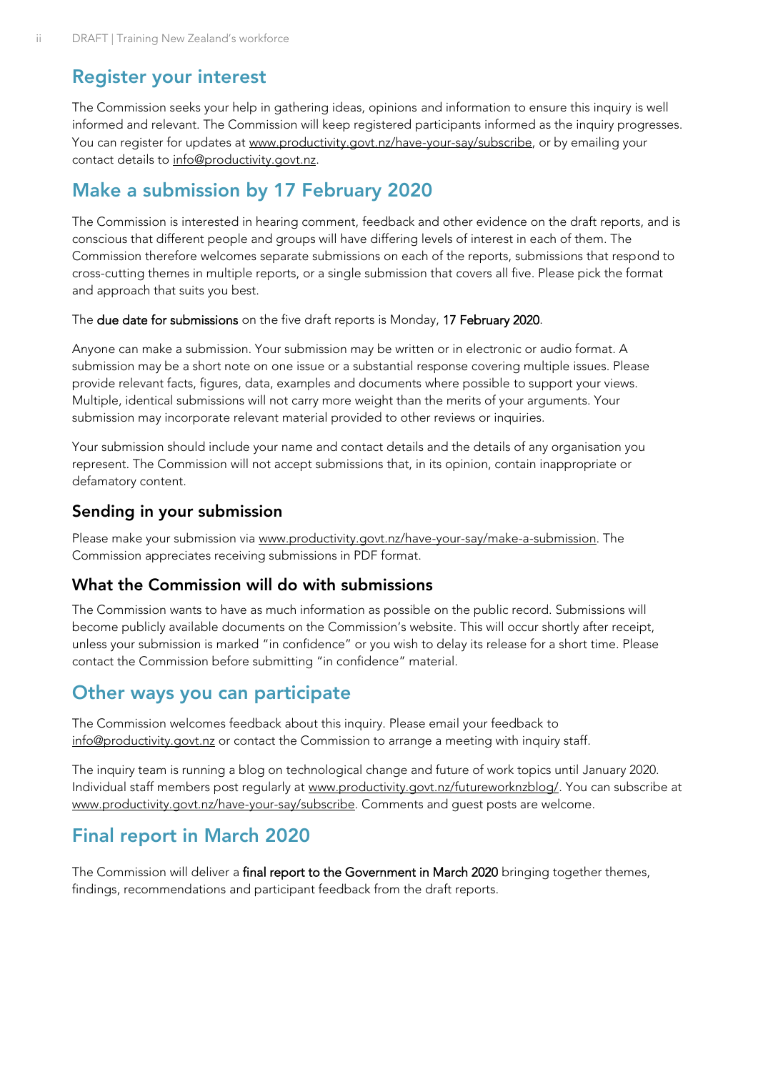## Register your interest

The Commission seeks your help in gathering ideas, opinions and information to ensure this inquiry is well informed and relevant. The Commission will keep registered participants informed as the inquiry progresses. You can register for updates at www.productivity.govt.nz/have-your-say/subscribe, or by emailing your contact details to info@productivity.govt.nz.

## Make a submission by 17 February 2020

The Commission is interested in hearing comment, feedback and other evidence on the draft reports, and is conscious that different people and groups will have differing levels of interest in each of them. The Commission therefore welcomes separate submissions on each of the reports, submissions that respond to cross-cutting themes in multiple reports, or a single submission that covers all five. Please pick the format and approach that suits you best.

The **due date for submissions** on the five draft reports is Monday, **17 February 2020**.

Anyone can make a submission. Your submission may be written or in electronic or audio format. A submission may be a short note on one issue or a substantial response covering multiple issues. Please provide relevant facts, figures, data, examples and documents where possible to support your views. Multiple, identical submissions will not carry more weight than the merits of your arguments. Your submission may incorporate relevant material provided to other reviews or inquiries.

Your submission should include your name and contact details and the details of any organisation you represent. The Commission will not accept submissions that, in its opinion, contain inappropriate or defamatory content.

### Sending in your submission

Please make your submission via www.productivity.govt.nz/have-your-say/make-a-submission. The Commission appreciates receiving submissions in PDF format.

### What the Commission will do with submissions

The Commission wants to have as much information as possible on the public record. Submissions will become publicly available documents on the Commission's website. This will occur shortly after receipt, unless your submission is marked "in confidence" or you wish to delay its release for a short time. Please contact the Commission before submitting "in confidence" material.

## Other ways you can participate

The Commission welcomes feedback about this inquiry. Please email your feedback to info@productivity.govt.nz or contact the Commission to arrange a meeting with inquiry staff.

The inquiry team is running a blog on technological change and future of work topics until January 2020. Individual staff members post regularly at www.productivity.govt.nz/futureworknzblog/. You can subscribe at www.productivity.govt.nz/have-your-say/subscribe. Comments and guest posts are welcome.

## Final report in March 2020

The Commission will deliver a **final report to the Government in March 2020** bringing together themes, findings, recommendations and participant feedback from the draft reports.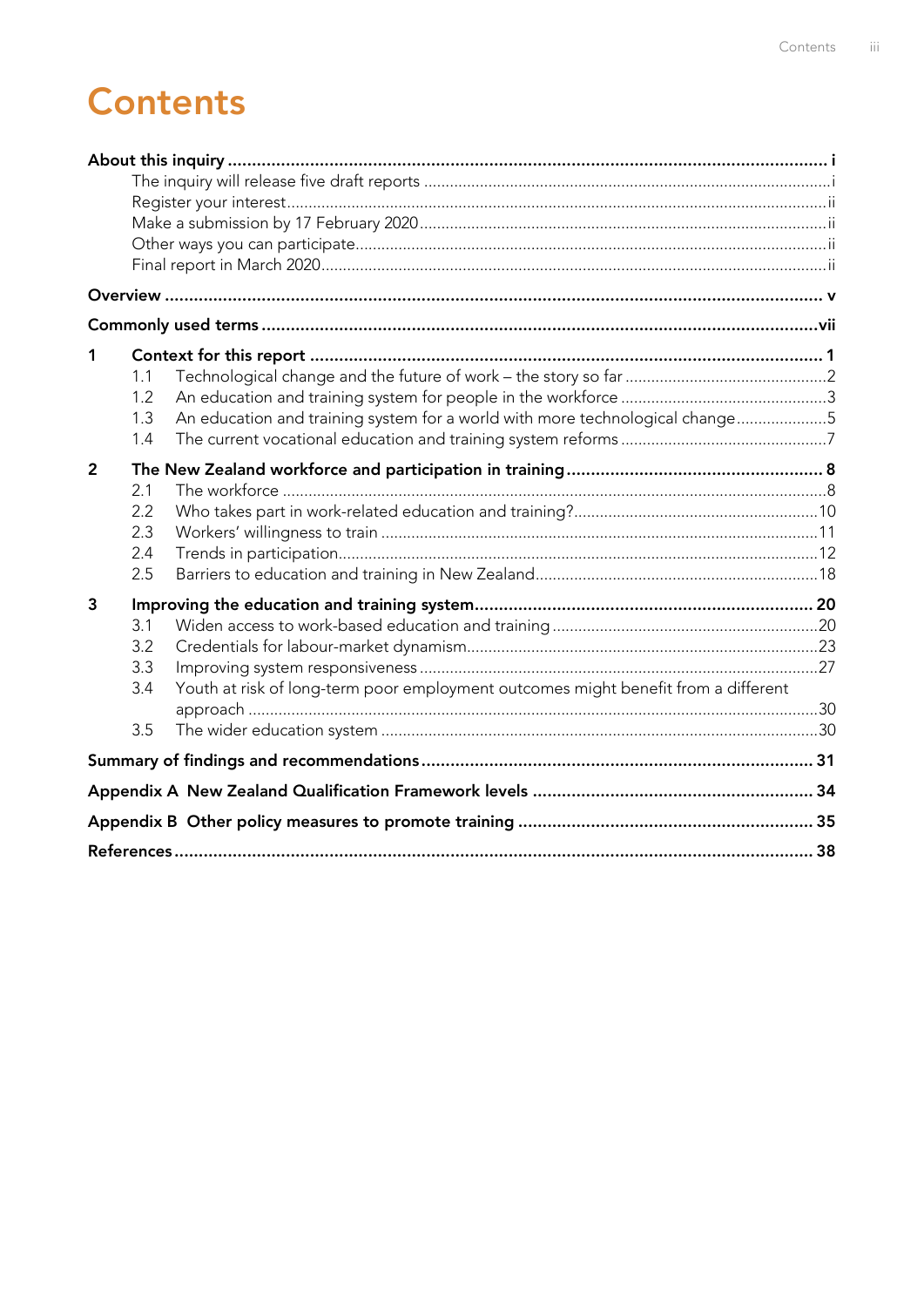# Contents

**About this inquiry** ... **i**

- The inquiry will release five draft reports ... i
- Register your interest ... ii
- Make a submission by 17 February 2020 ... ii
- Other ways you can participate ... ii
- Final report in March 2020 ... ii

**Overview** ... **v**

**Commonly used terms** ... **vii**

**1 Context for this report** ... **1**

- 1.1 Technological change and the future of work – the story so far ... 2
- 1.2 An education and training system for people in the workforce ... 3
- 1.3 An education and training system for a world with more technological change ... 5
- 1.4 The current vocational education and training system reforms ... 7

**2 The New Zealand workforce and participation in training** ... **8**

- 2.1 The workforce ... 8
- 2.2 Who takes part in work-related education and training? ... 10
- 2.3 Workers' willingness to train ... 11
- 2.4 Trends in participation ... 12
- 2.5 Barriers to education and training in New Zealand ... 18

**3 Improving the education and training system** ... **20**

- 3.1 Widen access to work-based education and training ... 20
- 3.2 Credentials for labour-market dynamism ... 23
- 3.3 Improving system responsiveness ... 27
- 3.4 Youth at risk of long-term poor employment outcomes might benefit from a different approach ... 30
- 3.5 The wider education system ... 30

**Summary of findings and recommendations** ... **31**

**Appendix A New Zealand Qualification Framework levels** ... **34**

**Appendix B Other policy measures to promote training** ... **35**

**References** ... **38**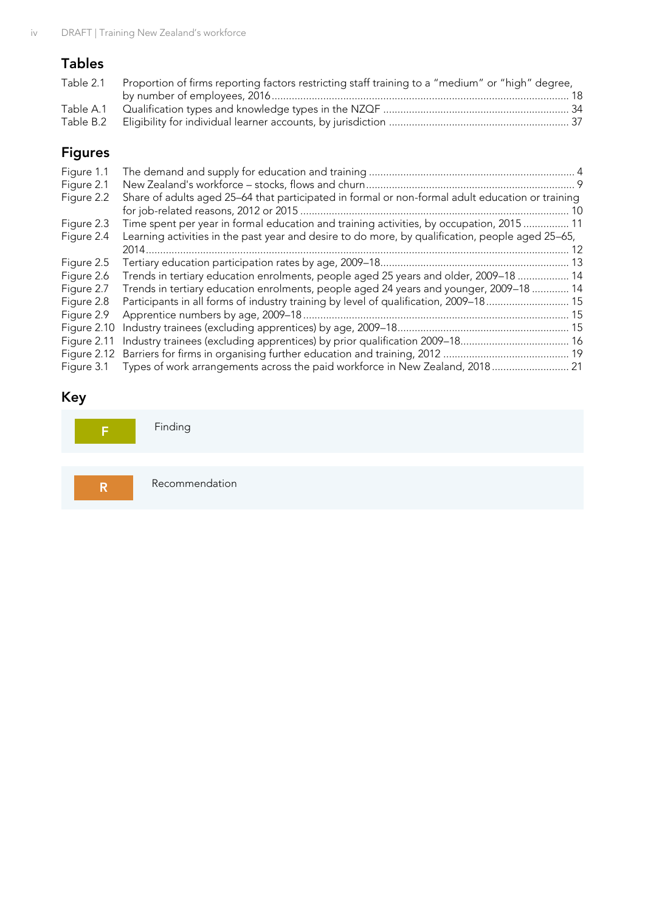## Tables

| | | |
|---|---|---|
| Table 2.1 | Proportion of firms reporting factors restricting staff training to a "medium" or "high" degree, by number of employees, 2016 | 18 |
| Table A.1 | Qualification types and knowledge types in the NZQF | 34 |
| Table B.2 | Eligibility for individual learner accounts, by jurisdiction | 37 |

## Figures

| | | |
|---|---|---|
| Figure 1.1 | The demand and supply for education and training | 4 |
| Figure 2.1 | New Zealand's workforce – stocks, flows and churn | 9 |
| Figure 2.2 | Share of adults aged 25–64 that participated in formal or non-formal adult education or training for job-related reasons, 2012 or 2015 | 10 |
| Figure 2.3 | Time spent per year in formal education and training activities, by occupation, 2015 | 11 |
| Figure 2.4 | Learning activities in the past year and desire to do more, by qualification, people aged 25–65, 2014 | 12 |
| Figure 2.5 | Tertiary education participation rates by age, 2009–18 | 13 |
| Figure 2.6 | Trends in tertiary education enrolments, people aged 25 years and older, 2009–18 | 14 |
| Figure 2.7 | Trends in tertiary education enrolments, people aged 24 years and younger, 2009–18 | 14 |
| Figure 2.8 | Participants in all forms of industry training by level of qualification, 2009–18 | 15 |
| Figure 2.9 | Apprentice numbers by age, 2009–18 | 15 |
| Figure 2.10 | Industry trainees (excluding apprentices) by age, 2009–18 | 15 |
| Figure 2.11 | Industry trainees (excluding apprentices) by prior qualification 2009–18 | 16 |
| Figure 2.12 | Barriers for firms in organising further education and training, 2012 | 19 |
| Figure 3.1 | Types of work arrangements across the paid workforce in New Zealand, 2018 | 21 |

## Key

**F** Finding

**R** Recommendation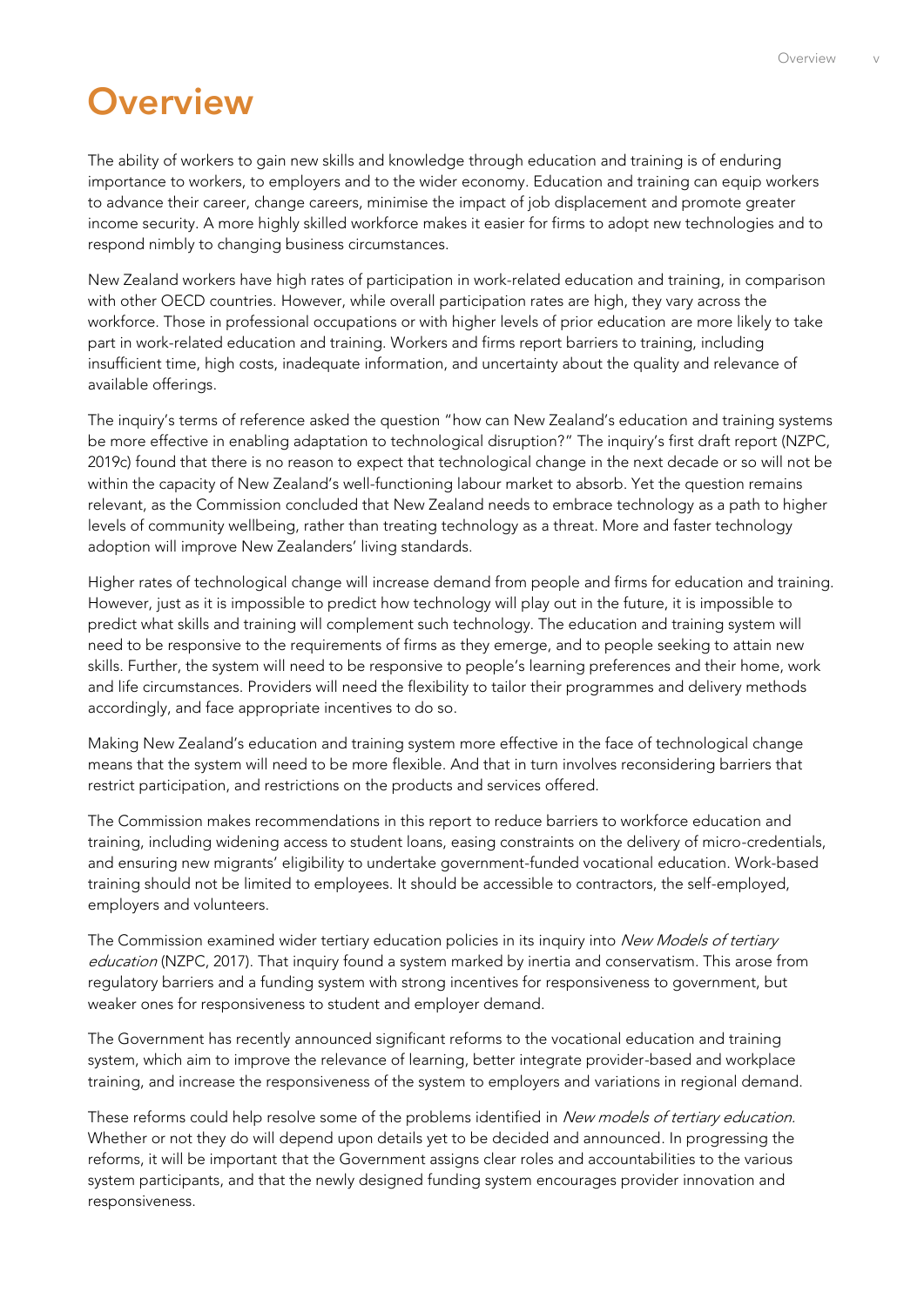# Overview

The ability of workers to gain new skills and knowledge through education and training is of enduring importance to workers, to employers and to the wider economy. Education and training can equip workers to advance their career, change careers, minimise the impact of job displacement and promote greater income security. A more highly skilled workforce makes it easier for firms to adopt new technologies and to respond nimbly to changing business circumstances.

New Zealand workers have high rates of participation in work-related education and training, in comparison with other OECD countries. However, while overall participation rates are high, they vary across the workforce. Those in professional occupations or with higher levels of prior education are more likely to take part in work-related education and training. Workers and firms report barriers to training, including insufficient time, high costs, inadequate information, and uncertainty about the quality and relevance of available offerings.

The inquiry's terms of reference asked the question "how can New Zealand's education and training systems be more effective in enabling adaptation to technological disruption?" The inquiry's first draft report (NZPC, 2019c) found that there is no reason to expect that technological change in the next decade or so will not be within the capacity of New Zealand's well-functioning labour market to absorb. Yet the question remains relevant, as the Commission concluded that New Zealand needs to embrace technology as a path to higher levels of community wellbeing, rather than treating technology as a threat. More and faster technology adoption will improve New Zealanders' living standards.

Higher rates of technological change will increase demand from people and firms for education and training. However, just as it is impossible to predict how technology will play out in the future, it is impossible to predict what skills and training will complement such technology. The education and training system will need to be responsive to the requirements of firms as they emerge, and to people seeking to attain new skills. Further, the system will need to be responsive to people's learning preferences and their home, work and life circumstances. Providers will need the flexibility to tailor their programmes and delivery methods accordingly, and face appropriate incentives to do so.

Making New Zealand's education and training system more effective in the face of technological change means that the system will need to be more flexible. And that in turn involves reconsidering barriers that restrict participation, and restrictions on the products and services offered.

The Commission makes recommendations in this report to reduce barriers to workforce education and training, including widening access to student loans, easing constraints on the delivery of micro-credentials, and ensuring new migrants' eligibility to undertake government-funded vocational education. Work-based training should not be limited to employees. It should be accessible to contractors, the self-employed, employers and volunteers.

The Commission examined wider tertiary education policies in its inquiry into *New Models of tertiary education* (NZPC, 2017). That inquiry found a system marked by inertia and conservatism. This arose from regulatory barriers and a funding system with strong incentives for responsiveness to government, but weaker ones for responsiveness to student and employer demand.

The Government has recently announced significant reforms to the vocational education and training system, which aim to improve the relevance of learning, better integrate provider-based and workplace training, and increase the responsiveness of the system to employers and variations in regional demand.

These reforms could help resolve some of the problems identified in *New models of tertiary education*. Whether or not they do will depend upon details yet to be decided and announced. In progressing the reforms, it will be important that the Government assigns clear roles and accountabilities to the various system participants, and that the newly designed funding system encourages provider innovation and responsiveness.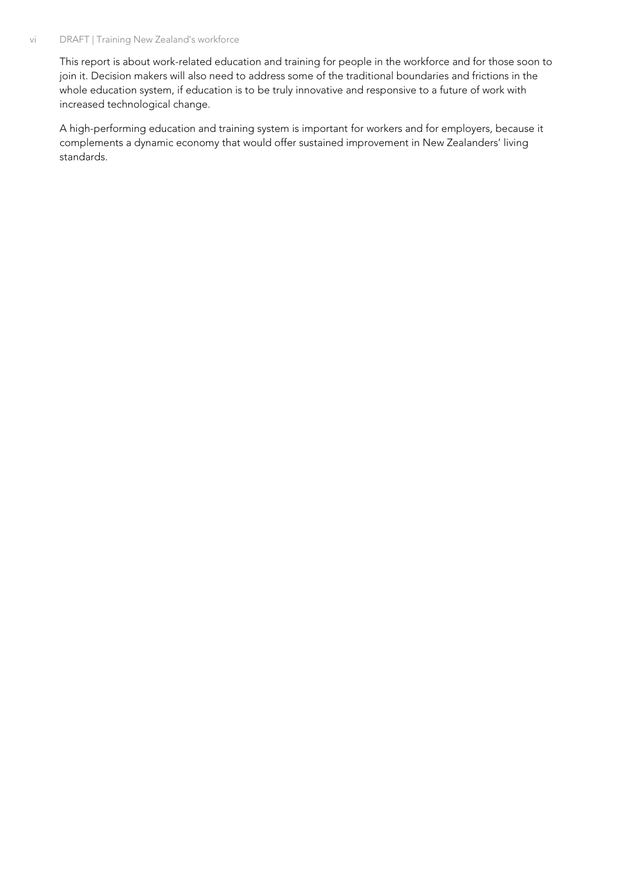This report is about work-related education and training for people in the workforce and for those soon to join it. Decision makers will also need to address some of the traditional boundaries and frictions in the whole education system, if education is to be truly innovative and responsive to a future of work with increased technological change.

A high-performing education and training system is important for workers and for employers, because it complements a dynamic economy that would offer sustained improvement in New Zealanders' living standards.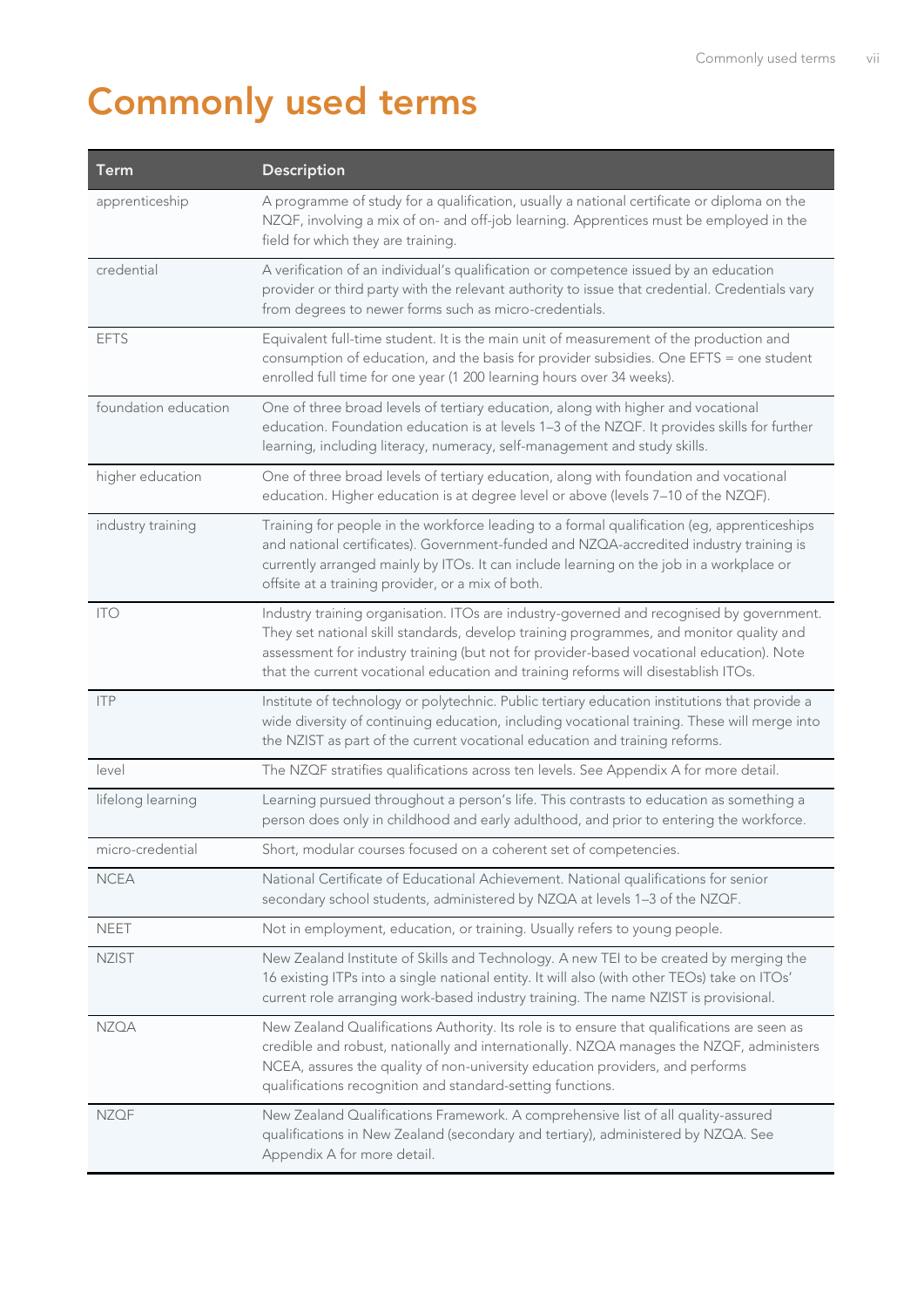# Commonly used terms

| Term | Description |
| --- | --- |
| apprenticeship | A programme of study for a qualification, usually a national certificate or diploma on the NZQF, involving a mix of on- and off-job learning. Apprentices must be employed in the field for which they are training. |
| credential | A verification of an individual's qualification or competence issued by an education provider or third party with the relevant authority to issue that credential. Credentials vary from degrees to newer forms such as micro-credentials. |
| EFTS | Equivalent full-time student. It is the main unit of measurement of the production and consumption of education, and the basis for provider subsidies. One EFTS = one student enrolled full time for one year (1 200 learning hours over 34 weeks). |
| foundation education | One of three broad levels of tertiary education, along with higher and vocational education. Foundation education is at levels 1–3 of the NZQF. It provides skills for further learning, including literacy, numeracy, self-management and study skills. |
| higher education | One of three broad levels of tertiary education, along with foundation and vocational education. Higher education is at degree level or above (levels 7–10 of the NZQF). |
| industry training | Training for people in the workforce leading to a formal qualification (eg, apprenticeships and national certificates). Government-funded and NZQA-accredited industry training is currently arranged mainly by ITOs. It can include learning on the job in a workplace or offsite at a training provider, or a mix of both. |
| ITO | Industry training organisation. ITOs are industry-governed and recognised by government. They set national skill standards, develop training programmes, and monitor quality and assessment for industry training (but not for provider-based vocational education). Note that the current vocational education and training reforms will disestablish ITOs. |
| ITP | Institute of technology or polytechnic. Public tertiary education institutions that provide a wide diversity of continuing education, including vocational training. These will merge into the NZIST as part of the current vocational education and training reforms. |
| level | The NZQF stratifies qualifications across ten levels. See Appendix A for more detail. |
| lifelong learning | Learning pursued throughout a person's life. This contrasts to education as something a person does only in childhood and early adulthood, and prior to entering the workforce. |
| micro-credential | Short, modular courses focused on a coherent set of competencies. |
| NCEA | National Certificate of Educational Achievement. National qualifications for senior secondary school students, administered by NZQA at levels 1–3 of the NZQF. |
| NEET | Not in employment, education, or training. Usually refers to young people. |
| NZIST | New Zealand Institute of Skills and Technology. A new TEI to be created by merging the 16 existing ITPs into a single national entity. It will also (with other TEOs) take on ITOs' current role arranging work-based industry training. The name NZIST is provisional. |
| NZQA | New Zealand Qualifications Authority. Its role is to ensure that qualifications are seen as credible and robust, nationally and internationally. NZQA manages the NZQF, administers NCEA, assures the quality of non-university education providers, and performs qualifications recognition and standard-setting functions. |
| NZQF | New Zealand Qualifications Framework. A comprehensive list of all quality-assured qualifications in New Zealand (secondary and tertiary), administered by NZQA. See Appendix A for more detail. |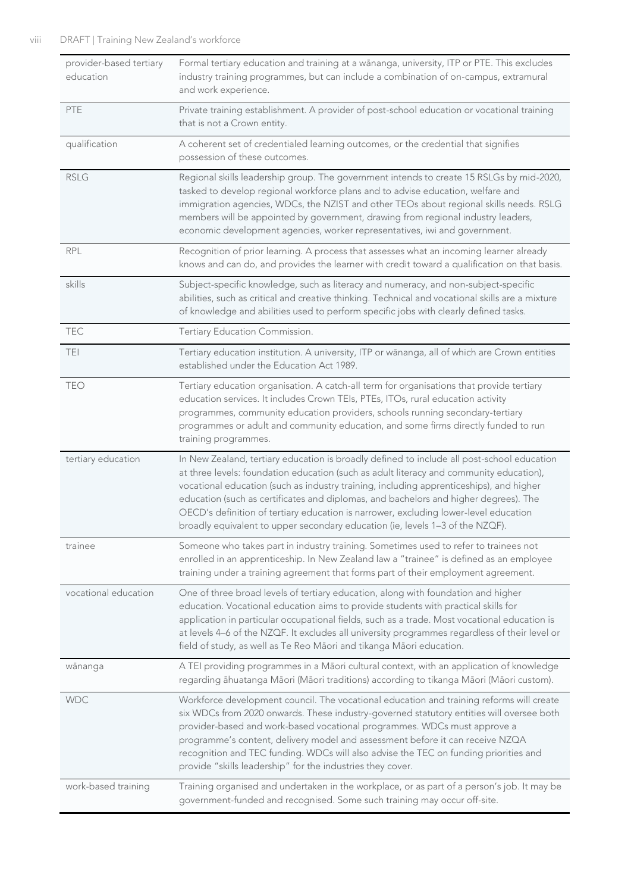| | |
|---|---|
| provider-based tertiary education | Formal tertiary education and training at a wānanga, university, ITP or PTE. This excludes industry training programmes, but can include a combination of on-campus, extramural and work experience. |
| PTE | Private training establishment. A provider of post-school education or vocational training that is not a Crown entity. |
| qualification | A coherent set of credentialed learning outcomes, or the credential that signifies possession of these outcomes. |
| RSLG | Regional skills leadership group. The government intends to create 15 RSLGs by mid-2020, tasked to develop regional workforce plans and to advise education, welfare and immigration agencies, WDCs, the NZIST and other TEOs about regional skills needs. RSLG members will be appointed by government, drawing from regional industry leaders, economic development agencies, worker representatives, iwi and government. |
| RPL | Recognition of prior learning. A process that assesses what an incoming learner already knows and can do, and provides the learner with credit toward a qualification on that basis. |
| skills | Subject-specific knowledge, such as literacy and numeracy, and non-subject-specific abilities, such as critical and creative thinking. Technical and vocational skills are a mixture of knowledge and abilities used to perform specific jobs with clearly defined tasks. |
| TEC | Tertiary Education Commission. |
| TEI | Tertiary education institution. A university, ITP or wānanga, all of which are Crown entities established under the Education Act 1989. |
| TEO | Tertiary education organisation. A catch-all term for organisations that provide tertiary education services. It includes Crown TEIs, PTEs, ITOs, rural education activity programmes, community education providers, schools running secondary-tertiary programmes or adult and community education, and some firms directly funded to run training programmes. |
| tertiary education | In New Zealand, tertiary education is broadly defined to include all post-school education at three levels: foundation education (such as adult literacy and community education), vocational education (such as industry training, including apprenticeships), and higher education (such as certificates and diplomas, and bachelors and higher degrees). The OECD's definition of tertiary education is narrower, excluding lower-level education broadly equivalent to upper secondary education (ie, levels 1–3 of the NZQF). |
| trainee | Someone who takes part in industry training. Sometimes used to refer to trainees not enrolled in an apprenticeship. In New Zealand law a "trainee" is defined as an employee training under a training agreement that forms part of their employment agreement. |
| vocational education | One of three broad levels of tertiary education, along with foundation and higher education. Vocational education aims to provide students with practical skills for application in particular occupational fields, such as a trade. Most vocational education is at levels 4–6 of the NZQF. It excludes all university programmes regardless of their level or field of study, as well as Te Reo Māori and tikanga Māori education. |
| wānanga | A TEI providing programmes in a Māori cultural context, with an application of knowledge regarding āhuatanga Māori (Māori traditions) according to tikanga Māori (Māori custom). |
| WDC | Workforce development council. The vocational education and training reforms will create six WDCs from 2020 onwards. These industry-governed statutory entities will oversee both provider-based and work-based vocational programmes. WDCs must approve a programme's content, delivery model and assessment before it can receive NZQA recognition and TEC funding. WDCs will also advise the TEC on funding priorities and provide "skills leadership" for the industries they cover. |
| work-based training | Training organised and undertaken in the workplace, or as part of a person's job. It may be government-funded and recognised. Some such training may occur off-site. |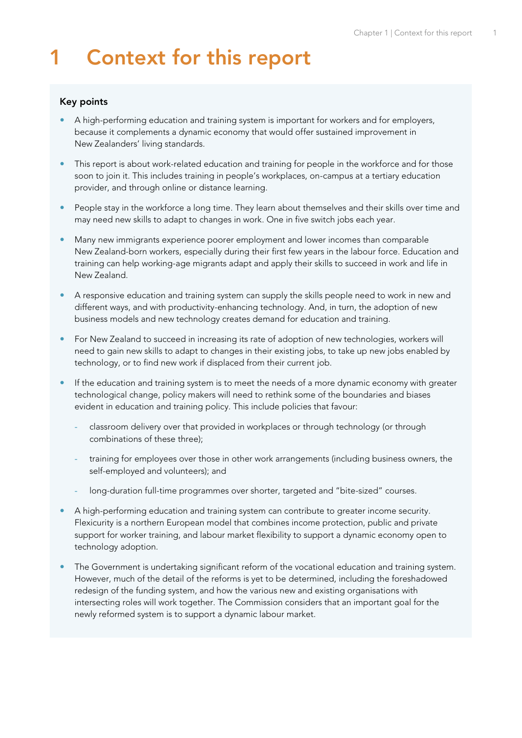# 1 Context for this report

**Key points**

- A high-performing education and training system is important for workers and for employers, because it complements a dynamic economy that would offer sustained improvement in New Zealanders' living standards.
- This report is about work-related education and training for people in the workforce and for those soon to join it. This includes training in people's workplaces, on-campus at a tertiary education provider, and through online or distance learning.
- People stay in the workforce a long time. They learn about themselves and their skills over time and may need new skills to adapt to changes in work. One in five switch jobs each year.
- Many new immigrants experience poorer employment and lower incomes than comparable New Zealand-born workers, especially during their first few years in the labour force. Education and training can help working-age migrants adapt and apply their skills to succeed in work and life in New Zealand.
- A responsive education and training system can supply the skills people need to work in new and different ways, and with productivity-enhancing technology. And, in turn, the adoption of new business models and new technology creates demand for education and training.
- For New Zealand to succeed in increasing its rate of adoption of new technologies, workers will need to gain new skills to adapt to changes in their existing jobs, to take up new jobs enabled by technology, or to find new work if displaced from their current job.
- If the education and training system is to meet the needs of a more dynamic economy with greater technological change, policy makers will need to rethink some of the boundaries and biases evident in education and training policy. This include policies that favour:
  - classroom delivery over that provided in workplaces or through technology (or through combinations of these three);
  - training for employees over those in other work arrangements (including business owners, the self-employed and volunteers); and
  - long-duration full-time programmes over shorter, targeted and "bite-sized" courses.
- A high-performing education and training system can contribute to greater income security. Flexicurity is a northern European model that combines income protection, public and private support for worker training, and labour market flexibility to support a dynamic economy open to technology adoption.
- The Government is undertaking significant reform of the vocational education and training system. However, much of the detail of the reforms is yet to be determined, including the foreshadowed redesign of the funding system, and how the various new and existing organisations with intersecting roles will work together. The Commission considers that an important goal for the newly reformed system is to support a dynamic labour market.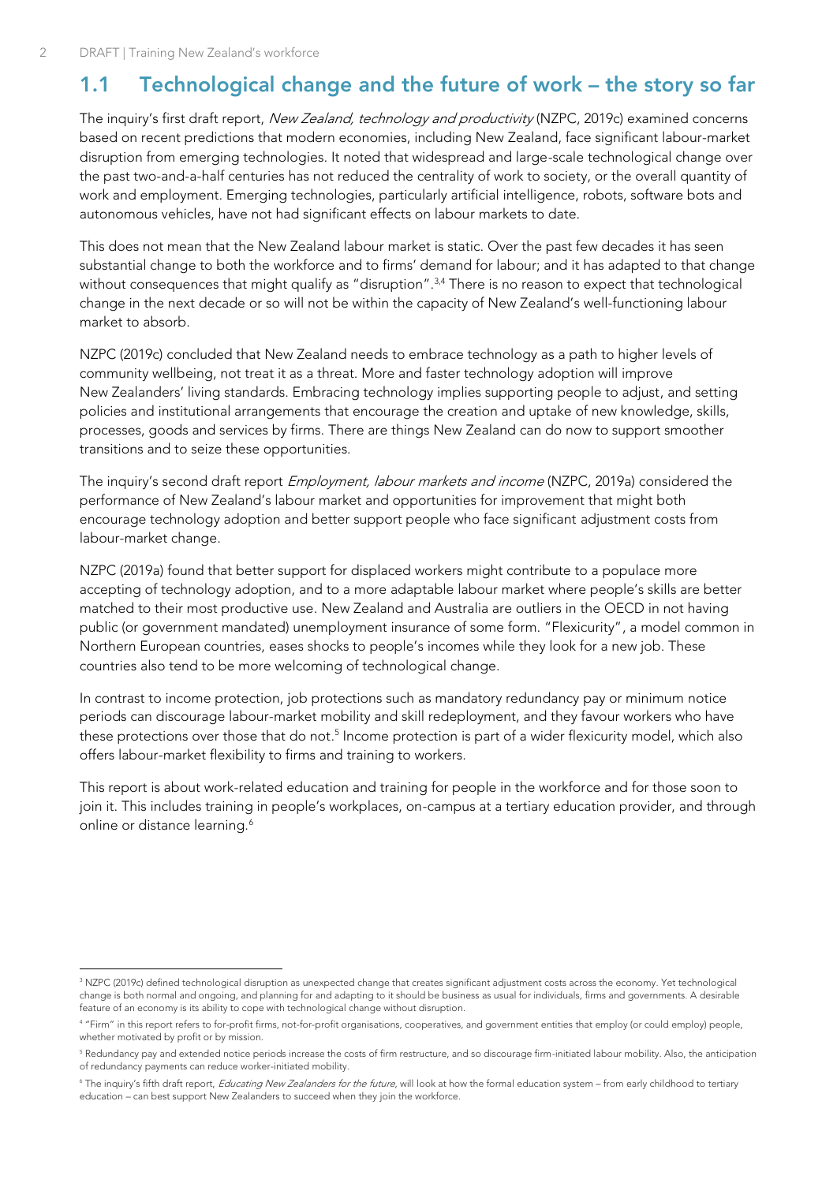## 1.1 Technological change and the future of work – the story so far

The inquiry's first draft report, *New Zealand, technology and productivity* (NZPC, 2019c) examined concerns based on recent predictions that modern economies, including New Zealand, face significant labour-market disruption from emerging technologies. It noted that widespread and large-scale technological change over the past two-and-a-half centuries has not reduced the centrality of work to society, or the overall quantity of work and employment. Emerging technologies, particularly artificial intelligence, robots, software bots and autonomous vehicles, have not had significant effects on labour markets to date.

This does not mean that the New Zealand labour market is static. Over the past few decades it has seen substantial change to both the workforce and to firms' demand for labour; and it has adapted to that change without consequences that might qualify as "disruption".[3,4] There is no reason to expect that technological change in the next decade or so will not be within the capacity of New Zealand's well-functioning labour market to absorb.

NZPC (2019c) concluded that New Zealand needs to embrace technology as a path to higher levels of community wellbeing, not treat it as a threat. More and faster technology adoption will improve New Zealanders' living standards. Embracing technology implies supporting people to adjust, and setting policies and institutional arrangements that encourage the creation and uptake of new knowledge, skills, processes, goods and services by firms. There are things New Zealand can do now to support smoother transitions and to seize these opportunities.

The inquiry's second draft report *Employment, labour markets and income* (NZPC, 2019a) considered the performance of New Zealand's labour market and opportunities for improvement that might both encourage technology adoption and better support people who face significant adjustment costs from labour-market change.

NZPC (2019a) found that better support for displaced workers might contribute to a populace more accepting of technology adoption, and to a more adaptable labour market where people's skills are better matched to their most productive use. New Zealand and Australia are outliers in the OECD in not having public (or government mandated) unemployment insurance of some form. "Flexicurity", a model common in Northern European countries, eases shocks to people's incomes while they look for a new job. These countries also tend to be more welcoming of technological change.

In contrast to income protection, job protections such as mandatory redundancy pay or minimum notice periods can discourage labour-market mobility and skill redeployment, and they favour workers who have these protections over those that do not.[5] Income protection is part of a wider flexicurity model, which also offers labour-market flexibility to firms and training to workers.

This report is about work-related education and training for people in the workforce and for those soon to join it. This includes training in people's workplaces, on-campus at a tertiary education provider, and through online or distance learning.[6]

---

[3] NZPC (2019c) defined technological disruption as unexpected change that creates significant adjustment costs across the economy. Yet technological change is both normal and ongoing, and planning for and adapting to it should be business as usual for individuals, firms and governments. A desirable feature of an economy is its ability to cope with technological change without disruption.

[4] "Firm" in this report refers to for-profit firms, not-for-profit organisations, cooperatives, and government entities that employ (or could employ) people, whether motivated by profit or by mission.

[5] Redundancy pay and extended notice periods increase the costs of firm restructure, and so discourage firm-initiated labour mobility. Also, the anticipation of redundancy payments can reduce worker-initiated mobility.

[6] The inquiry's fifth draft report, *Educating New Zealanders for the future*, will look at how the formal education system – from early childhood to tertiary education – can best support New Zealanders to succeed when they join the workforce.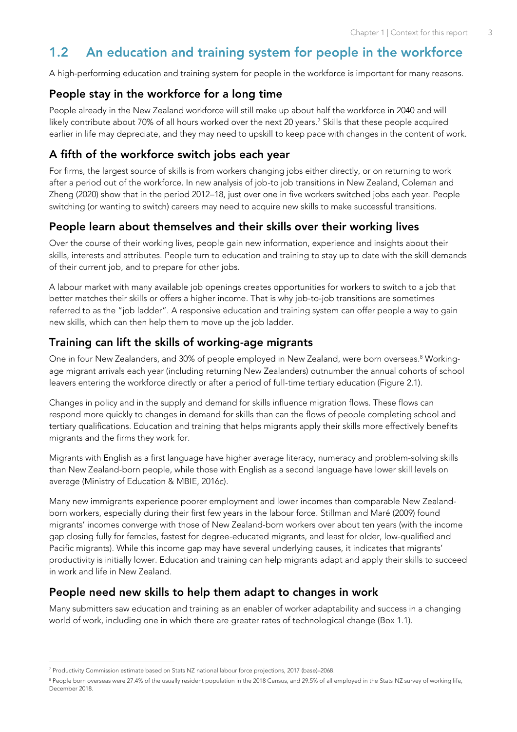## 1.2 An education and training system for people in the workforce

A high-performing education and training system for people in the workforce is important for many reasons.

### People stay in the workforce for a long time

People already in the New Zealand workforce will still make up about half the workforce in 2040 and will likely contribute about 70% of all hours worked over the next 20 years.[7] Skills that these people acquired earlier in life may depreciate, and they may need to upskill to keep pace with changes in the content of work.

### A fifth of the workforce switch jobs each year

For firms, the largest source of skills is from workers changing jobs either directly, or on returning to work after a period out of the workforce. In new analysis of job-to job transitions in New Zealand, Coleman and Zheng (2020) show that in the period 2012–18, just over one in five workers switched jobs each year. People switching (or wanting to switch) careers may need to acquire new skills to make successful transitions.

### People learn about themselves and their skills over their working lives

Over the course of their working lives, people gain new information, experience and insights about their skills, interests and attributes. People turn to education and training to stay up to date with the skill demands of their current job, and to prepare for other jobs.

A labour market with many available job openings creates opportunities for workers to switch to a job that better matches their skills or offers a higher income. That is why job-to-job transitions are sometimes referred to as the "job ladder". A responsive education and training system can offer people a way to gain new skills, which can then help them to move up the job ladder.

### Training can lift the skills of working-age migrants

One in four New Zealanders, and 30% of people employed in New Zealand, were born overseas.[8] Working-age migrant arrivals each year (including returning New Zealanders) outnumber the annual cohorts of school leavers entering the workforce directly or after a period of full-time tertiary education (Figure 2.1).

Changes in policy and in the supply and demand for skills influence migration flows. These flows can respond more quickly to changes in demand for skills than can the flows of people completing school and tertiary qualifications. Education and training that helps migrants apply their skills more effectively benefits migrants and the firms they work for.

Migrants with English as a first language have higher average literacy, numeracy and problem-solving skills than New Zealand-born people, while those with English as a second language have lower skill levels on average (Ministry of Education & MBIE, 2016c).

Many new immigrants experience poorer employment and lower incomes than comparable New Zealand-born workers, especially during their first few years in the labour force. Stillman and Maré (2009) found migrants' incomes converge with those of New Zealand-born workers over about ten years (with the income gap closing fully for females, fastest for degree-educated migrants, and least for older, low-qualified and Pacific migrants). While this income gap may have several underlying causes, it indicates that migrants' productivity is initially lower. Education and training can help migrants adapt and apply their skills to succeed in work and life in New Zealand.

### People need new skills to help them adapt to changes in work

Many submitters saw education and training as an enabler of worker adaptability and success in a changing world of work, including one in which there are greater rates of technological change (Box 1.1).

---

[7] Productivity Commission estimate based on Stats NZ national labour force projections, 2017 (base)–2068.

[8] People born overseas were 27.4% of the usually resident population in the 2018 Census, and 29.5% of all employed in the Stats NZ survey of working life, December 2018.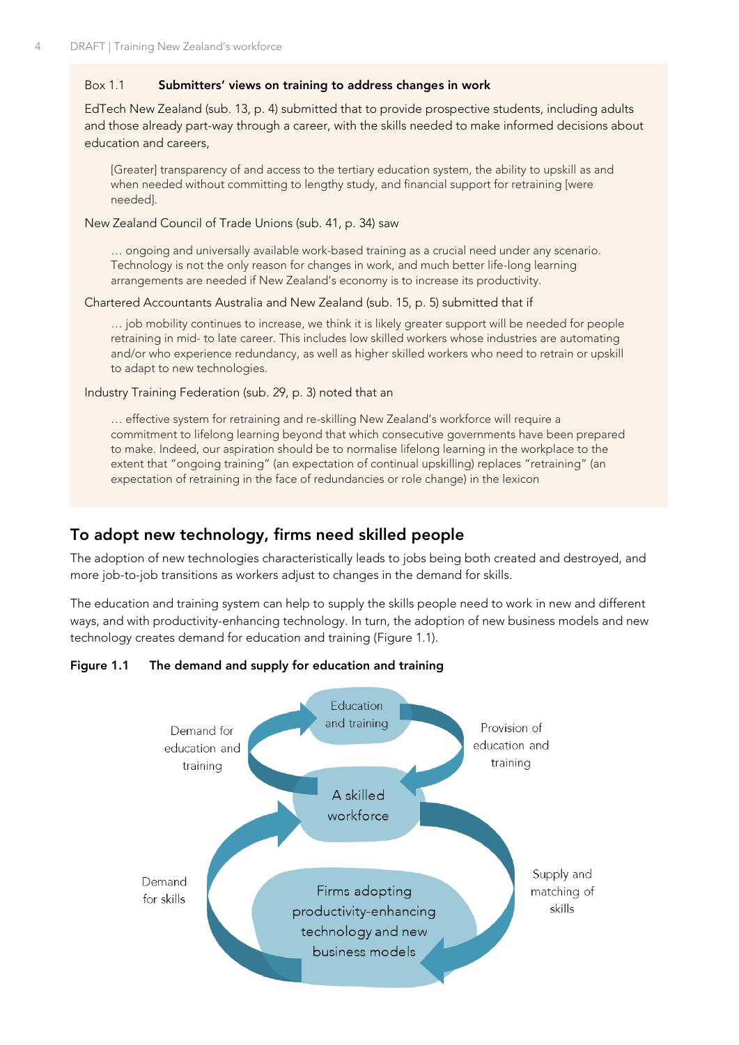Box 1.1 **Submitters' views on training to address changes in work**

EdTech New Zealand (sub. 13, p. 4) submitted that to provide prospective students, including adults and those already part-way through a career, with the skills needed to make informed decisions about education and careers,

> [Greater] transparency of and access to the tertiary education system, the ability to upskill as and when needed without committing to lengthy study, and financial support for retraining [were needed].

New Zealand Council of Trade Unions (sub. 41, p. 34) saw

> … ongoing and universally available work-based training as a crucial need under any scenario. Technology is not the only reason for changes in work, and much better life-long learning arrangements are needed if New Zealand's economy is to increase its productivity.

Chartered Accountants Australia and New Zealand (sub. 15, p. 5) submitted that if

> … job mobility continues to increase, we think it is likely greater support will be needed for people retraining in mid- to late career. This includes low skilled workers whose industries are automating and/or who experience redundancy, as well as higher skilled workers who need to retrain or upskill to adapt to new technologies.

Industry Training Federation (sub. 29, p. 3) noted that an

> … effective system for retraining and re-skilling New Zealand's workforce will require a commitment to lifelong learning beyond that which consecutive governments have been prepared to make. Indeed, our aspiration should be to normalise lifelong learning in the workplace to the extent that "ongoing training" (an expectation of continual upskilling) replaces "retraining" (an expectation of retraining in the face of redundancies or role change) in the lexicon

## To adopt new technology, firms need skilled people

The adoption of new technologies characteristically leads to jobs being both created and destroyed, and more job-to-job transitions as workers adjust to changes in the demand for skills.

The education and training system can help to supply the skills people need to work in new and different ways, and with productivity-enhancing technology. In turn, the adoption of new business models and new technology creates demand for education and training (Figure 1.1).

**Figure 1.1 The demand and supply for education and training**

Education and training

Demand for education and training

Provision of education and training

A skilled workforce

Demand for skills

Supply and matching of skills

Firms adopting productivity-enhancing technology and new business models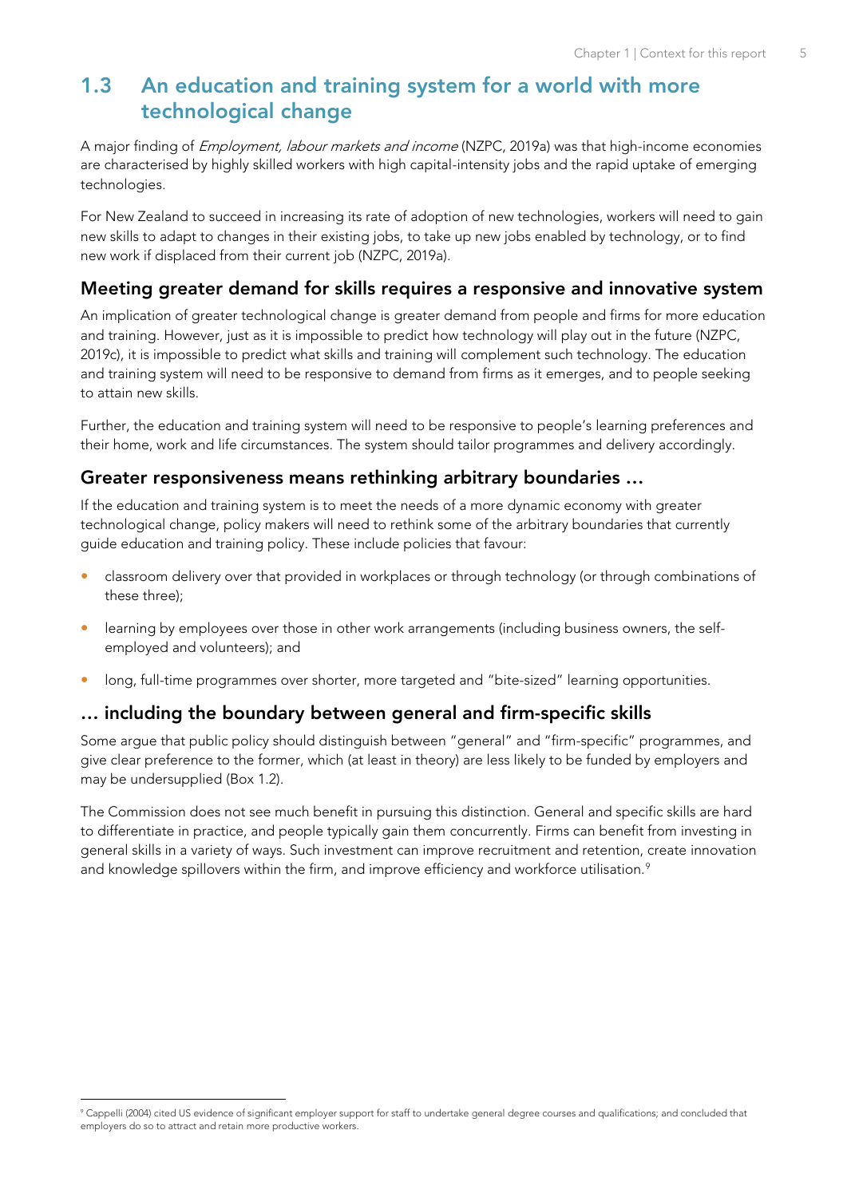## 1.3 An education and training system for a world with more technological change

A major finding of *Employment, labour markets and income* (NZPC, 2019a) was that high-income economies are characterised by highly skilled workers with high capital-intensity jobs and the rapid uptake of emerging technologies.

For New Zealand to succeed in increasing its rate of adoption of new technologies, workers will need to gain new skills to adapt to changes in their existing jobs, to take up new jobs enabled by technology, or to find new work if displaced from their current job (NZPC, 2019a).

### Meeting greater demand for skills requires a responsive and innovative system

An implication of greater technological change is greater demand from people and firms for more education and training. However, just as it is impossible to predict how technology will play out in the future (NZPC, 2019c), it is impossible to predict what skills and training will complement such technology. The education and training system will need to be responsive to demand from firms as it emerges, and to people seeking to attain new skills.

Further, the education and training system will need to be responsive to people's learning preferences and their home, work and life circumstances. The system should tailor programmes and delivery accordingly.

### Greater responsiveness means rethinking arbitrary boundaries …

If the education and training system is to meet the needs of a more dynamic economy with greater technological change, policy makers will need to rethink some of the arbitrary boundaries that currently guide education and training policy. These include policies that favour:

- classroom delivery over that provided in workplaces or through technology (or through combinations of these three);
- learning by employees over those in other work arrangements (including business owners, the self-employed and volunteers); and
- long, full-time programmes over shorter, more targeted and "bite-sized" learning opportunities.

### … including the boundary between general and firm-specific skills

Some argue that public policy should distinguish between "general" and "firm-specific" programmes, and give clear preference to the former, which (at least in theory) are less likely to be funded by employers and may be undersupplied (Box 1.2).

The Commission does not see much benefit in pursuing this distinction. General and specific skills are hard to differentiate in practice, and people typically gain them concurrently. Firms can benefit from investing in general skills in a variety of ways. Such investment can improve recruitment and retention, create innovation and knowledge spillovers within the firm, and improve efficiency and workforce utilisation.[9]

[9] Cappelli (2004) cited US evidence of significant employer support for staff to undertake general degree courses and qualifications; and concluded that employers do so to attract and retain more productive workers.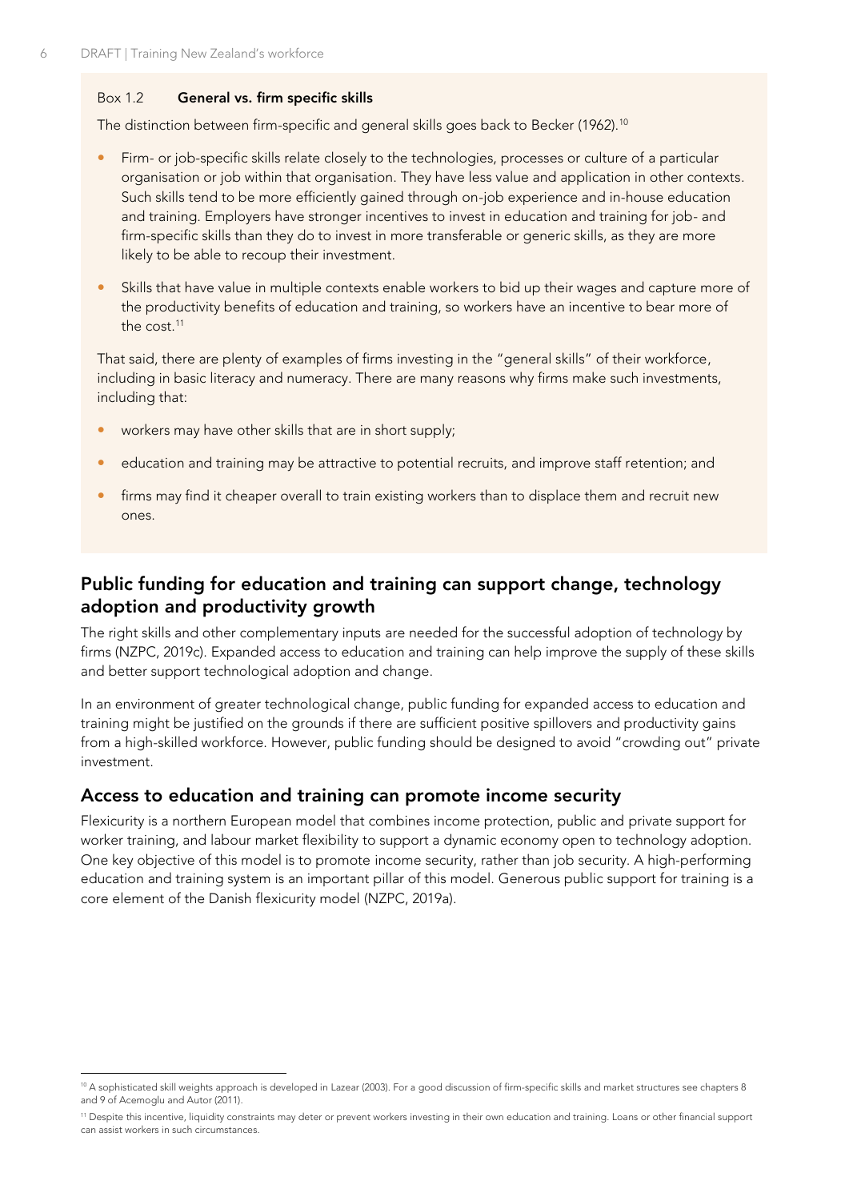**Box 1.2 General vs. firm specific skills**

The distinction between firm-specific and general skills goes back to Becker (1962).[10]

- Firm- or job-specific skills relate closely to the technologies, processes or culture of a particular organisation or job within that organisation. They have less value and application in other contexts. Such skills tend to be more efficiently gained through on-job experience and in-house education and training. Employers have stronger incentives to invest in education and training for job- and firm-specific skills than they do to invest in more transferable or generic skills, as they are more likely to be able to recoup their investment.
- Skills that have value in multiple contexts enable workers to bid up their wages and capture more of the productivity benefits of education and training, so workers have an incentive to bear more of the cost.[11]

That said, there are plenty of examples of firms investing in the "general skills" of their workforce, including in basic literacy and numeracy. There are many reasons why firms make such investments, including that:

- workers may have other skills that are in short supply;
- education and training may be attractive to potential recruits, and improve staff retention; and
- firms may find it cheaper overall to train existing workers than to displace them and recruit new ones.

## Public funding for education and training can support change, technology adoption and productivity growth

The right skills and other complementary inputs are needed for the successful adoption of technology by firms (NZPC, 2019c). Expanded access to education and training can help improve the supply of these skills and better support technological adoption and change.

In an environment of greater technological change, public funding for expanded access to education and training might be justified on the grounds if there are sufficient positive spillovers and productivity gains from a high-skilled workforce. However, public funding should be designed to avoid "crowding out" private investment.

## Access to education and training can promote income security

Flexicurity is a northern European model that combines income protection, public and private support for worker training, and labour market flexibility to support a dynamic economy open to technology adoption. One key objective of this model is to promote income security, rather than job security. A high-performing education and training system is an important pillar of this model. Generous public support for training is a core element of the Danish flexicurity model (NZPC, 2019a).

---

[10] A sophisticated skill weights approach is developed in Lazear (2003). For a good discussion of firm-specific skills and market structures see chapters 8 and 9 of Acemoglu and Autor (2011).

[11] Despite this incentive, liquidity constraints may deter or prevent workers investing in their own education and training. Loans or other financial support can assist workers in such circumstances.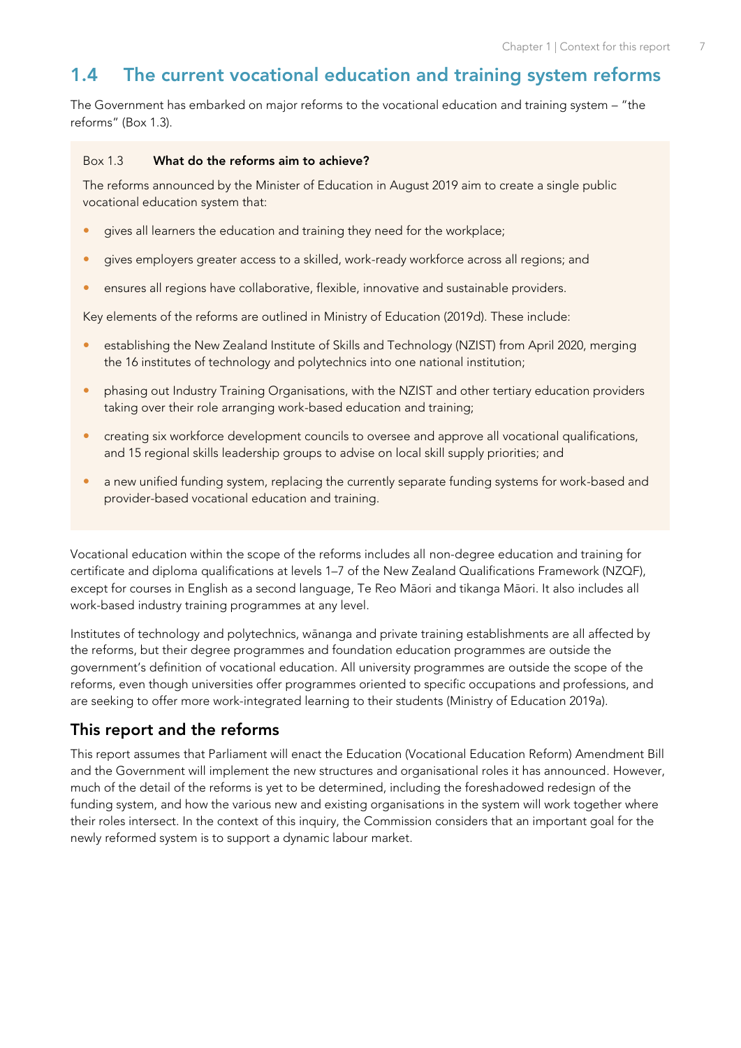## 1.4 The current vocational education and training system reforms

The Government has embarked on major reforms to the vocational education and training system – "the reforms" (Box 1.3).

> **Box 1.3 What do the reforms aim to achieve?**
>
> The reforms announced by the Minister of Education in August 2019 aim to create a single public vocational education system that:
>
> - gives all learners the education and training they need for the workplace;
> - gives employers greater access to a skilled, work-ready workforce across all regions; and
> - ensures all regions have collaborative, flexible, innovative and sustainable providers.
>
> Key elements of the reforms are outlined in Ministry of Education (2019d). These include:
>
> - establishing the New Zealand Institute of Skills and Technology (NZIST) from April 2020, merging the 16 institutes of technology and polytechnics into one national institution;
> - phasing out Industry Training Organisations, with the NZIST and other tertiary education providers taking over their role arranging work-based education and training;
> - creating six workforce development councils to oversee and approve all vocational qualifications, and 15 regional skills leadership groups to advise on local skill supply priorities; and
> - a new unified funding system, replacing the currently separate funding systems for work-based and provider-based vocational education and training.

Vocational education within the scope of the reforms includes all non-degree education and training for certificate and diploma qualifications at levels 1–7 of the New Zealand Qualifications Framework (NZQF), except for courses in English as a second language, Te Reo Māori and tikanga Māori. It also includes all work-based industry training programmes at any level.

Institutes of technology and polytechnics, wānanga and private training establishments are all affected by the reforms, but their degree programmes and foundation education programmes are outside the government's definition of vocational education. All university programmes are outside the scope of the reforms, even though universities offer programmes oriented to specific occupations and professions, and are seeking to offer more work-integrated learning to their students (Ministry of Education 2019a).

### This report and the reforms

This report assumes that Parliament will enact the Education (Vocational Education Reform) Amendment Bill and the Government will implement the new structures and organisational roles it has announced. However, much of the detail of the reforms is yet to be determined, including the foreshadowed redesign of the funding system, and how the various new and existing organisations in the system will work together where their roles intersect. In the context of this inquiry, the Commission considers that an important goal for the newly reformed system is to support a dynamic labour market.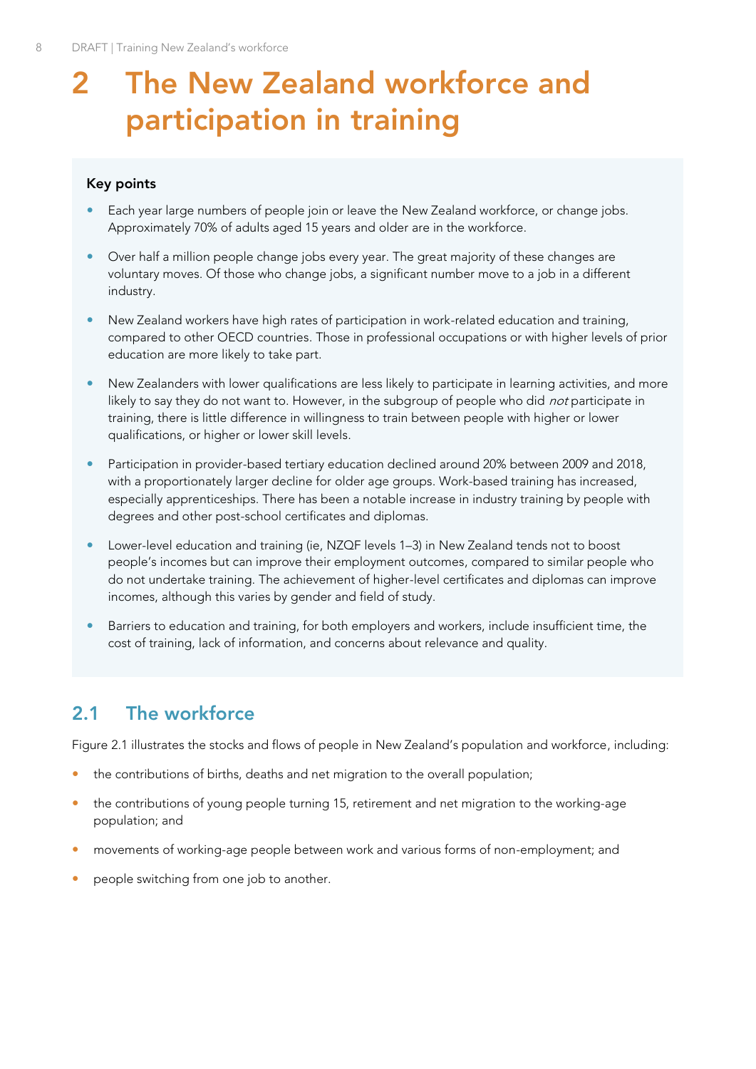# 2 The New Zealand workforce and participation in training

**Key points**

- Each year large numbers of people join or leave the New Zealand workforce, or change jobs. Approximately 70% of adults aged 15 years and older are in the workforce.
- Over half a million people change jobs every year. The great majority of these changes are voluntary moves. Of those who change jobs, a significant number move to a job in a different industry.
- New Zealand workers have high rates of participation in work-related education and training, compared to other OECD countries. Those in professional occupations or with higher levels of prior education are more likely to take part.
- New Zealanders with lower qualifications are less likely to participate in learning activities, and more likely to say they do not want to. However, in the subgroup of people who did *not* participate in training, there is little difference in willingness to train between people with higher or lower qualifications, or higher or lower skill levels.
- Participation in provider-based tertiary education declined around 20% between 2009 and 2018, with a proportionately larger decline for older age groups. Work-based training has increased, especially apprenticeships. There has been a notable increase in industry training by people with degrees and other post-school certificates and diplomas.
- Lower-level education and training (ie, NZQF levels 1–3) in New Zealand tends not to boost people's incomes but can improve their employment outcomes, compared to similar people who do not undertake training. The achievement of higher-level certificates and diplomas can improve incomes, although this varies by gender and field of study.
- Barriers to education and training, for both employers and workers, include insufficient time, the cost of training, lack of information, and concerns about relevance and quality.

## 2.1 The workforce

Figure 2.1 illustrates the stocks and flows of people in New Zealand's population and workforce, including:

- the contributions of births, deaths and net migration to the overall population;
- the contributions of young people turning 15, retirement and net migration to the working-age population; and
- movements of working-age people between work and various forms of non-employment; and
- people switching from one job to another.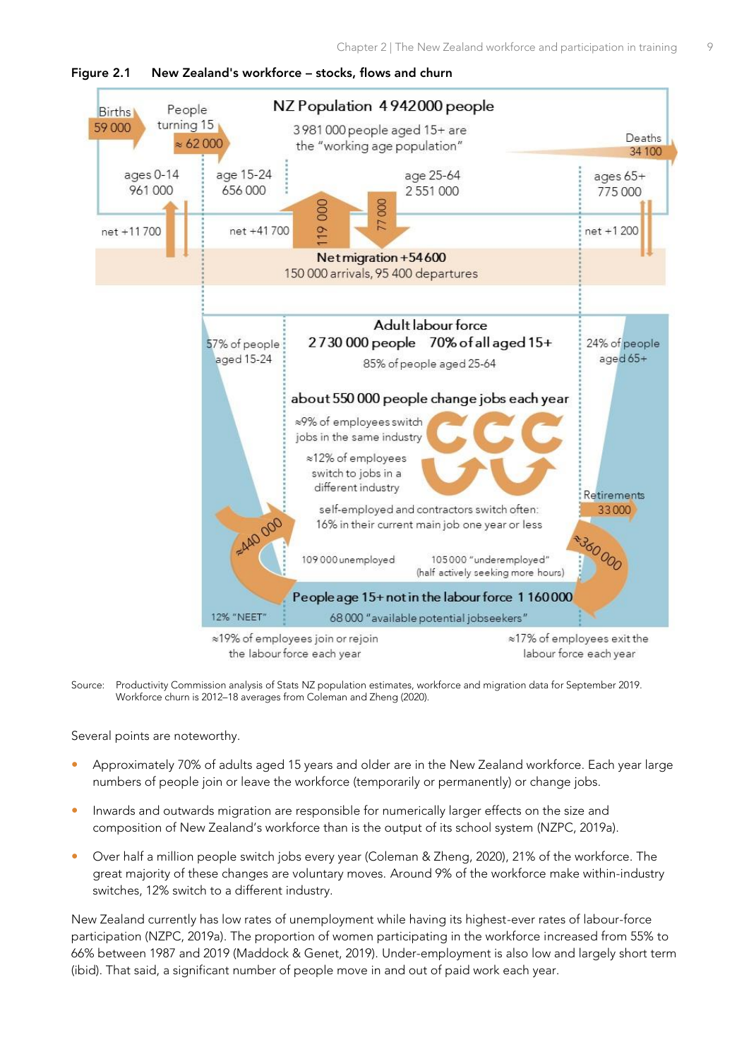**Figure 2.1 New Zealand's workforce – stocks, flows and churn**

NZ Population 4 942 000 people

3 981 000 people aged 15+ are the "working age population"

Births 59 000

People turning 15 ≈ 62 000

Deaths 34 100

ages 0-14 961 000

age 15-24 656 000

age 25-64 2 551 000

ages 65+ 775 000

net +11 700

net +41 700

119 000

77 000

net +1 200

Net migration +54 600

150 000 arrivals, 95 400 departures

Adult labour force

2 730 000 people 70% of all aged 15+

85% of people aged 25-64

57% of people aged 15-24

24% of people aged 65+

about 550 000 people change jobs each year

≈9% of employees switch jobs in the same industry

≈12% of employees switch to jobs in a different industry

self-employed and contractors switch often: 16% in their current main job one year or less

Retirements 33 000

≈440 000

≈360 000

109 000 unemployed

105 000 "underemployed" (half actively seeking more hours)

People age 15+ not in the labour force 1 160 000

12% "NEET"

68 000 "available potential jobseekers"

≈19% of employees join or rejoin the labour force each year

≈17% of employees exit the labour force each year

Source: Productivity Commission analysis of Stats NZ population estimates, workforce and migration data for September 2019. Workforce churn is 2012–18 averages from Coleman and Zheng (2020).

Several points are noteworthy.

- Approximately 70% of adults aged 15 years and older are in the New Zealand workforce. Each year large numbers of people join or leave the workforce (temporarily or permanently) or change jobs.
- Inwards and outwards migration are responsible for numerically larger effects on the size and composition of New Zealand's workforce than is the output of its school system (NZPC, 2019a).
- Over half a million people switch jobs every year (Coleman & Zheng, 2020), 21% of the workforce. The great majority of these changes are voluntary moves. Around 9% of the workforce make within-industry switches, 12% switch to a different industry.

New Zealand currently has low rates of unemployment while having its highest-ever rates of labour-force participation (NZPC, 2019a). The proportion of women participating in the workforce increased from 55% to 66% between 1987 and 2019 (Maddock & Genet, 2019). Under-employment is also low and largely short term (ibid). That said, a significant number of people move in and out of paid work each year.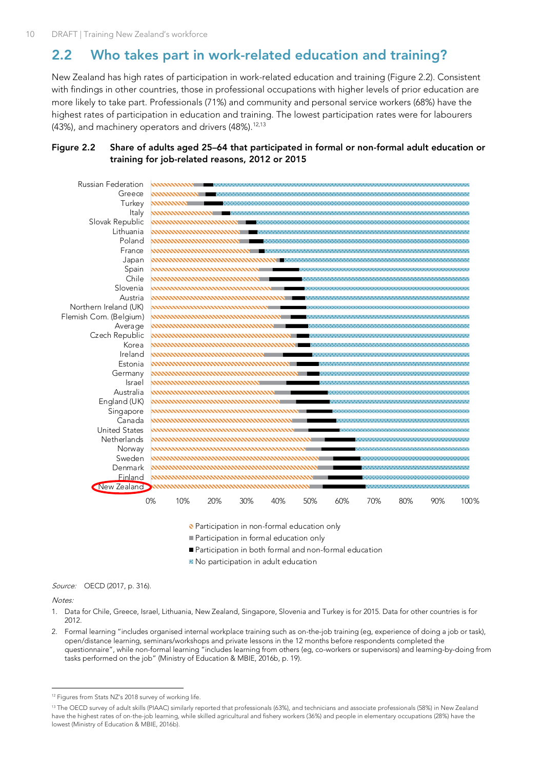## 2.2 Who takes part in work-related education and training?

New Zealand has high rates of participation in work-related education and training (Figure 2.2). Consistent with findings in other countries, those in professional occupations with higher levels of prior education are more likely to take part. Professionals (71%) and community and personal service workers (68%) have the highest rates of participation in education and training. The lowest participation rates were for labourers (43%), and machinery operators and drivers (48%).[12,13]

**Figure 2.2 Share of adults aged 25–64 that participated in formal or non-formal adult education or training for job-related reasons, 2012 or 2015**

*Source:* OECD (2017, p. 316).

*Notes:*

1. Data for Chile, Greece, Israel, Lithuania, New Zealand, Singapore, Slovenia and Turkey is for 2015. Data for other countries is for 2012.
2. Formal learning "includes organised internal workplace training such as on-the-job training (eg, experience of doing a job or task), open/distance learning, seminars/workshops and private lessons in the 12 months before respondents completed the questionnaire", while non-formal learning "includes learning from others (eg, co-workers or supervisors) and learning-by-doing from tasks performed on the job" (Ministry of Education & MBIE, 2016b, p. 19).

[12] Figures from Stats NZ's 2018 survey of working life.

[13] The OECD survey of adult skills (PIAAC) similarly reported that professionals (63%), and technicians and associate professionals (58%) in New Zealand have the highest rates of on-the-job learning, while skilled agricultural and fishery workers (36%) and people in elementary occupations (28%) have the lowest (Ministry of Education & MBIE, 2016b).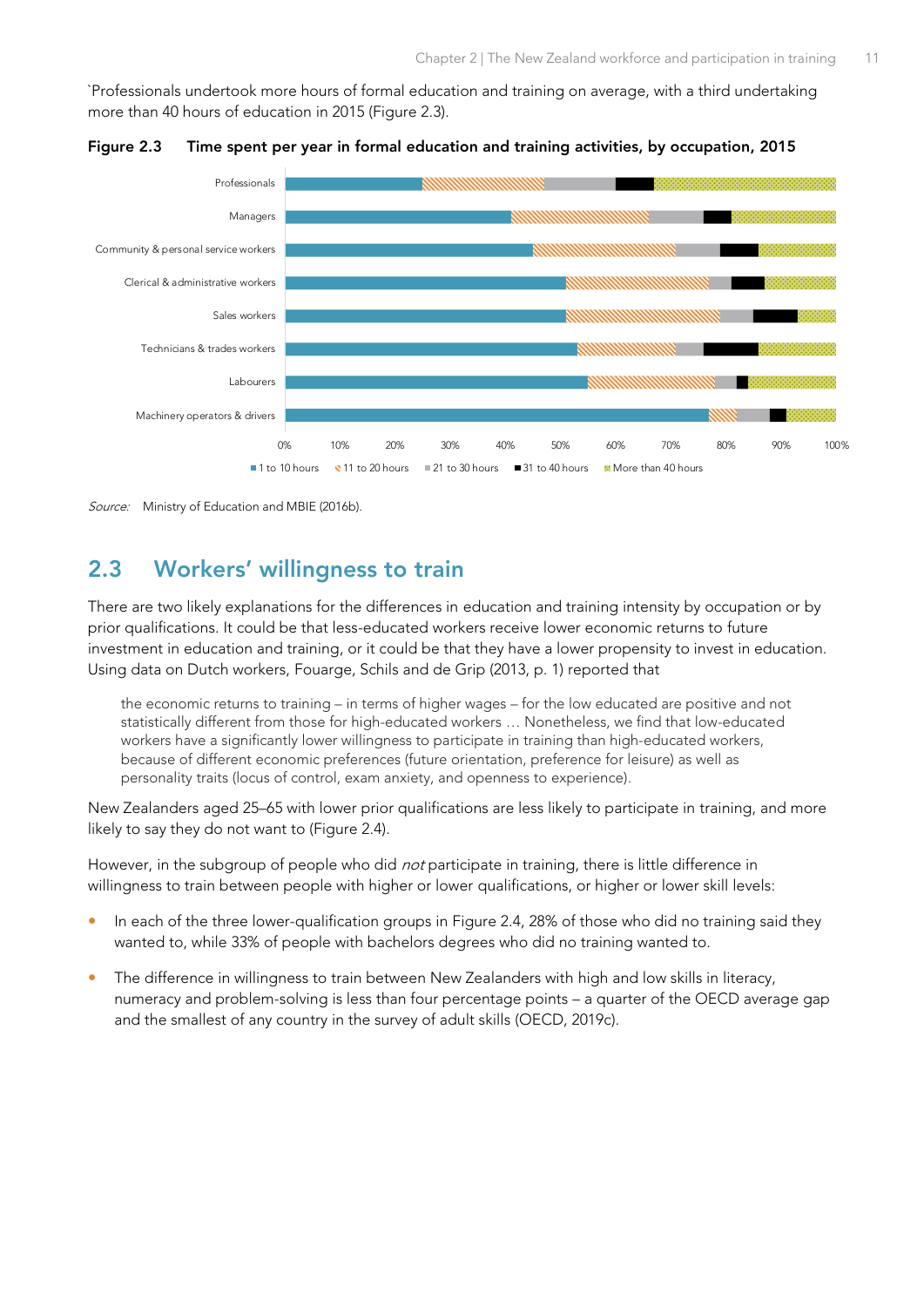`Professionals undertook more hours of formal education and training on average, with a third undertaking more than 40 hours of education in 2015 (Figure 2.3).

**Figure 2.3 Time spent per year in formal education and training activities, by occupation, 2015**

*Source:* Ministry of Education and MBIE (2016b).

## 2.3 Workers' willingness to train

There are two likely explanations for the differences in education and training intensity by occupation or by prior qualifications. It could be that less-educated workers receive lower economic returns to future investment in education and training, or it could be that they have a lower propensity to invest in education. Using data on Dutch workers, Fouarge, Schils and de Grip (2013, p. 1) reported that

> the economic returns to training – in terms of higher wages – for the low educated are positive and not statistically different from those for high-educated workers … Nonetheless, we find that low-educated workers have a significantly lower willingness to participate in training than high-educated workers, because of different economic preferences (future orientation, preference for leisure) as well as personality traits (locus of control, exam anxiety, and openness to experience).

New Zealanders aged 25–65 with lower prior qualifications are less likely to participate in training, and more likely to say they do not want to (Figure 2.4).

However, in the subgroup of people who did *not* participate in training, there is little difference in willingness to train between people with higher or lower qualifications, or higher or lower skill levels:

- In each of the three lower-qualification groups in Figure 2.4, 28% of those who did no training said they wanted to, while 33% of people with bachelors degrees who did no training wanted to.
- The difference in willingness to train between New Zealanders with high and low skills in literacy, numeracy and problem-solving is less than four percentage points – a quarter of the OECD average gap and the smallest of any country in the survey of adult skills (OECD, 2019c).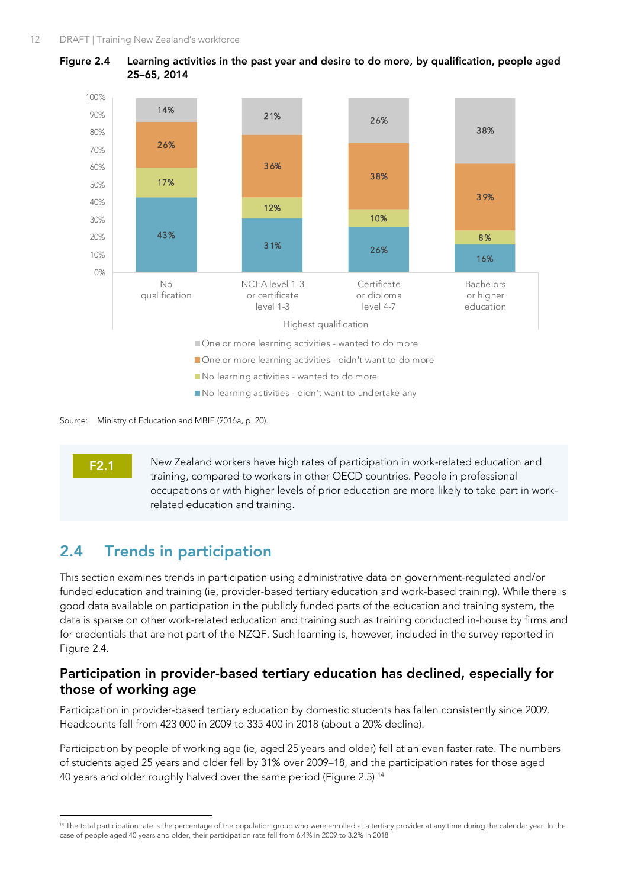**Figure 2.4 Learning activities in the past year and desire to do more, by qualification, people aged 25–65, 2014**

| Highest qualification | No learning activities - didn't want to undertake any | No learning activities - wanted to do more | One or more learning activities - didn't want to do more | One or more learning activities - wanted to do more |
|---|---|---|---|---|
| No qualification | 43% | 17% | 26% | 14% |
| NCEA level 1-3 or certificate level 1-3 | 31% | 12% | 36% | 21% |
| Certificate or diploma level 4-7 | 26% | 10% | 38% | 26% |
| Bachelors or higher education | 16% | 8% | 39% | 38% |

Source: Ministry of Education and MBIE (2016a, p. 20).

> **F2.1** New Zealand workers have high rates of participation in work-related education and training, compared to workers in other OECD countries. People in professional occupations or with higher levels of prior education are more likely to take part in work-related education and training.

## 2.4 Trends in participation

This section examines trends in participation using administrative data on government-regulated and/or funded education and training (ie, provider-based tertiary education and work-based training). While there is good data available on participation in the publicly funded parts of the education and training system, the data is sparse on other work-related education and training such as training conducted in-house by firms and for credentials that are not part of the NZQF. Such learning is, however, included in the survey reported in Figure 2.4.

### Participation in provider-based tertiary education has declined, especially for those of working age

Participation in provider-based tertiary education by domestic students has fallen consistently since 2009. Headcounts fell from 423 000 in 2009 to 335 400 in 2018 (about a 20% decline).

Participation by people of working age (ie, aged 25 years and older) fell at an even faster rate. The numbers of students aged 25 years and older fell by 31% over 2009–18, and the participation rates for those aged 40 years and older roughly halved over the same period (Figure 2.5).[14]

[14] The total participation rate is the percentage of the population group who were enrolled at a tertiary provider at any time during the calendar year. In the case of people aged 40 years and older, their participation rate fell from 6.4% in 2009 to 3.2% in 2018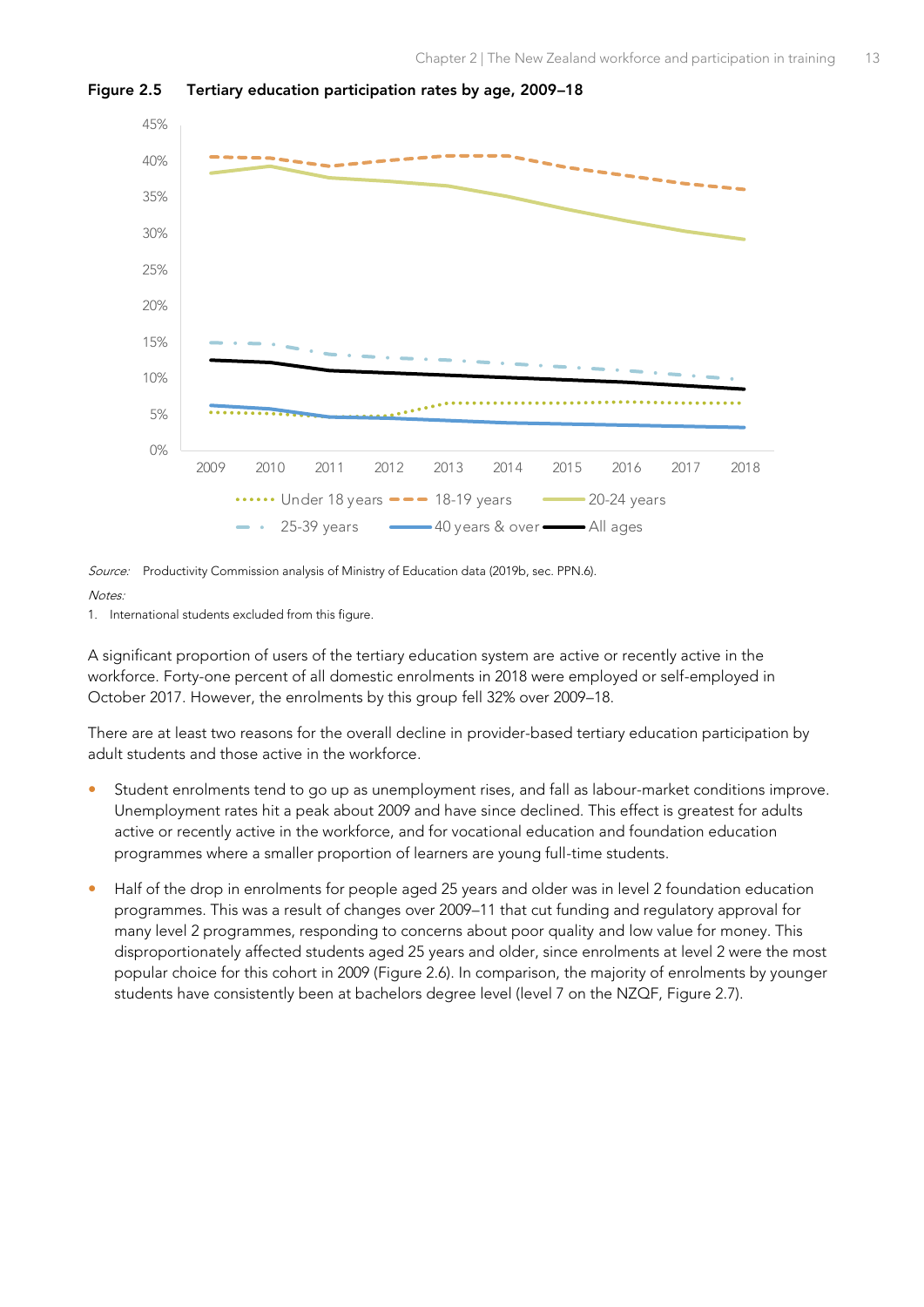**Figure 2.5 Tertiary education participation rates by age, 2009–18**

*Source:* Productivity Commission analysis of Ministry of Education data (2019b, sec. PPN.6).

*Notes:*

1. International students excluded from this figure.

A significant proportion of users of the tertiary education system are active or recently active in the workforce. Forty-one percent of all domestic enrolments in 2018 were employed or self-employed in October 2017. However, the enrolments by this group fell 32% over 2009–18.

There are at least two reasons for the overall decline in provider-based tertiary education participation by adult students and those active in the workforce.

- Student enrolments tend to go up as unemployment rises, and fall as labour-market conditions improve. Unemployment rates hit a peak about 2009 and have since declined. This effect is greatest for adults active or recently active in the workforce, and for vocational education and foundation education programmes where a smaller proportion of learners are young full-time students.
- Half of the drop in enrolments for people aged 25 years and older was in level 2 foundation education programmes. This was a result of changes over 2009–11 that cut funding and regulatory approval for many level 2 programmes, responding to concerns about poor quality and low value for money. This disproportionately affected students aged 25 years and older, since enrolments at level 2 were the most popular choice for this cohort in 2009 (Figure 2.6). In comparison, the majority of enrolments by younger students have consistently been at bachelors degree level (level 7 on the NZQF, Figure 2.7).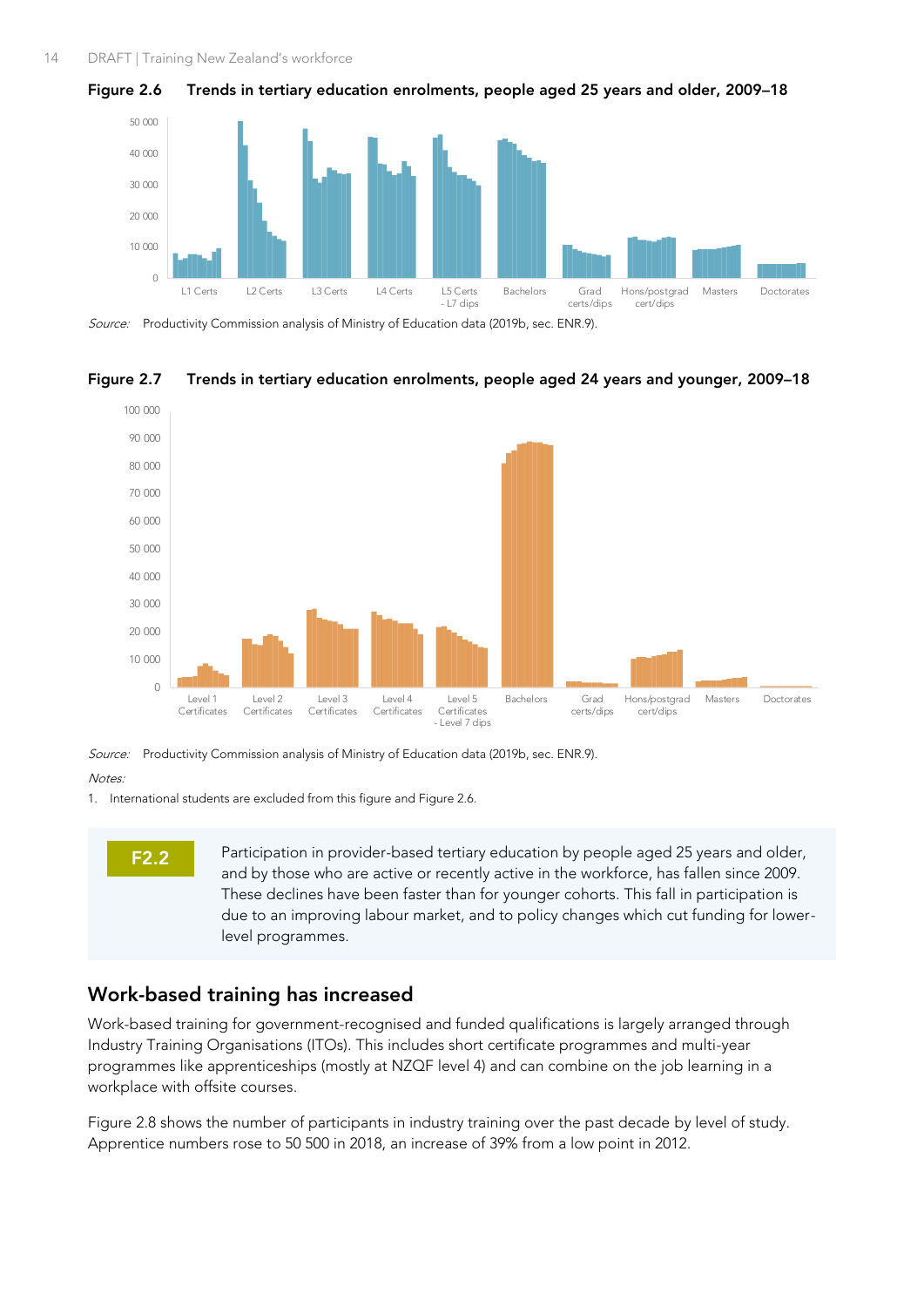**Figure 2.6 Trends in tertiary education enrolments, people aged 25 years and older, 2009–18**

*Source:* Productivity Commission analysis of Ministry of Education data (2019b, sec. ENR.9).

**Figure 2.7 Trends in tertiary education enrolments, people aged 24 years and younger, 2009–18**

*Source:* Productivity Commission analysis of Ministry of Education data (2019b, sec. ENR.9).

*Notes:*

1. International students are excluded from this figure and Figure 2.6.

> **F2.2**
>
> Participation in provider-based tertiary education by people aged 25 years and older, and by those who are active or recently active in the workforce, has fallen since 2009. These declines have been faster than for younger cohorts. This fall in participation is due to an improving labour market, and to policy changes which cut funding for lower-level programmes.

## Work-based training has increased

Work-based training for government-recognised and funded qualifications is largely arranged through Industry Training Organisations (ITOs). This includes short certificate programmes and multi-year programmes like apprenticeships (mostly at NZQF level 4) and can combine on the job learning in a workplace with offsite courses.

Figure 2.8 shows the number of participants in industry training over the past decade by level of study. Apprentice numbers rose to 50 500 in 2018, an increase of 39% from a low point in 2012.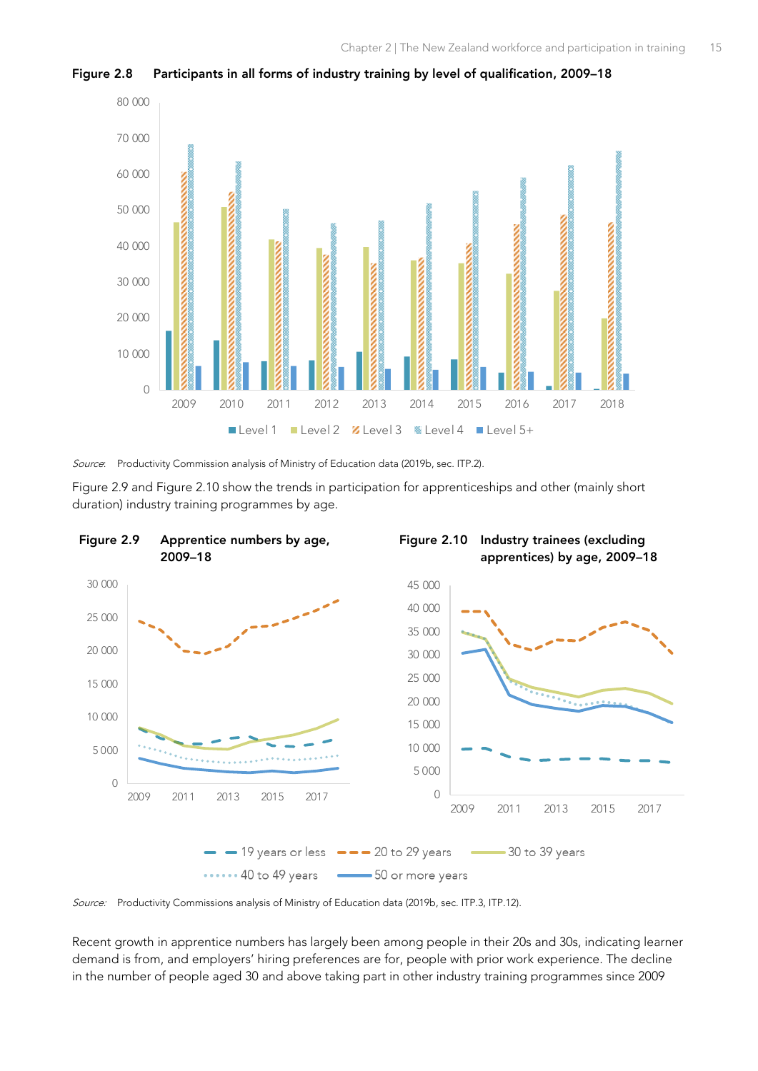**Figure 2.8 Participants in all forms of industry training by level of qualification, 2009–18**

*Source*: Productivity Commission analysis of Ministry of Education data (2019b, sec. ITP.2).

Figure 2.9 and Figure 2.10 show the trends in participation for apprenticeships and other (mainly short duration) industry training programmes by age.

**Figure 2.9 Apprentice numbers by age, 2009–18**

**Figure 2.10 Industry trainees (excluding apprentices) by age, 2009–18**

*Source*: Productivity Commissions analysis of Ministry of Education data (2019b, sec. ITP.3, ITP.12).

Recent growth in apprentice numbers has largely been among people in their 20s and 30s, indicating learner demand is from, and employers' hiring preferences are for, people with prior work experience. The decline in the number of people aged 30 and above taking part in other industry training programmes since 2009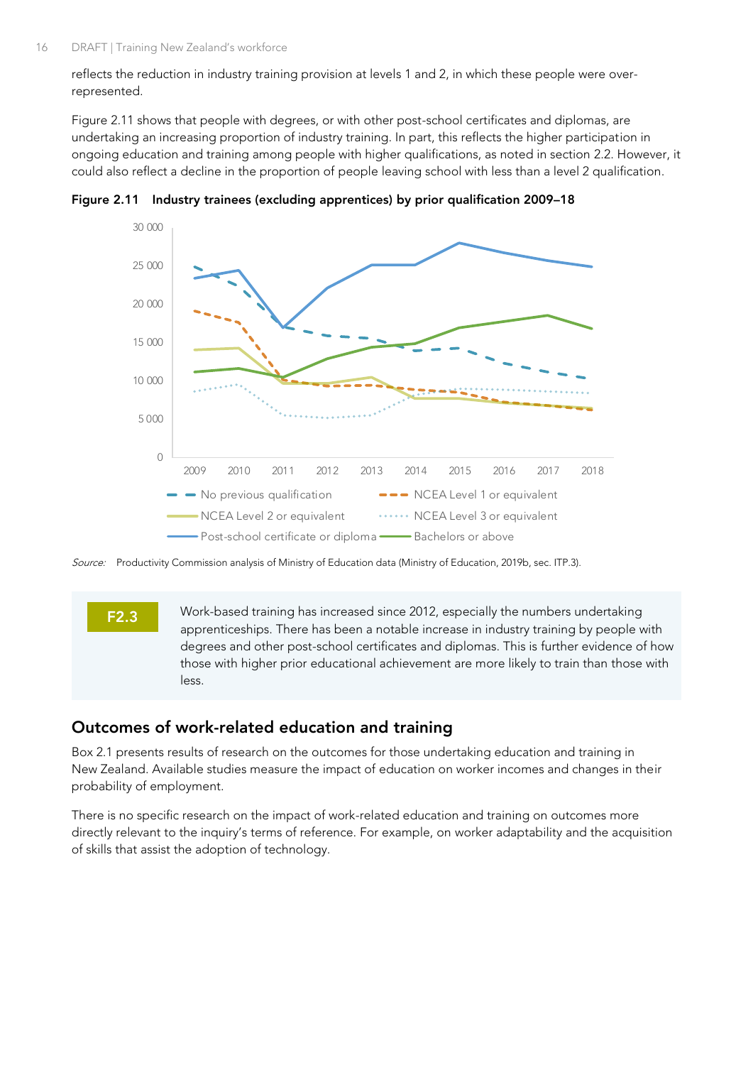reflects the reduction in industry training provision at levels 1 and 2, in which these people were over-represented.

Figure 2.11 shows that people with degrees, or with other post-school certificates and diplomas, are undertaking an increasing proportion of industry training. In part, this reflects the higher participation in ongoing education and training among people with higher qualifications, as noted in section 2.2. However, it could also reflect a decline in the proportion of people leaving school with less than a level 2 qualification.

**Figure 2.11 Industry trainees (excluding apprentices) by prior qualification 2009–18**

*Source:* Productivity Commission analysis of Ministry of Education data (Ministry of Education, 2019b, sec. ITP.3).

**F2.3** Work-based training has increased since 2012, especially the numbers undertaking apprenticeships. There has been a notable increase in industry training by people with degrees and other post-school certificates and diplomas. This is further evidence of how those with higher prior educational achievement are more likely to train than those with less.

## Outcomes of work-related education and training

Box 2.1 presents results of research on the outcomes for those undertaking education and training in New Zealand. Available studies measure the impact of education on worker incomes and changes in their probability of employment.

There is no specific research on the impact of work-related education and training on outcomes more directly relevant to the inquiry's terms of reference. For example, on worker adaptability and the acquisition of skills that assist the adoption of technology.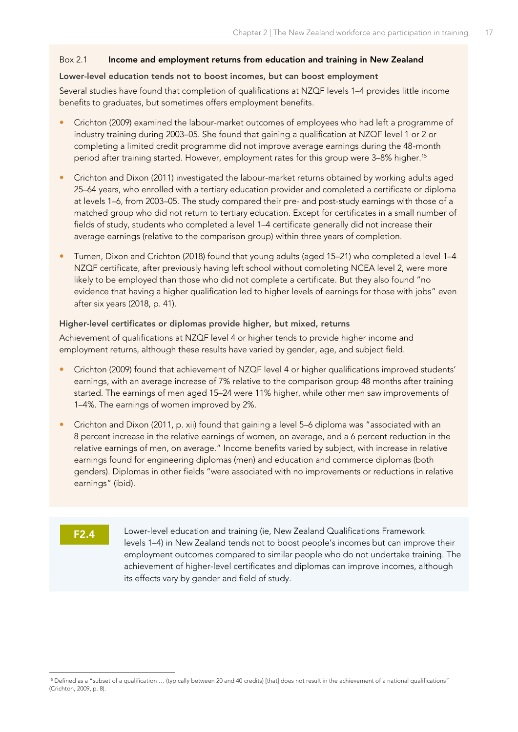Box 2.1 **Income and employment returns from education and training in New Zealand**

**Lower-level education tends not to boost incomes, but can boost employment**

Several studies have found that completion of qualifications at NZQF levels 1–4 provides little income benefits to graduates, but sometimes offers employment benefits.

- Crichton (2009) examined the labour-market outcomes of employees who had left a programme of industry training during 2003–05. She found that gaining a qualification at NZQF level 1 or 2 or completing a limited credit programme did not improve average earnings during the 48-month period after training started. However, employment rates for this group were 3–8% higher.[15]
- Crichton and Dixon (2011) investigated the labour-market returns obtained by working adults aged 25–64 years, who enrolled with a tertiary education provider and completed a certificate or diploma at levels 1–6, from 2003–05. The study compared their pre- and post-study earnings with those of a matched group who did not return to tertiary education. Except for certificates in a small number of fields of study, students who completed a level 1–4 certificate generally did not increase their average earnings (relative to the comparison group) within three years of completion.
- Tumen, Dixon and Crichton (2018) found that young adults (aged 15–21) who completed a level 1–4 NZQF certificate, after previously having left school without completing NCEA level 2, were more likely to be employed than those who did not complete a certificate. But they also found "no evidence that having a higher qualification led to higher levels of earnings for those with jobs" even after six years (2018, p. 41).

**Higher-level certificates or diplomas provide higher, but mixed, returns**

Achievement of qualifications at NZQF level 4 or higher tends to provide higher income and employment returns, although these results have varied by gender, age, and subject field.

- Crichton (2009) found that achievement of NZQF level 4 or higher qualifications improved students' earnings, with an average increase of 7% relative to the comparison group 48 months after training started. The earnings of men aged 15–24 were 11% higher, while other men saw improvements of 1–4%. The earnings of women improved by 2%.
- Crichton and Dixon (2011, p. xii) found that gaining a level 5–6 diploma was "associated with an 8 percent increase in the relative earnings of women, on average, and a 6 percent reduction in the relative earnings of men, on average." Income benefits varied by subject, with increase in relative earnings found for engineering diplomas (men) and education and commerce diplomas (both genders). Diplomas in other fields "were associated with no improvements or reductions in relative earnings" (ibid).

**F2.4** Lower-level education and training (ie, New Zealand Qualifications Framework levels 1–4) in New Zealand tends not to boost people's incomes but can improve their employment outcomes compared to similar people who do not undertake training. The achievement of higher-level certificates and diplomas can improve incomes, although its effects vary by gender and field of study.

[15] Defined as a "subset of a qualification … (typically between 20 and 40 credits) [that] does not result in the achievement of a national qualifications" (Crichton, 2009, p. 8).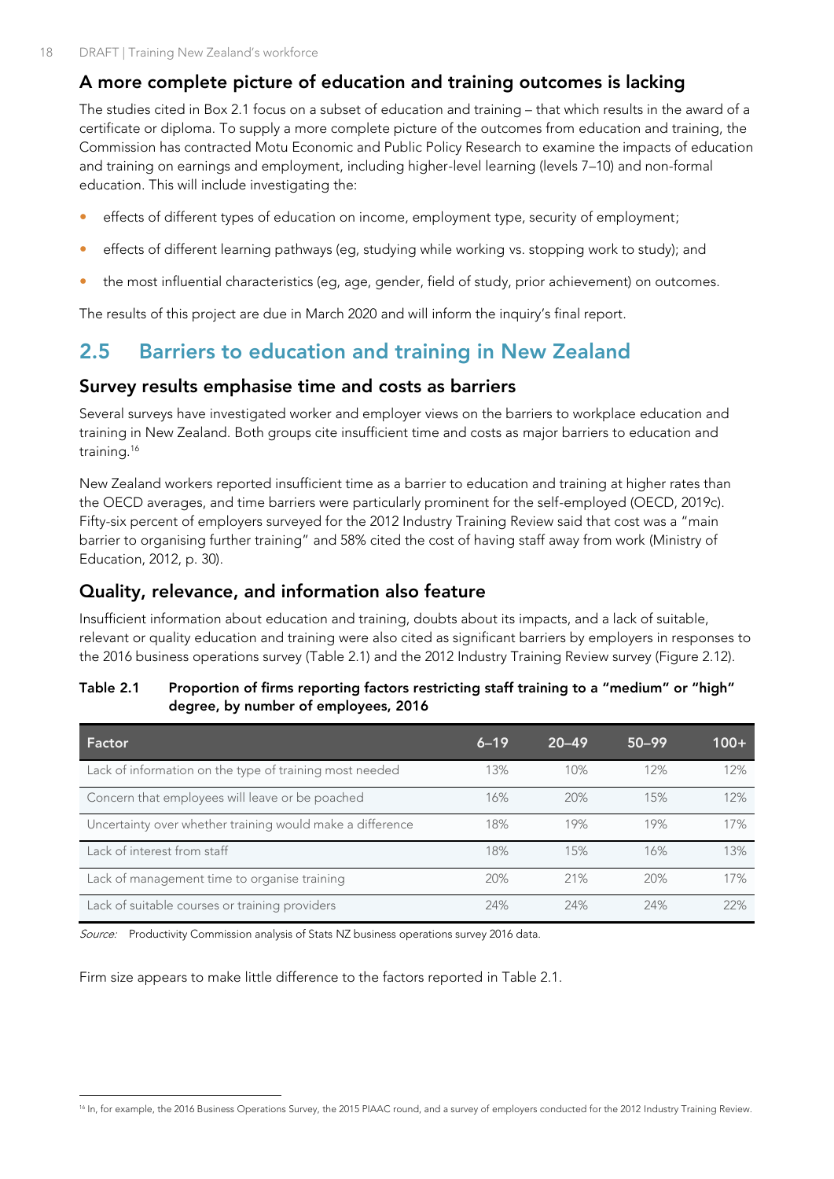### A more complete picture of education and training outcomes is lacking

The studies cited in Box 2.1 focus on a subset of education and training – that which results in the award of a certificate or diploma. To supply a more complete picture of the outcomes from education and training, the Commission has contracted Motu Economic and Public Policy Research to examine the impacts of education and training on earnings and employment, including higher-level learning (levels 7–10) and non-formal education. This will include investigating the:

- effects of different types of education on income, employment type, security of employment;
- effects of different learning pathways (eg, studying while working vs. stopping work to study); and
- the most influential characteristics (eg, age, gender, field of study, prior achievement) on outcomes.

The results of this project are due in March 2020 and will inform the inquiry's final report.

## 2.5 Barriers to education and training in New Zealand

### Survey results emphasise time and costs as barriers

Several surveys have investigated worker and employer views on the barriers to workplace education and training in New Zealand. Both groups cite insufficient time and costs as major barriers to education and training.[16]

New Zealand workers reported insufficient time as a barrier to education and training at higher rates than the OECD averages, and time barriers were particularly prominent for the self-employed (OECD, 2019c). Fifty-six percent of employers surveyed for the 2012 Industry Training Review said that cost was a "main barrier to organising further training" and 58% cited the cost of having staff away from work (Ministry of Education, 2012, p. 30).

### Quality, relevance, and information also feature

Insufficient information about education and training, doubts about its impacts, and a lack of suitable, relevant or quality education and training were also cited as significant barriers by employers in responses to the 2016 business operations survey (Table 2.1) and the 2012 Industry Training Review survey (Figure 2.12).

**Table 2.1 Proportion of firms reporting factors restricting staff training to a "medium" or "high" degree, by number of employees, 2016**

| Factor | 6–19 | 20–49 | 50–99 | 100+ |
|---|---|---|---|---|
| Lack of information on the type of training most needed | 13% | 10% | 12% | 12% |
| Concern that employees will leave or be poached | 16% | 20% | 15% | 12% |
| Uncertainty over whether training would make a difference | 18% | 19% | 19% | 17% |
| Lack of interest from staff | 18% | 15% | 16% | 13% |
| Lack of management time to organise training | 20% | 21% | 20% | 17% |
| Lack of suitable courses or training providers | 24% | 24% | 24% | 22% |

*Source:* Productivity Commission analysis of Stats NZ business operations survey 2016 data.

Firm size appears to make little difference to the factors reported in Table 2.1.

[16] In, for example, the 2016 Business Operations Survey, the 2015 PIAAC round, and a survey of employers conducted for the 2012 Industry Training Review.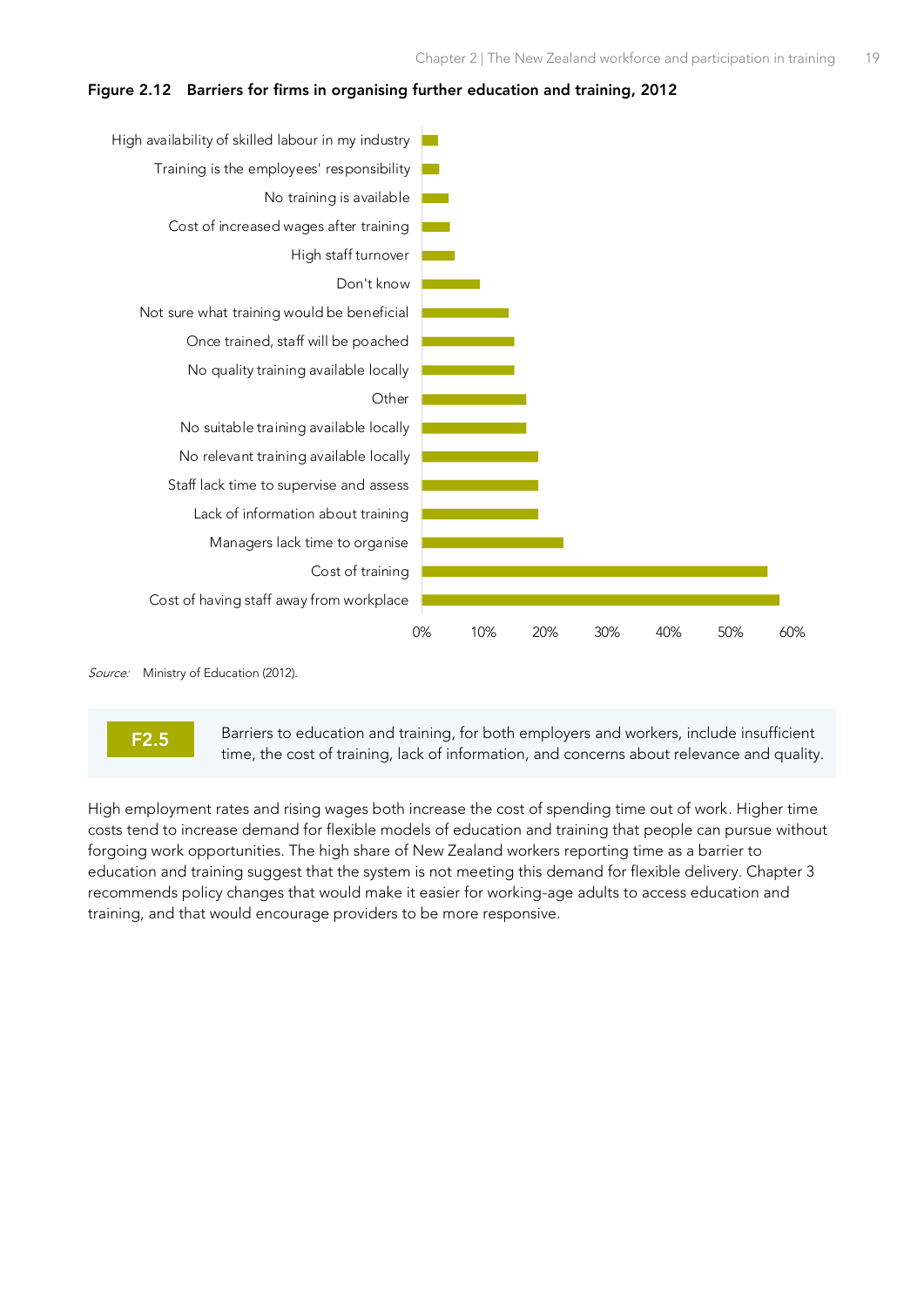**Figure 2.12 Barriers for firms in organising further education and training, 2012**

| Barrier | Share of firms |
|---|---|
| High availability of skilled labour in my industry | ~3% |
| Training is the employees' responsibility | ~3% |
| No training is available | ~4% |
| Cost of increased wages after training | ~5% |
| High staff turnover | ~5% |
| Don't know | ~9% |
| Not sure what training would be beneficial | ~14% |
| Once trained, staff will be poached | ~15% |
| No quality training available locally | ~15% |
| Other | ~17% |
| No suitable training available locally | ~17% |
| No relevant training available locally | ~19% |
| Staff lack time to supervise and assess | ~19% |
| Lack of information about training | ~19% |
| Managers lack time to organise | ~23% |
| Cost of training | ~56% |
| Cost of having staff away from workplace | ~58% |

*Source:* Ministry of Education (2012).

**F2.5** Barriers to education and training, for both employers and workers, include insufficient time, the cost of training, lack of information, and concerns about relevance and quality.

High employment rates and rising wages both increase the cost of spending time out of work. Higher time costs tend to increase demand for flexible models of education and training that people can pursue without forgoing work opportunities. The high share of New Zealand workers reporting time as a barrier to education and training suggest that the system is not meeting this demand for flexible delivery. Chapter 3 recommends policy changes that would make it easier for working-age adults to access education and training, and that would encourage providers to be more responsive.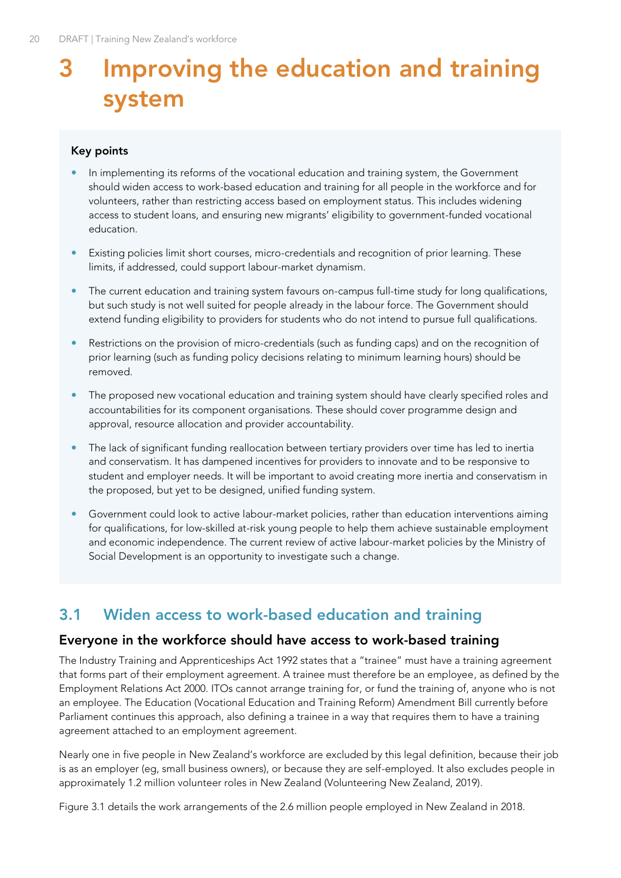# 3 Improving the education and training system

**Key points**

- In implementing its reforms of the vocational education and training system, the Government should widen access to work-based education and training for all people in the workforce and for volunteers, rather than restricting access based on employment status. This includes widening access to student loans, and ensuring new migrants' eligibility to government-funded vocational education.
- Existing policies limit short courses, micro-credentials and recognition of prior learning. These limits, if addressed, could support labour-market dynamism.
- The current education and training system favours on-campus full-time study for long qualifications, but such study is not well suited for people already in the labour force. The Government should extend funding eligibility to providers for students who do not intend to pursue full qualifications.
- Restrictions on the provision of micro-credentials (such as funding caps) and on the recognition of prior learning (such as funding policy decisions relating to minimum learning hours) should be removed.
- The proposed new vocational education and training system should have clearly specified roles and accountabilities for its component organisations. These should cover programme design and approval, resource allocation and provider accountability.
- The lack of significant funding reallocation between tertiary providers over time has led to inertia and conservatism. It has dampened incentives for providers to innovate and to be responsive to student and employer needs. It will be important to avoid creating more inertia and conservatism in the proposed, but yet to be designed, unified funding system.
- Government could look to active labour-market policies, rather than education interventions aiming for qualifications, for low-skilled at-risk young people to help them achieve sustainable employment and economic independence. The current review of active labour-market policies by the Ministry of Social Development is an opportunity to investigate such a change.

## 3.1 Widen access to work-based education and training

### Everyone in the workforce should have access to work-based training

The Industry Training and Apprenticeships Act 1992 states that a "trainee" must have a training agreement that forms part of their employment agreement. A trainee must therefore be an employee, as defined by the Employment Relations Act 2000. ITOs cannot arrange training for, or fund the training of, anyone who is not an employee. The Education (Vocational Education and Training Reform) Amendment Bill currently before Parliament continues this approach, also defining a trainee in a way that requires them to have a training agreement attached to an employment agreement.

Nearly one in five people in New Zealand's workforce are excluded by this legal definition, because their job is as an employer (eg, small business owners), or because they are self-employed. It also excludes people in approximately 1.2 million volunteer roles in New Zealand (Volunteering New Zealand, 2019).

Figure 3.1 details the work arrangements of the 2.6 million people employed in New Zealand in 2018.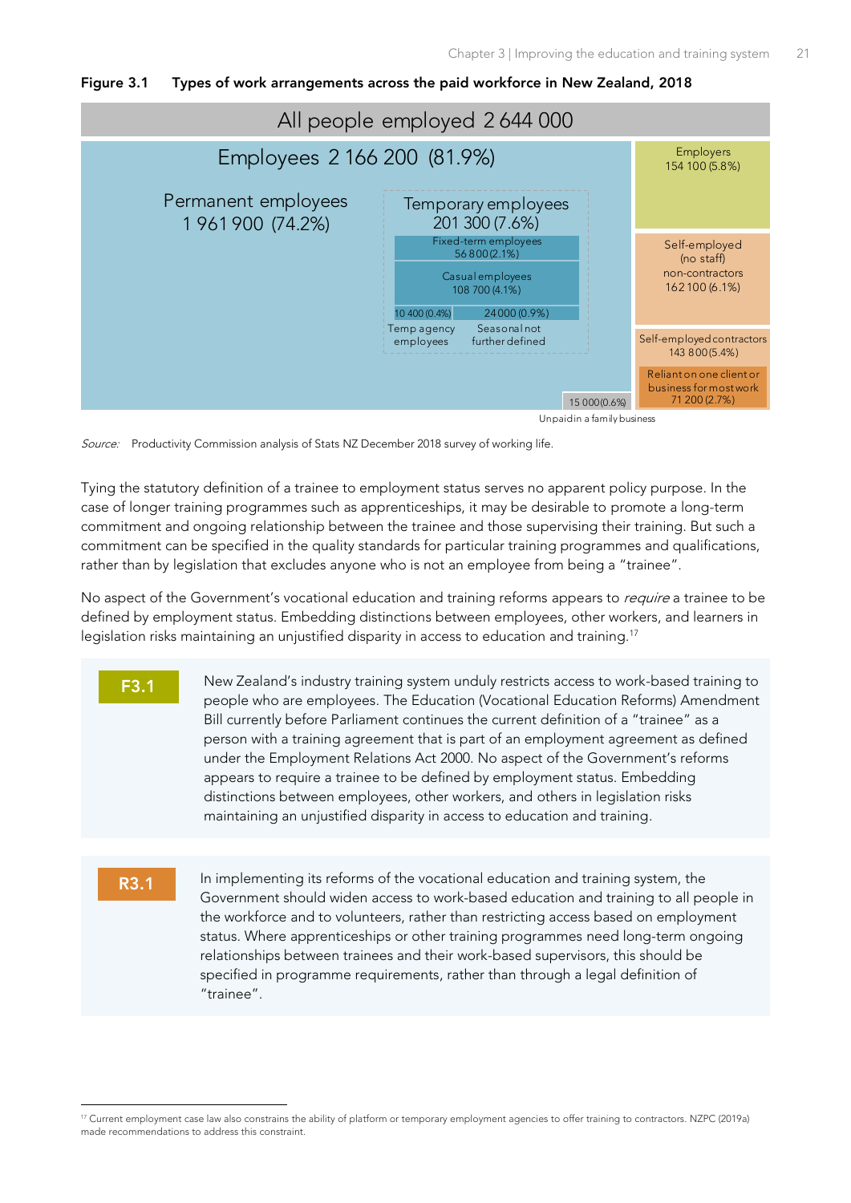**Figure 3.1 Types of work arrangements across the paid workforce in New Zealand, 2018**

All people employed 2 644 000

Employees 2 166 200 (81.9%)

Permanent employees 1 961 900 (74.2%)

Temporary employees 201 300 (7.6%)

- Fixed-term employees 56 800 (2.1%)
- Casual employees 108 700 (4.1%)
- Temp agency employees 10 400 (0.4%)
- Seasonal not further defined 24 000 (0.9%)

Unpaid in a family business 15 000 (0.6%)

Employers 154 100 (5.8%)

Self-employed (no staff) non-contractors 162 100 (6.1%)

Self-employed contractors 143 800 (5.4%)

Reliant on one client or business for most work 71 200 (2.7%)

*Source:* Productivity Commission analysis of Stats NZ December 2018 survey of working life.

Tying the statutory definition of a trainee to employment status serves no apparent policy purpose. In the case of longer training programmes such as apprenticeships, it may be desirable to promote a long-term commitment and ongoing relationship between the trainee and those supervising their training. But such a commitment can be specified in the quality standards for particular training programmes and qualifications, rather than by legislation that excludes anyone who is not an employee from being a "trainee".

No aspect of the Government's vocational education and training reforms appears to *require* a trainee to be defined by employment status. Embedding distinctions between employees, other workers, and learners in legislation risks maintaining an unjustified disparity in access to education and training.[17]

**F3.1**

New Zealand's industry training system unduly restricts access to work-based training to people who are employees. The Education (Vocational Education Reforms) Amendment Bill currently before Parliament continues the current definition of a "trainee" as a person with a training agreement that is part of an employment agreement as defined under the Employment Relations Act 2000. No aspect of the Government's reforms appears to require a trainee to be defined by employment status. Embedding distinctions between employees, other workers, and others in legislation risks maintaining an unjustified disparity in access to education and training.

**R3.1**

In implementing its reforms of the vocational education and training system, the Government should widen access to work-based education and training to all people in the workforce and to volunteers, rather than restricting access based on employment status. Where apprenticeships or other training programmes need long-term ongoing relationships between trainees and their work-based supervisors, this should be specified in programme requirements, rather than through a legal definition of "trainee".

---

[17] Current employment case law also constrains the ability of platform or temporary employment agencies to offer training to contractors. NZPC (2019a) made recommendations to address this constraint.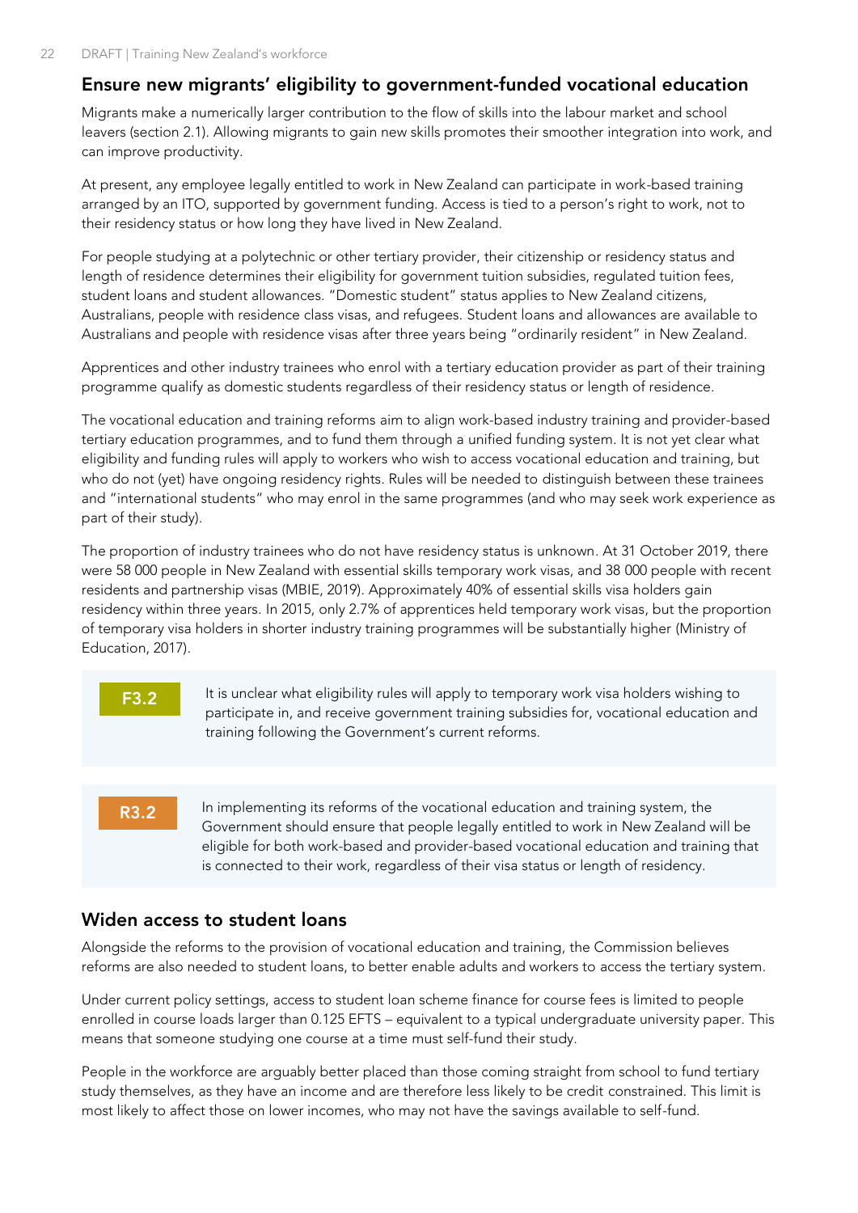## Ensure new migrants' eligibility to government-funded vocational education

Migrants make a numerically larger contribution to the flow of skills into the labour market and school leavers (section 2.1). Allowing migrants to gain new skills promotes their smoother integration into work, and can improve productivity.

At present, any employee legally entitled to work in New Zealand can participate in work-based training arranged by an ITO, supported by government funding. Access is tied to a person's right to work, not to their residency status or how long they have lived in New Zealand.

For people studying at a polytechnic or other tertiary provider, their citizenship or residency status and length of residence determines their eligibility for government tuition subsidies, regulated tuition fees, student loans and student allowances. "Domestic student" status applies to New Zealand citizens, Australians, people with residence class visas, and refugees. Student loans and allowances are available to Australians and people with residence visas after three years being "ordinarily resident" in New Zealand.

Apprentices and other industry trainees who enrol with a tertiary education provider as part of their training programme qualify as domestic students regardless of their residency status or length of residence.

The vocational education and training reforms aim to align work-based industry training and provider-based tertiary education programmes, and to fund them through a unified funding system. It is not yet clear what eligibility and funding rules will apply to workers who wish to access vocational education and training, but who do not (yet) have ongoing residency rights. Rules will be needed to distinguish between these trainees and "international students" who may enrol in the same programmes (and who may seek work experience as part of their study).

The proportion of industry trainees who do not have residency status is unknown. At 31 October 2019, there were 58 000 people in New Zealand with essential skills temporary work visas, and 38 000 people with recent residents and partnership visas (MBIE, 2019). Approximately 40% of essential skills visa holders gain residency within three years. In 2015, only 2.7% of apprentices held temporary work visas, but the proportion of temporary visa holders in shorter industry training programmes will be substantially higher (Ministry of Education, 2017).

**F3.2** It is unclear what eligibility rules will apply to temporary work visa holders wishing to participate in, and receive government training subsidies for, vocational education and training following the Government's current reforms.

**R3.2** In implementing its reforms of the vocational education and training system, the Government should ensure that people legally entitled to work in New Zealand will be eligible for both work-based and provider-based vocational education and training that is connected to their work, regardless of their visa status or length of residency.

## Widen access to student loans

Alongside the reforms to the provision of vocational education and training, the Commission believes reforms are also needed to student loans, to better enable adults and workers to access the tertiary system.

Under current policy settings, access to student loan scheme finance for course fees is limited to people enrolled in course loads larger than 0.125 EFTS – equivalent to a typical undergraduate university paper. This means that someone studying one course at a time must self-fund their study.

People in the workforce are arguably better placed than those coming straight from school to fund tertiary study themselves, as they have an income and are therefore less likely to be credit constrained. This limit is most likely to affect those on lower incomes, who may not have the savings available to self-fund.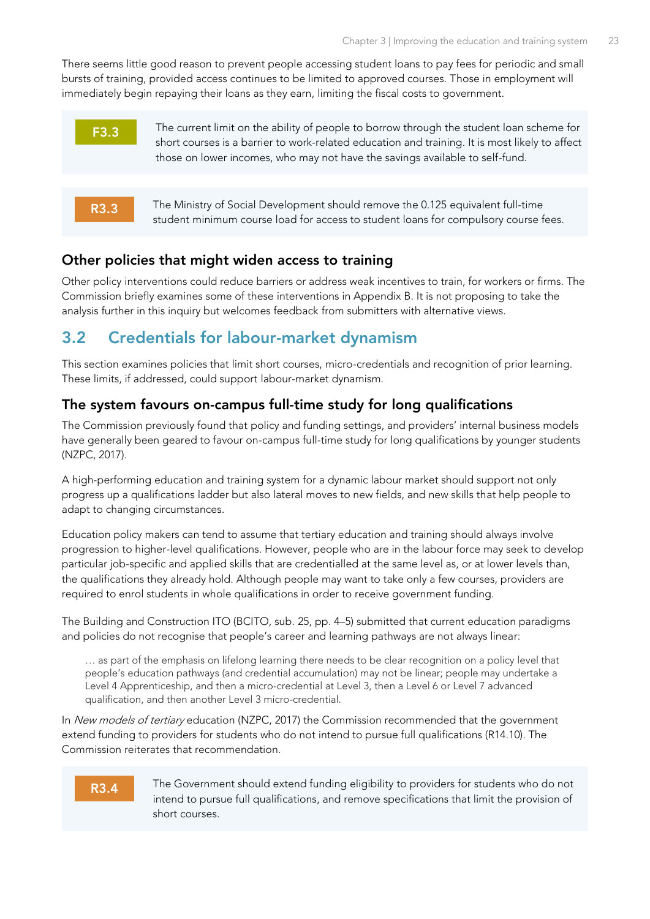There seems little good reason to prevent people accessing student loans to pay fees for periodic and small bursts of training, provided access continues to be limited to approved courses. Those in employment will immediately begin repaying their loans as they earn, limiting the fiscal costs to government.

**F3.3** The current limit on the ability of people to borrow through the student loan scheme for short courses is a barrier to work-related education and training. It is most likely to affect those on lower incomes, who may not have the savings available to self-fund.

**R3.3** The Ministry of Social Development should remove the 0.125 equivalent full-time student minimum course load for access to student loans for compulsory course fees.

### Other policies that might widen access to training

Other policy interventions could reduce barriers or address weak incentives to train, for workers or firms. The Commission briefly examines some of these interventions in Appendix B. It is not proposing to take the analysis further in this inquiry but welcomes feedback from submitters with alternative views.

## 3.2 Credentials for labour-market dynamism

This section examines policies that limit short courses, micro-credentials and recognition of prior learning. These limits, if addressed, could support labour-market dynamism.

### The system favours on-campus full-time study for long qualifications

The Commission previously found that policy and funding settings, and providers' internal business models have generally been geared to favour on-campus full-time study for long qualifications by younger students (NZPC, 2017).

A high-performing education and training system for a dynamic labour market should support not only progress up a qualifications ladder but also lateral moves to new fields, and new skills that help people to adapt to changing circumstances.

Education policy makers can tend to assume that tertiary education and training should always involve progression to higher-level qualifications. However, people who are in the labour force may seek to develop particular job-specific and applied skills that are credentialled at the same level as, or at lower levels than, the qualifications they already hold. Although people may want to take only a few courses, providers are required to enrol students in whole qualifications in order to receive government funding.

The Building and Construction ITO (BCITO, sub. 25, pp. 4–5) submitted that current education paradigms and policies do not recognise that people's career and learning pathways are not always linear:

> … as part of the emphasis on lifelong learning there needs to be clear recognition on a policy level that people's education pathways (and credential accumulation) may not be linear; people may undertake a Level 4 Apprenticeship, and then a micro-credential at Level 3, then a Level 6 or Level 7 advanced qualification, and then another Level 3 micro-credential.

In *New models of tertiary* education (NZPC, 2017) the Commission recommended that the government extend funding to providers for students who do not intend to pursue full qualifications (R14.10). The Commission reiterates that recommendation.

**R3.4** The Government should extend funding eligibility to providers for students who do not intend to pursue full qualifications, and remove specifications that limit the provision of short courses.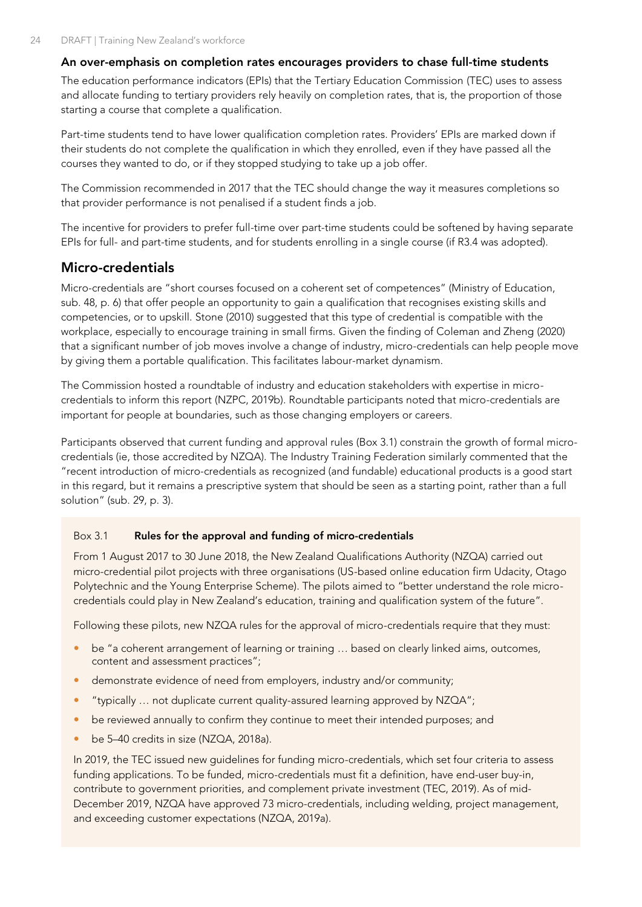### An over-emphasis on completion rates encourages providers to chase full-time students

The education performance indicators (EPIs) that the Tertiary Education Commission (TEC) uses to assess and allocate funding to tertiary providers rely heavily on completion rates, that is, the proportion of those starting a course that complete a qualification.

Part-time students tend to have lower qualification completion rates. Providers' EPIs are marked down if their students do not complete the qualification in which they enrolled, even if they have passed all the courses they wanted to do, or if they stopped studying to take up a job offer.

The Commission recommended in 2017 that the TEC should change the way it measures completions so that provider performance is not penalised if a student finds a job.

The incentive for providers to prefer full-time over part-time students could be softened by having separate EPIs for full- and part-time students, and for students enrolling in a single course (if R3.4 was adopted).

## Micro-credentials

Micro-credentials are "short courses focused on a coherent set of competences" (Ministry of Education, sub. 48, p. 6) that offer people an opportunity to gain a qualification that recognises existing skills and competencies, or to upskill. Stone (2010) suggested that this type of credential is compatible with the workplace, especially to encourage training in small firms. Given the finding of Coleman and Zheng (2020) that a significant number of job moves involve a change of industry, micro-credentials can help people move by giving them a portable qualification. This facilitates labour-market dynamism.

The Commission hosted a roundtable of industry and education stakeholders with expertise in micro-credentials to inform this report (NZPC, 2019b). Roundtable participants noted that micro-credentials are important for people at boundaries, such as those changing employers or careers.

Participants observed that current funding and approval rules (Box 3.1) constrain the growth of formal micro-credentials (ie, those accredited by NZQA). The Industry Training Federation similarly commented that the "recent introduction of micro-credentials as recognized (and fundable) educational products is a good start in this regard, but it remains a prescriptive system that should be seen as a starting point, rather than a full solution" (sub. 29, p. 3).

> Box 3.1 **Rules for the approval and funding of micro-credentials**
>
> From 1 August 2017 to 30 June 2018, the New Zealand Qualifications Authority (NZQA) carried out micro-credential pilot projects with three organisations (US-based online education firm Udacity, Otago Polytechnic and the Young Enterprise Scheme). The pilots aimed to "better understand the role micro-credentials could play in New Zealand's education, training and qualification system of the future".
>
> Following these pilots, new NZQA rules for the approval of micro-credentials require that they must:
>
> - be "a coherent arrangement of learning or training … based on clearly linked aims, outcomes, content and assessment practices";
> - demonstrate evidence of need from employers, industry and/or community;
> - "typically … not duplicate current quality-assured learning approved by NZQA";
> - be reviewed annually to confirm they continue to meet their intended purposes; and
> - be 5–40 credits in size (NZQA, 2018a).
>
> In 2019, the TEC issued new guidelines for funding micro-credentials, which set four criteria to assess funding applications. To be funded, micro-credentials must fit a definition, have end-user buy-in, contribute to government priorities, and complement private investment (TEC, 2019). As of mid-December 2019, NZQA have approved 73 micro-credentials, including welding, project management, and exceeding customer expectations (NZQA, 2019a).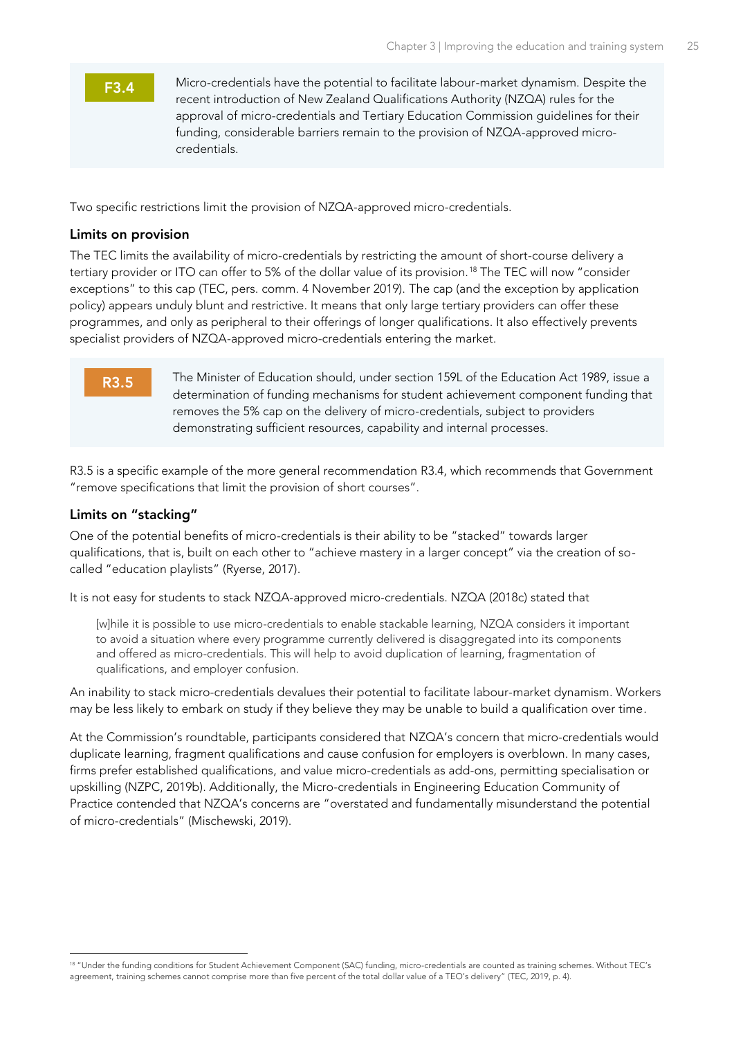**F3.4**

Micro-credentials have the potential to facilitate labour-market dynamism. Despite the recent introduction of New Zealand Qualifications Authority (NZQA) rules for the approval of micro-credentials and Tertiary Education Commission guidelines for their funding, considerable barriers remain to the provision of NZQA-approved micro-credentials.

Two specific restrictions limit the provision of NZQA-approved micro-credentials.

### Limits on provision

The TEC limits the availability of micro-credentials by restricting the amount of short-course delivery a tertiary provider or ITO can offer to 5% of the dollar value of its provision.[18] The TEC will now "consider exceptions" to this cap (TEC, pers. comm. 4 November 2019). The cap (and the exception by application policy) appears unduly blunt and restrictive. It means that only large tertiary providers can offer these programmes, and only as peripheral to their offerings of longer qualifications. It also effectively prevents specialist providers of NZQA-approved micro-credentials entering the market.

**R3.5**

The Minister of Education should, under section 159L of the Education Act 1989, issue a determination of funding mechanisms for student achievement component funding that removes the 5% cap on the delivery of micro-credentials, subject to providers demonstrating sufficient resources, capability and internal processes.

R3.5 is a specific example of the more general recommendation R3.4, which recommends that Government "remove specifications that limit the provision of short courses".

### Limits on "stacking"

One of the potential benefits of micro-credentials is their ability to be "stacked" towards larger qualifications, that is, built on each other to "achieve mastery in a larger concept" via the creation of so-called "education playlists" (Ryerse, 2017).

It is not easy for students to stack NZQA-approved micro-credentials. NZQA (2018c) stated that

> [w]hile it is possible to use micro-credentials to enable stackable learning, NZQA considers it important to avoid a situation where every programme currently delivered is disaggregated into its components and offered as micro-credentials. This will help to avoid duplication of learning, fragmentation of qualifications, and employer confusion.

An inability to stack micro-credentials devalues their potential to facilitate labour-market dynamism. Workers may be less likely to embark on study if they believe they may be unable to build a qualification over time.

At the Commission's roundtable, participants considered that NZQA's concern that micro-credentials would duplicate learning, fragment qualifications and cause confusion for employers is overblown. In many cases, firms prefer established qualifications, and value micro-credentials as add-ons, permitting specialisation or upskilling (NZPC, 2019b). Additionally, the Micro-credentials in Engineering Education Community of Practice contended that NZQA's concerns are "overstated and fundamentally misunderstand the potential of micro-credentials" (Mischewski, 2019).

---

[18] "Under the funding conditions for Student Achievement Component (SAC) funding, micro-credentials are counted as training schemes. Without TEC's agreement, training schemes cannot comprise more than five percent of the total dollar value of a TEO's delivery" (TEC, 2019, p. 4).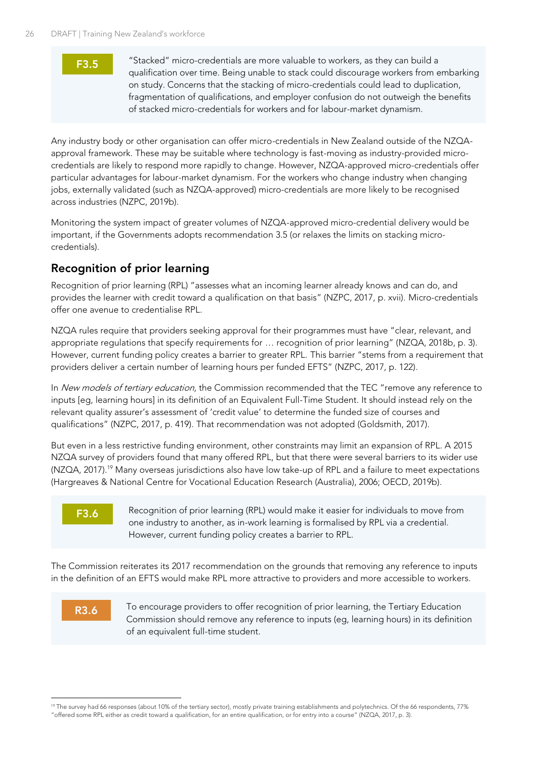**F3.5** "Stacked" micro-credentials are more valuable to workers, as they can build a qualification over time. Being unable to stack could discourage workers from embarking on study. Concerns that the stacking of micro-credentials could lead to duplication, fragmentation of qualifications, and employer confusion do not outweigh the benefits of stacked micro-credentials for workers and for labour-market dynamism.

Any industry body or other organisation can offer micro-credentials in New Zealand outside of the NZQA-approval framework. These may be suitable where technology is fast-moving as industry-provided micro-credentials are likely to respond more rapidly to change. However, NZQA-approved micro-credentials offer particular advantages for labour-market dynamism. For the workers who change industry when changing jobs, externally validated (such as NZQA-approved) micro-credentials are more likely to be recognised across industries (NZPC, 2019b).

Monitoring the system impact of greater volumes of NZQA-approved micro-credential delivery would be important, if the Governments adopts recommendation 3.5 (or relaxes the limits on stacking micro-credentials).

## Recognition of prior learning

Recognition of prior learning (RPL) "assesses what an incoming learner already knows and can do, and provides the learner with credit toward a qualification on that basis" (NZPC, 2017, p. xvii). Micro-credentials offer one avenue to credentialise RPL.

NZQA rules require that providers seeking approval for their programmes must have "clear, relevant, and appropriate regulations that specify requirements for … recognition of prior learning" (NZQA, 2018b, p. 3). However, current funding policy creates a barrier to greater RPL. This barrier "stems from a requirement that providers deliver a certain number of learning hours per funded EFTS" (NZPC, 2017, p. 122).

In *New models of tertiary education*, the Commission recommended that the TEC "remove any reference to inputs [eg, learning hours] in its definition of an Equivalent Full-Time Student. It should instead rely on the relevant quality assurer's assessment of 'credit value' to determine the funded size of courses and qualifications" (NZPC, 2017, p. 419). That recommendation was not adopted (Goldsmith, 2017).

But even in a less restrictive funding environment, other constraints may limit an expansion of RPL. A 2015 NZQA survey of providers found that many offered RPL, but that there were several barriers to its wider use (NZQA, 2017).[19] Many overseas jurisdictions also have low take-up of RPL and a failure to meet expectations (Hargreaves & National Centre for Vocational Education Research (Australia), 2006; OECD, 2019b).

**F3.6** Recognition of prior learning (RPL) would make it easier for individuals to move from one industry to another, as in-work learning is formalised by RPL via a credential. However, current funding policy creates a barrier to RPL.

The Commission reiterates its 2017 recommendation on the grounds that removing any reference to inputs in the definition of an EFTS would make RPL more attractive to providers and more accessible to workers.

**R3.6** To encourage providers to offer recognition of prior learning, the Tertiary Education Commission should remove any reference to inputs (eg, learning hours) in its definition of an equivalent full-time student.

---

[19] The survey had 66 responses (about 10% of the tertiary sector), mostly private training establishments and polytechnics. Of the 66 respondents, 77% "offered some RPL either as credit toward a qualification, for an entire qualification, or for entry into a course" (NZQA, 2017, p. 3).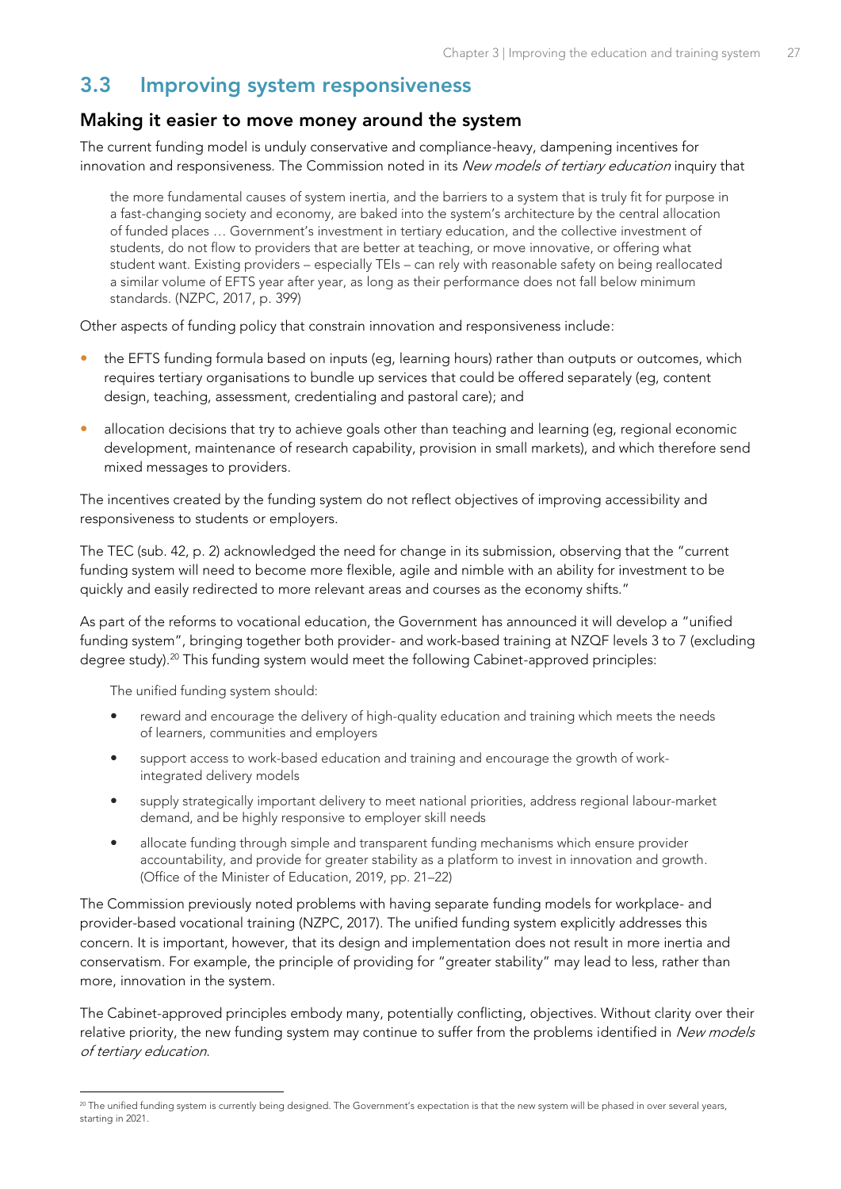## 3.3 Improving system responsiveness

### Making it easier to move money around the system

The current funding model is unduly conservative and compliance-heavy, dampening incentives for innovation and responsiveness. The Commission noted in its *New models of tertiary education* inquiry that

> the more fundamental causes of system inertia, and the barriers to a system that is truly fit for purpose in a fast-changing society and economy, are baked into the system's architecture by the central allocation of funded places … Government's investment in tertiary education, and the collective investment of students, do not flow to providers that are better at teaching, or move innovative, or offering what student want. Existing providers – especially TEIs – can rely with reasonable safety on being reallocated a similar volume of EFTS year after year, as long as their performance does not fall below minimum standards. (NZPC, 2017, p. 399)

Other aspects of funding policy that constrain innovation and responsiveness include:

- the EFTS funding formula based on inputs (eg, learning hours) rather than outputs or outcomes, which requires tertiary organisations to bundle up services that could be offered separately (eg, content design, teaching, assessment, credentialing and pastoral care); and
- allocation decisions that try to achieve goals other than teaching and learning (eg, regional economic development, maintenance of research capability, provision in small markets), and which therefore send mixed messages to providers.

The incentives created by the funding system do not reflect objectives of improving accessibility and responsiveness to students or employers.

The TEC (sub. 42, p. 2) acknowledged the need for change in its submission, observing that the "current funding system will need to become more flexible, agile and nimble with an ability for investment to be quickly and easily redirected to more relevant areas and courses as the economy shifts."

As part of the reforms to vocational education, the Government has announced it will develop a "unified funding system", bringing together both provider- and work-based training at NZQF levels 3 to 7 (excluding degree study).[20] This funding system would meet the following Cabinet-approved principles:

> The unified funding system should:
>
> - reward and encourage the delivery of high-quality education and training which meets the needs of learners, communities and employers
> - support access to work-based education and training and encourage the growth of work-integrated delivery models
> - supply strategically important delivery to meet national priorities, address regional labour-market demand, and be highly responsive to employer skill needs
> - allocate funding through simple and transparent funding mechanisms which ensure provider accountability, and provide for greater stability as a platform to invest in innovation and growth. (Office of the Minister of Education, 2019, pp. 21–22)

The Commission previously noted problems with having separate funding models for workplace- and provider-based vocational training (NZPC, 2017). The unified funding system explicitly addresses this concern. It is important, however, that its design and implementation does not result in more inertia and conservatism. For example, the principle of providing for "greater stability" may lead to less, rather than more, innovation in the system.

The Cabinet-approved principles embody many, potentially conflicting, objectives. Without clarity over their relative priority, the new funding system may continue to suffer from the problems identified in *New models of tertiary education*.

[20] The unified funding system is currently being designed. The Government's expectation is that the new system will be phased in over several years, starting in 2021.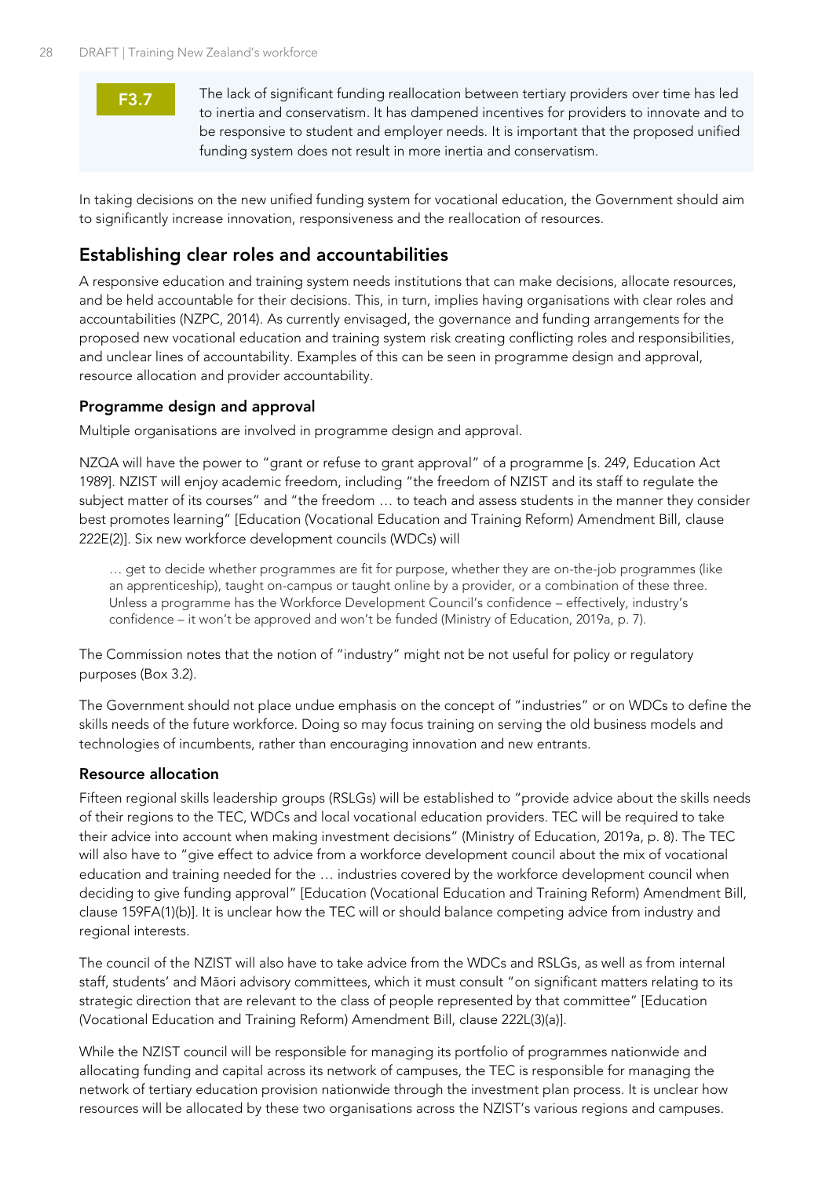**F3.7** The lack of significant funding reallocation between tertiary providers over time has led to inertia and conservatism. It has dampened incentives for providers to innovate and to be responsive to student and employer needs. It is important that the proposed unified funding system does not result in more inertia and conservatism.

In taking decisions on the new unified funding system for vocational education, the Government should aim to significantly increase innovation, responsiveness and the reallocation of resources.

## Establishing clear roles and accountabilities

A responsive education and training system needs institutions that can make decisions, allocate resources, and be held accountable for their decisions. This, in turn, implies having organisations with clear roles and accountabilities (NZPC, 2014). As currently envisaged, the governance and funding arrangements for the proposed new vocational education and training system risk creating conflicting roles and responsibilities, and unclear lines of accountability. Examples of this can be seen in programme design and approval, resource allocation and provider accountability.

### Programme design and approval

Multiple organisations are involved in programme design and approval.

NZQA will have the power to "grant or refuse to grant approval" of a programme [s. 249, Education Act 1989]. NZIST will enjoy academic freedom, including "the freedom of NZIST and its staff to regulate the subject matter of its courses" and "the freedom … to teach and assess students in the manner they consider best promotes learning" [Education (Vocational Education and Training Reform) Amendment Bill, clause 222E(2)]. Six new workforce development councils (WDCs) will

> … get to decide whether programmes are fit for purpose, whether they are on-the-job programmes (like an apprenticeship), taught on-campus or taught online by a provider, or a combination of these three. Unless a programme has the Workforce Development Council's confidence – effectively, industry's confidence – it won't be approved and won't be funded (Ministry of Education, 2019a, p. 7).

The Commission notes that the notion of "industry" might not be not useful for policy or regulatory purposes (Box 3.2).

The Government should not place undue emphasis on the concept of "industries" or on WDCs to define the skills needs of the future workforce. Doing so may focus training on serving the old business models and technologies of incumbents, rather than encouraging innovation and new entrants.

### Resource allocation

Fifteen regional skills leadership groups (RSLGs) will be established to "provide advice about the skills needs of their regions to the TEC, WDCs and local vocational education providers. TEC will be required to take their advice into account when making investment decisions" (Ministry of Education, 2019a, p. 8). The TEC will also have to "give effect to advice from a workforce development council about the mix of vocational education and training needed for the … industries covered by the workforce development council when deciding to give funding approval" [Education (Vocational Education and Training Reform) Amendment Bill, clause 159FA(1)(b)]. It is unclear how the TEC will or should balance competing advice from industry and regional interests.

The council of the NZIST will also have to take advice from the WDCs and RSLGs, as well as from internal staff, students' and Māori advisory committees, which it must consult "on significant matters relating to its strategic direction that are relevant to the class of people represented by that committee" [Education (Vocational Education and Training Reform) Amendment Bill, clause 222L(3)(a)].

While the NZIST council will be responsible for managing its portfolio of programmes nationwide and allocating funding and capital across its network of campuses, the TEC is responsible for managing the network of tertiary education provision nationwide through the investment plan process. It is unclear how resources will be allocated by these two organisations across the NZIST's various regions and campuses.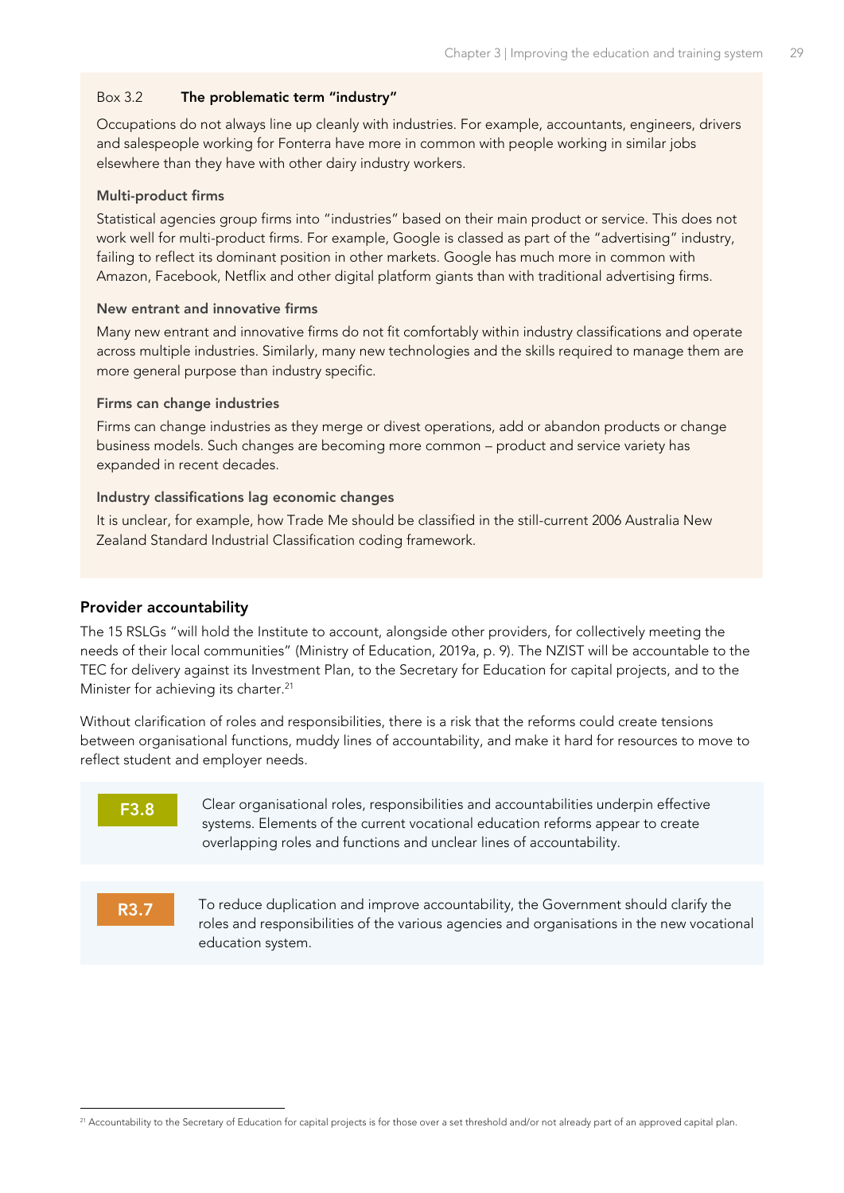Box 3.2 **The problematic term "industry"**

Occupations do not always line up cleanly with industries. For example, accountants, engineers, drivers and salespeople working for Fonterra have more in common with people working in similar jobs elsewhere than they have with other dairy industry workers.

**Multi-product firms**

Statistical agencies group firms into "industries" based on their main product or service. This does not work well for multi-product firms. For example, Google is classed as part of the "advertising" industry, failing to reflect its dominant position in other markets. Google has much more in common with Amazon, Facebook, Netflix and other digital platform giants than with traditional advertising firms.

**New entrant and innovative firms**

Many new entrant and innovative firms do not fit comfortably within industry classifications and operate across multiple industries. Similarly, many new technologies and the skills required to manage them are more general purpose than industry specific.

**Firms can change industries**

Firms can change industries as they merge or divest operations, add or abandon products or change business models. Such changes are becoming more common – product and service variety has expanded in recent decades.

**Industry classifications lag economic changes**

It is unclear, for example, how Trade Me should be classified in the still-current 2006 Australia New Zealand Standard Industrial Classification coding framework.

### Provider accountability

The 15 RSLGs "will hold the Institute to account, alongside other providers, for collectively meeting the needs of their local communities" (Ministry of Education, 2019a, p. 9). The NZIST will be accountable to the TEC for delivery against its Investment Plan, to the Secretary for Education for capital projects, and to the Minister for achieving its charter.[21]

Without clarification of roles and responsibilities, there is a risk that the reforms could create tensions between organisational functions, muddy lines of accountability, and make it hard for resources to move to reflect student and employer needs.

**F3.8** Clear organisational roles, responsibilities and accountabilities underpin effective systems. Elements of the current vocational education reforms appear to create overlapping roles and functions and unclear lines of accountability.

**R3.7** To reduce duplication and improve accountability, the Government should clarify the roles and responsibilities of the various agencies and organisations in the new vocational education system.

[21] Accountability to the Secretary of Education for capital projects is for those over a set threshold and/or not already part of an approved capital plan.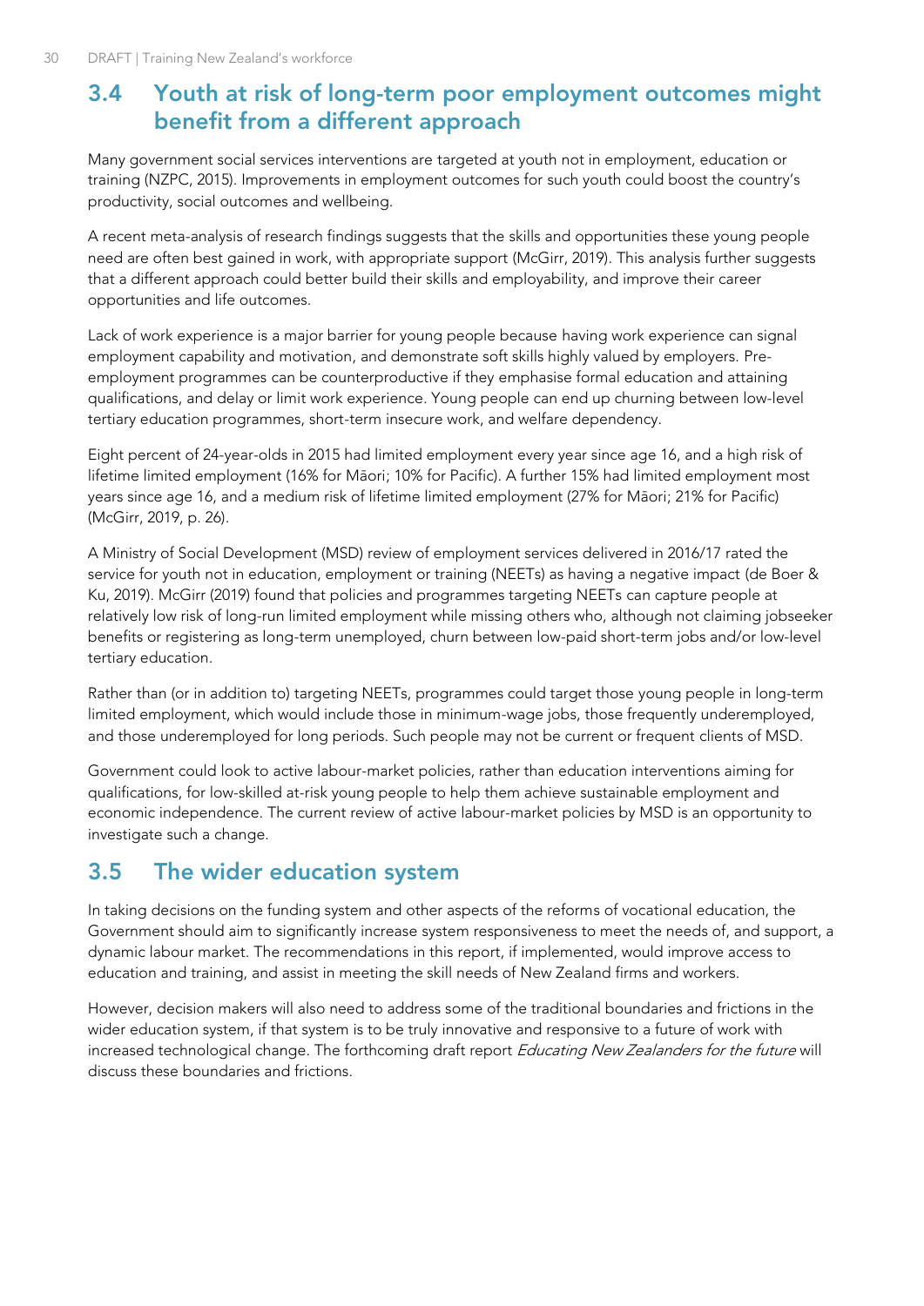## 3.4 Youth at risk of long-term poor employment outcomes might benefit from a different approach

Many government social services interventions are targeted at youth not in employment, education or training (NZPC, 2015). Improvements in employment outcomes for such youth could boost the country's productivity, social outcomes and wellbeing.

A recent meta-analysis of research findings suggests that the skills and opportunities these young people need are often best gained in work, with appropriate support (McGirr, 2019). This analysis further suggests that a different approach could better build their skills and employability, and improve their career opportunities and life outcomes.

Lack of work experience is a major barrier for young people because having work experience can signal employment capability and motivation, and demonstrate soft skills highly valued by employers. Pre-employment programmes can be counterproductive if they emphasise formal education and attaining qualifications, and delay or limit work experience. Young people can end up churning between low-level tertiary education programmes, short-term insecure work, and welfare dependency.

Eight percent of 24-year-olds in 2015 had limited employment every year since age 16, and a high risk of lifetime limited employment (16% for Māori; 10% for Pacific). A further 15% had limited employment most years since age 16, and a medium risk of lifetime limited employment (27% for Māori; 21% for Pacific) (McGirr, 2019, p. 26).

A Ministry of Social Development (MSD) review of employment services delivered in 2016/17 rated the service for youth not in education, employment or training (NEETs) as having a negative impact (de Boer & Ku, 2019). McGirr (2019) found that policies and programmes targeting NEETs can capture people at relatively low risk of long-run limited employment while missing others who, although not claiming jobseeker benefits or registering as long-term unemployed, churn between low-paid short-term jobs and/or low-level tertiary education.

Rather than (or in addition to) targeting NEETs, programmes could target those young people in long-term limited employment, which would include those in minimum-wage jobs, those frequently underemployed, and those underemployed for long periods. Such people may not be current or frequent clients of MSD.

Government could look to active labour-market policies, rather than education interventions aiming for qualifications, for low-skilled at-risk young people to help them achieve sustainable employment and economic independence. The current review of active labour-market policies by MSD is an opportunity to investigate such a change.

## 3.5 The wider education system

In taking decisions on the funding system and other aspects of the reforms of vocational education, the Government should aim to significantly increase system responsiveness to meet the needs of, and support, a dynamic labour market. The recommendations in this report, if implemented, would improve access to education and training, and assist in meeting the skill needs of New Zealand firms and workers.

However, decision makers will also need to address some of the traditional boundaries and frictions in the wider education system, if that system is to be truly innovative and responsive to a future of work with increased technological change. The forthcoming draft report *Educating New Zealanders for the future* will discuss these boundaries and frictions.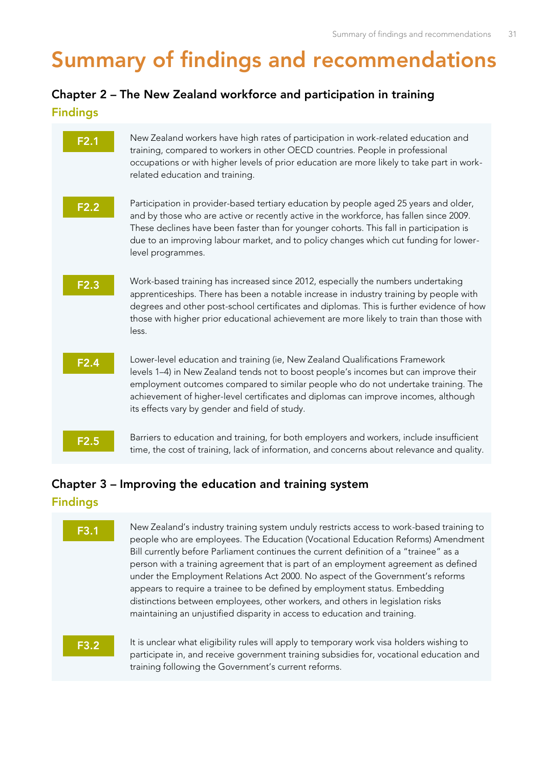# Summary of findings and recommendations

## Chapter 2 – The New Zealand workforce and participation in training

### Findings

**F2.1** New Zealand workers have high rates of participation in work-related education and training, compared to workers in other OECD countries. People in professional occupations or with higher levels of prior education are more likely to take part in work-related education and training.

**F2.2** Participation in provider-based tertiary education by people aged 25 years and older, and by those who are active or recently active in the workforce, has fallen since 2009. These declines have been faster than for younger cohorts. This fall in participation is due to an improving labour market, and to policy changes which cut funding for lower-level programmes.

**F2.3** Work-based training has increased since 2012, especially the numbers undertaking apprenticeships. There has been a notable increase in industry training by people with degrees and other post-school certificates and diplomas. This is further evidence of how those with higher prior educational achievement are more likely to train than those with less.

**F2.4** Lower-level education and training (ie, New Zealand Qualifications Framework levels 1–4) in New Zealand tends not to boost people's incomes but can improve their employment outcomes compared to similar people who do not undertake training. The achievement of higher-level certificates and diplomas can improve incomes, although its effects vary by gender and field of study.

**F2.5** Barriers to education and training, for both employers and workers, include insufficient time, the cost of training, lack of information, and concerns about relevance and quality.

## Chapter 3 – Improving the education and training system

### Findings

**F3.1** New Zealand's industry training system unduly restricts access to work-based training to people who are employees. The Education (Vocational Education Reforms) Amendment Bill currently before Parliament continues the current definition of a "trainee" as a person with a training agreement that is part of an employment agreement as defined under the Employment Relations Act 2000. No aspect of the Government's reforms appears to require a trainee to be defined by employment status. Embedding distinctions between employees, other workers, and others in legislation risks maintaining an unjustified disparity in access to education and training.

**F3.2** It is unclear what eligibility rules will apply to temporary work visa holders wishing to participate in, and receive government training subsidies for, vocational education and training following the Government's current reforms.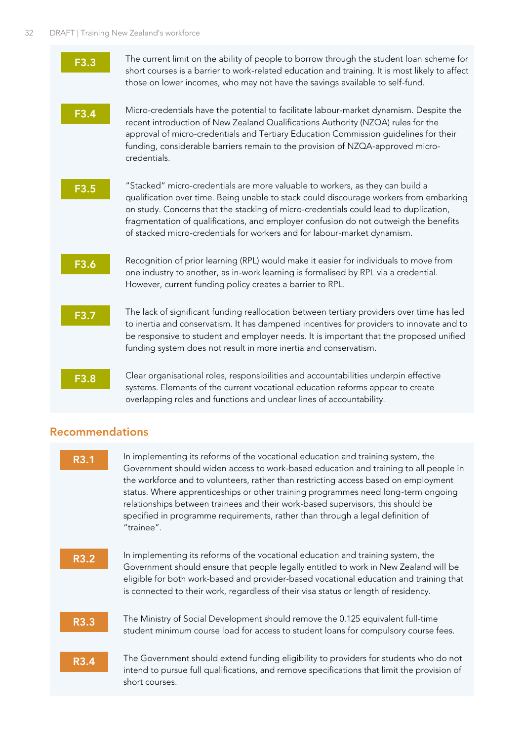**F3.3** The current limit on the ability of people to borrow through the student loan scheme for short courses is a barrier to work-related education and training. It is most likely to affect those on lower incomes, who may not have the savings available to self-fund.

**F3.4** Micro-credentials have the potential to facilitate labour-market dynamism. Despite the recent introduction of New Zealand Qualifications Authority (NZQA) rules for the approval of micro-credentials and Tertiary Education Commission guidelines for their funding, considerable barriers remain to the provision of NZQA-approved micro-credentials.

**F3.5** "Stacked" micro-credentials are more valuable to workers, as they can build a qualification over time. Being unable to stack could discourage workers from embarking on study. Concerns that the stacking of micro-credentials could lead to duplication, fragmentation of qualifications, and employer confusion do not outweigh the benefits of stacked micro-credentials for workers and for labour-market dynamism.

**F3.6** Recognition of prior learning (RPL) would make it easier for individuals to move from one industry to another, as in-work learning is formalised by RPL via a credential. However, current funding policy creates a barrier to RPL.

**F3.7** The lack of significant funding reallocation between tertiary providers over time has led to inertia and conservatism. It has dampened incentives for providers to innovate and to be responsive to student and employer needs. It is important that the proposed unified funding system does not result in more inertia and conservatism.

**F3.8** Clear organisational roles, responsibilities and accountabilities underpin effective systems. Elements of the current vocational education reforms appear to create overlapping roles and functions and unclear lines of accountability.

## Recommendations

**R3.1** In implementing its reforms of the vocational education and training system, the Government should widen access to work-based education and training to all people in the workforce and to volunteers, rather than restricting access based on employment status. Where apprenticeships or other training programmes need long-term ongoing relationships between trainees and their work-based supervisors, this should be specified in programme requirements, rather than through a legal definition of "trainee".

**R3.2** In implementing its reforms of the vocational education and training system, the Government should ensure that people legally entitled to work in New Zealand will be eligible for both work-based and provider-based vocational education and training that is connected to their work, regardless of their visa status or length of residency.

**R3.3** The Ministry of Social Development should remove the 0.125 equivalent full-time student minimum course load for access to student loans for compulsory course fees.

**R3.4** The Government should extend funding eligibility to providers for students who do not intend to pursue full qualifications, and remove specifications that limit the provision of short courses.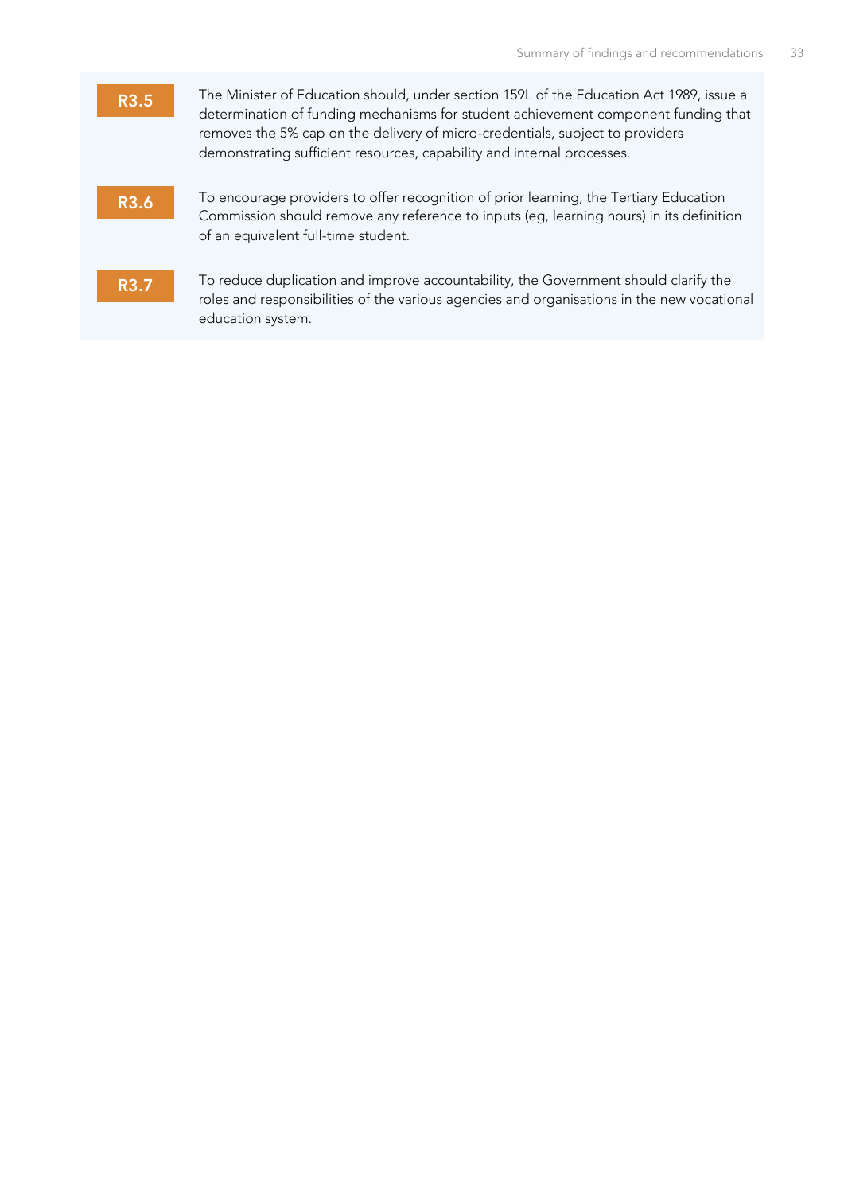**R3.5** The Minister of Education should, under section 159L of the Education Act 1989, issue a determination of funding mechanisms for student achievement component funding that removes the 5% cap on the delivery of micro-credentials, subject to providers demonstrating sufficient resources, capability and internal processes.

**R3.6** To encourage providers to offer recognition of prior learning, the Tertiary Education Commission should remove any reference to inputs (eg, learning hours) in its definition of an equivalent full-time student.

**R3.7** To reduce duplication and improve accountability, the Government should clarify the roles and responsibilities of the various agencies and organisations in the new vocational education system.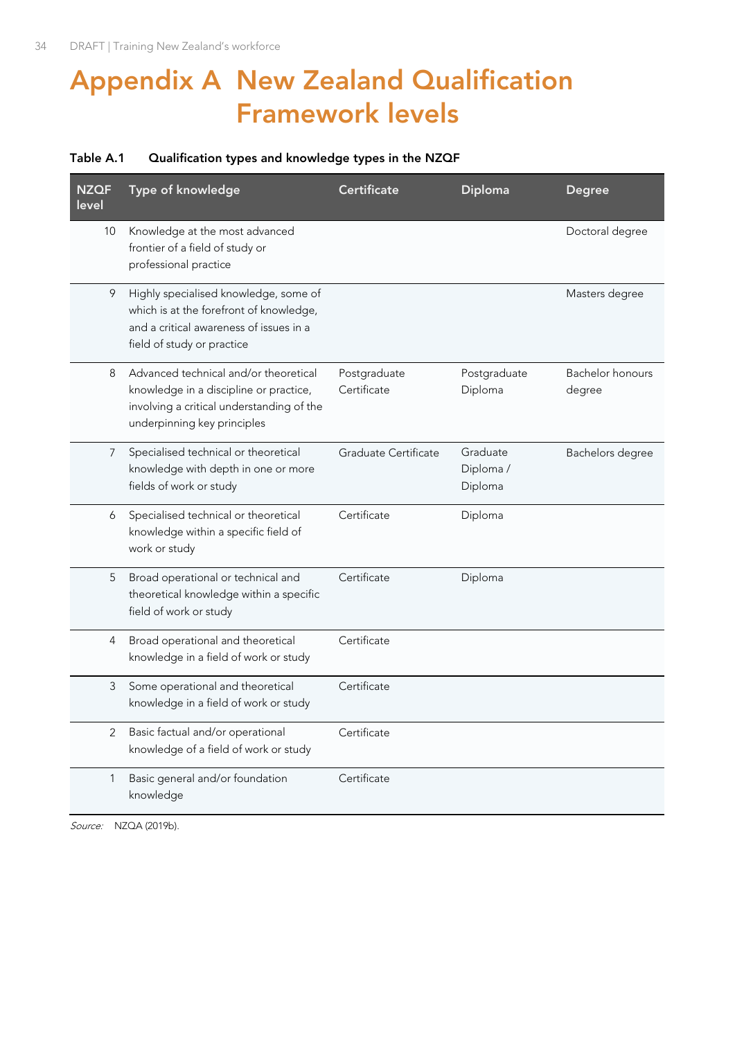# Appendix A New Zealand Qualification Framework levels

**Table A.1 Qualification types and knowledge types in the NZQF**

| NZQF level | Type of knowledge | Certificate | Diploma | Degree |
|---|---|---|---|---|
| 10 | Knowledge at the most advanced frontier of a field of study or professional practice | | | Doctoral degree |
| 9 | Highly specialised knowledge, some of which is at the forefront of knowledge, and a critical awareness of issues in a field of study or practice | | | Masters degree |
| 8 | Advanced technical and/or theoretical knowledge in a discipline or practice, involving a critical understanding of the underpinning key principles | Postgraduate Certificate | Postgraduate Diploma | Bachelor honours degree |
| 7 | Specialised technical or theoretical knowledge with depth in one or more fields of work or study | Graduate Certificate | Graduate Diploma / Diploma | Bachelors degree |
| 6 | Specialised technical or theoretical knowledge within a specific field of work or study | Certificate | Diploma | |
| 5 | Broad operational or technical and theoretical knowledge within a specific field of work or study | Certificate | Diploma | |
| 4 | Broad operational and theoretical knowledge in a field of work or study | Certificate | | |
| 3 | Some operational and theoretical knowledge in a field of work or study | Certificate | | |
| 2 | Basic factual and/or operational knowledge of a field of work or study | Certificate | | |
| 1 | Basic general and/or foundation knowledge | Certificate | | |

*Source:* NZQA (2019b).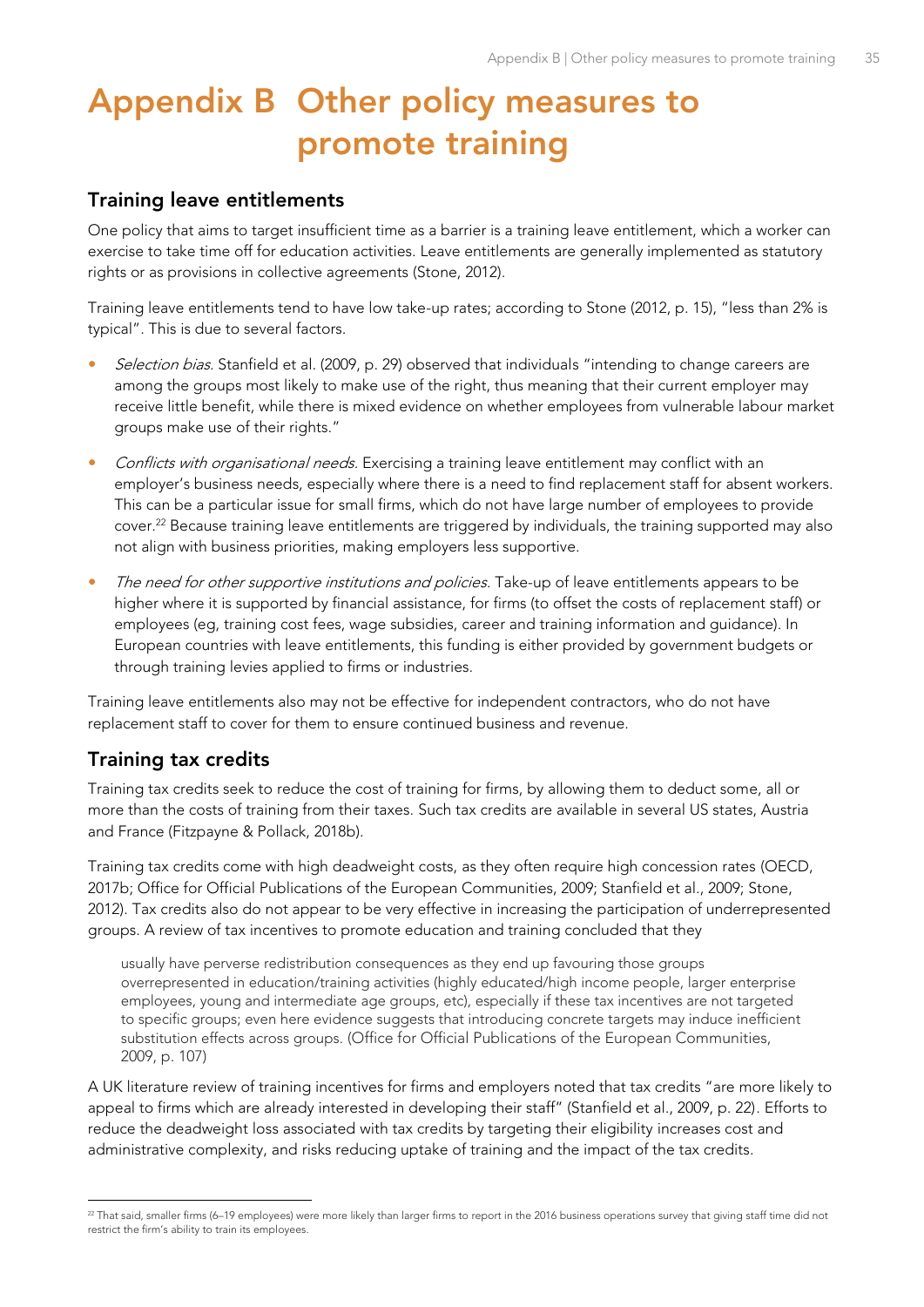# Appendix B Other policy measures to promote training

## Training leave entitlements

One policy that aims to target insufficient time as a barrier is a training leave entitlement, which a worker can exercise to take time off for education activities. Leave entitlements are generally implemented as statutory rights or as provisions in collective agreements (Stone, 2012).

Training leave entitlements tend to have low take-up rates; according to Stone (2012, p. 15), "less than 2% is typical". This is due to several factors.

- *Selection bias.* Stanfield et al. (2009, p. 29) observed that individuals "intending to change careers are among the groups most likely to make use of the right, thus meaning that their current employer may receive little benefit, while there is mixed evidence on whether employees from vulnerable labour market groups make use of their rights."
- *Conflicts with organisational needs.* Exercising a training leave entitlement may conflict with an employer's business needs, especially where there is a need to find replacement staff for absent workers. This can be a particular issue for small firms, which do not have large number of employees to provide cover.[22] Because training leave entitlements are triggered by individuals, the training supported may also not align with business priorities, making employers less supportive.
- *The need for other supportive institutions and policies.* Take-up of leave entitlements appears to be higher where it is supported by financial assistance, for firms (to offset the costs of replacement staff) or employees (eg, training cost fees, wage subsidies, career and training information and guidance). In European countries with leave entitlements, this funding is either provided by government budgets or through training levies applied to firms or industries.

Training leave entitlements also may not be effective for independent contractors, who do not have replacement staff to cover for them to ensure continued business and revenue.

## Training tax credits

Training tax credits seek to reduce the cost of training for firms, by allowing them to deduct some, all or more than the costs of training from their taxes. Such tax credits are available in several US states, Austria and France (Fitzpayne & Pollack, 2018b).

Training tax credits come with high deadweight costs, as they often require high concession rates (OECD, 2017b; Office for Official Publications of the European Communities, 2009; Stanfield et al., 2009; Stone, 2012). Tax credits also do not appear to be very effective in increasing the participation of underrepresented groups. A review of tax incentives to promote education and training concluded that they

> usually have perverse redistribution consequences as they end up favouring those groups overrepresented in education/training activities (highly educated/high income people, larger enterprise employees, young and intermediate age groups, etc), especially if these tax incentives are not targeted to specific groups; even here evidence suggests that introducing concrete targets may induce inefficient substitution effects across groups. (Office for Official Publications of the European Communities, 2009, p. 107)

A UK literature review of training incentives for firms and employers noted that tax credits "are more likely to appeal to firms which are already interested in developing their staff" (Stanfield et al., 2009, p. 22). Efforts to reduce the deadweight loss associated with tax credits by targeting their eligibility increases cost and administrative complexity, and risks reducing uptake of training and the impact of the tax credits.

---

[22] That said, smaller firms (6–19 employees) were more likely than larger firms to report in the 2016 business operations survey that giving staff time did not restrict the firm's ability to train its employees.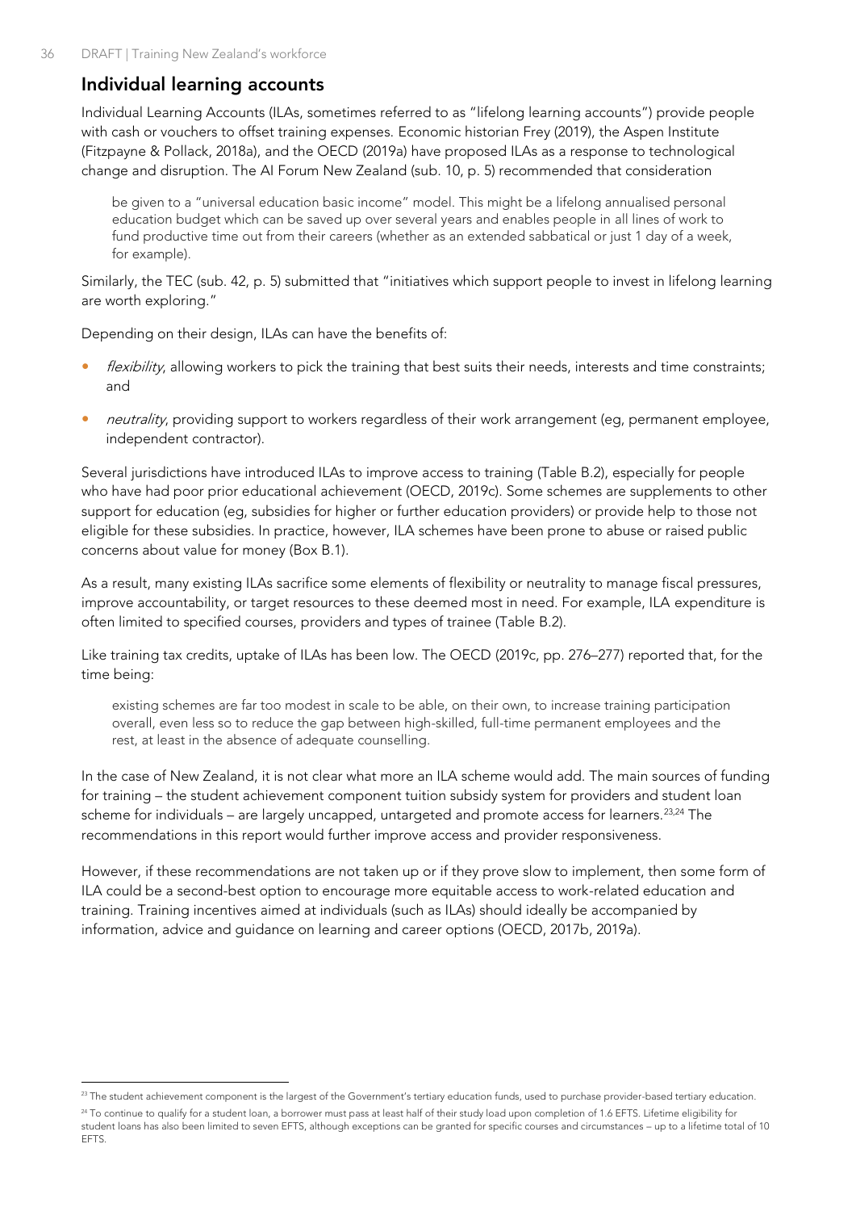## Individual learning accounts

Individual Learning Accounts (ILAs, sometimes referred to as "lifelong learning accounts") provide people with cash or vouchers to offset training expenses. Economic historian Frey (2019), the Aspen Institute (Fitzpayne & Pollack, 2018a), and the OECD (2019a) have proposed ILAs as a response to technological change and disruption. The AI Forum New Zealand (sub. 10, p. 5) recommended that consideration

> be given to a "universal education basic income" model. This might be a lifelong annualised personal education budget which can be saved up over several years and enables people in all lines of work to fund productive time out from their careers (whether as an extended sabbatical or just 1 day of a week, for example).

Similarly, the TEC (sub. 42, p. 5) submitted that "initiatives which support people to invest in lifelong learning are worth exploring."

Depending on their design, ILAs can have the benefits of:

- *flexibility*, allowing workers to pick the training that best suits their needs, interests and time constraints; and
- *neutrality*, providing support to workers regardless of their work arrangement (eg, permanent employee, independent contractor).

Several jurisdictions have introduced ILAs to improve access to training (Table B.2), especially for people who have had poor prior educational achievement (OECD, 2019c). Some schemes are supplements to other support for education (eg, subsidies for higher or further education providers) or provide help to those not eligible for these subsidies. In practice, however, ILA schemes have been prone to abuse or raised public concerns about value for money (Box B.1).

As a result, many existing ILAs sacrifice some elements of flexibility or neutrality to manage fiscal pressures, improve accountability, or target resources to these deemed most in need. For example, ILA expenditure is often limited to specified courses, providers and types of trainee (Table B.2).

Like training tax credits, uptake of ILAs has been low. The OECD (2019c, pp. 276–277) reported that, for the time being:

> existing schemes are far too modest in scale to be able, on their own, to increase training participation overall, even less so to reduce the gap between high-skilled, full-time permanent employees and the rest, at least in the absence of adequate counselling.

In the case of New Zealand, it is not clear what more an ILA scheme would add. The main sources of funding for training – the student achievement component tuition subsidy system for providers and student loan scheme for individuals – are largely uncapped, untargeted and promote access for learners.[23,24] The recommendations in this report would further improve access and provider responsiveness.

However, if these recommendations are not taken up or if they prove slow to implement, then some form of ILA could be a second-best option to encourage more equitable access to work-related education and training. Training incentives aimed at individuals (such as ILAs) should ideally be accompanied by information, advice and guidance on learning and career options (OECD, 2017b, 2019a).

---

[23] The student achievement component is the largest of the Government's tertiary education funds, used to purchase provider-based tertiary education.

[24] To continue to qualify for a student loan, a borrower must pass at least half of their study load upon completion of 1.6 EFTS. Lifetime eligibility for student loans has also been limited to seven EFTS, although exceptions can be granted for specific courses and circumstances – up to a lifetime total of 10 EFTS.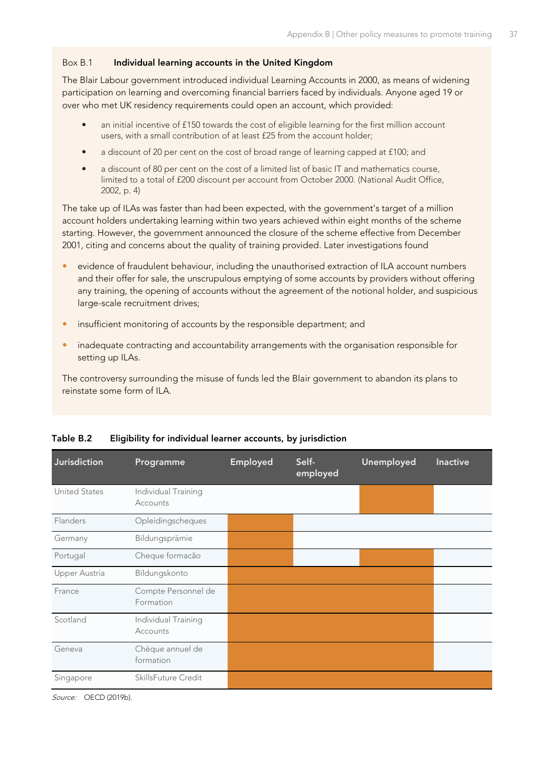**Box B.1 Individual learning accounts in the United Kingdom**

The Blair Labour government introduced individual Learning Accounts in 2000, as means of widening participation on learning and overcoming financial barriers faced by individuals. Anyone aged 19 or over who met UK residency requirements could open an account, which provided:

- an initial incentive of £150 towards the cost of eligible learning for the first million account users, with a small contribution of at least £25 from the account holder;
- a discount of 20 per cent on the cost of broad range of learning capped at £100; and
- a discount of 80 per cent on the cost of a limited list of basic IT and mathematics course, limited to a total of £200 discount per account from October 2000. (National Audit Office, 2002, p. 4)

The take up of ILAs was faster than had been expected, with the government's target of a million account holders undertaking learning within two years achieved within eight months of the scheme starting. However, the government announced the closure of the scheme effective from December 2001, citing and concerns about the quality of training provided. Later investigations found

- evidence of fraudulent behaviour, including the unauthorised extraction of ILA account numbers and their offer for sale, the unscrupulous emptying of some accounts by providers without offering any training, the opening of accounts without the agreement of the notional holder, and suspicious large-scale recruitment drives;
- insufficient monitoring of accounts by the responsible department; and
- inadequate contracting and accountability arrangements with the organisation responsible for setting up ILAs.

The controversy surrounding the misuse of funds led the Blair government to abandon its plans to reinstate some form of ILA.

**Table B.2 Eligibility for individual learner accounts, by jurisdiction**

| Jurisdiction | Programme | Employed | Self-employed | Unemployed | Inactive |
|---|---|---|---|---|---|
| United States | Individual Training Accounts | | | ✓ | |
| Flanders | Opleidingscheques | ✓ | | | |
| Germany | Bildungsprämie | ✓ | | | |
| Portugal | Cheque formacão | ✓ | | ✓ | |
| Upper Austria | Bildungskonto | ✓ | ✓ | ✓ | |
| France | Compte Personnel de Formation | ✓ | ✓ | ✓ | |
| Scotland | Individual Training Accounts | ✓ | ✓ | ✓ | |
| Geneva | Chèque annuel de formation | ✓ | ✓ | ✓ | |
| Singapore | SkillsFuture Credit | ✓ | ✓ | ✓ | ✓ |

*Source:* OECD (2019b).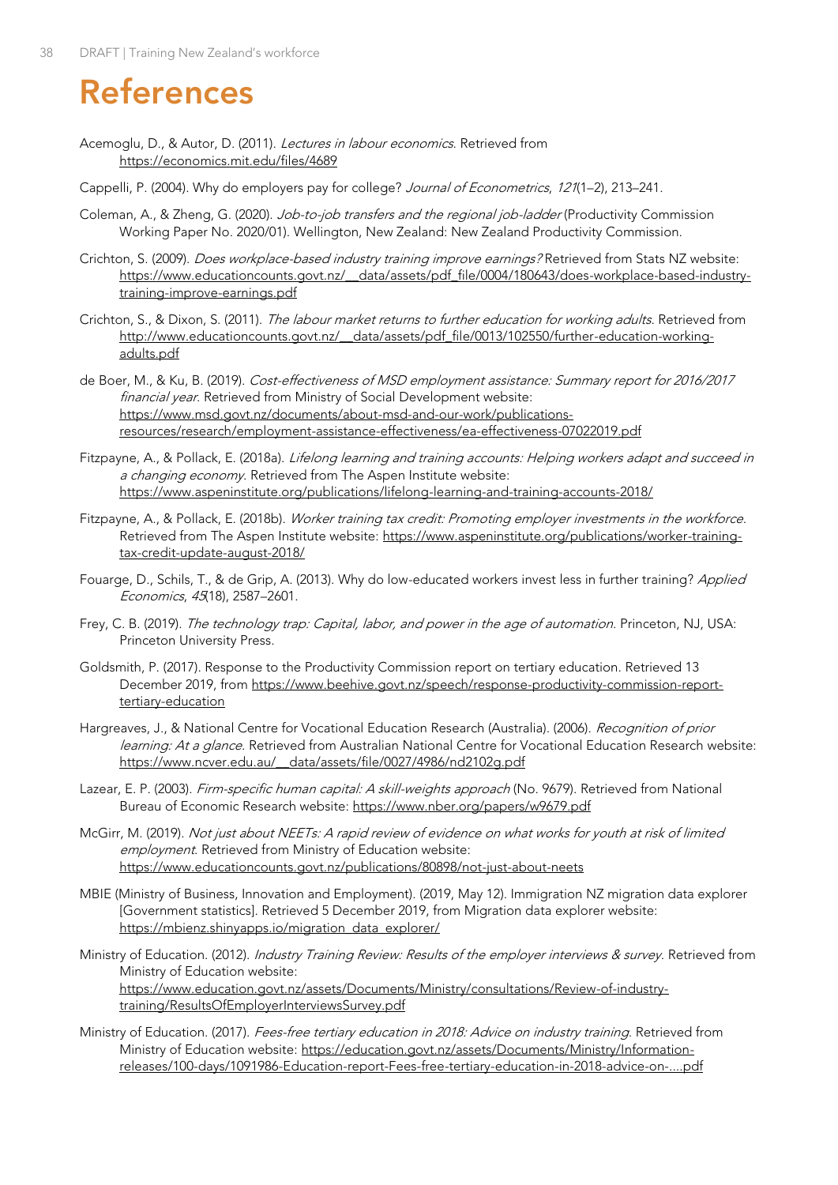# References

Acemoglu, D., & Autor, D. (2011). *Lectures in labour economics*. Retrieved from https://economics.mit.edu/files/4689

Cappelli, P. (2004). Why do employers pay for college? *Journal of Econometrics*, *121*(1–2), 213–241.

Coleman, A., & Zheng, G. (2020). *Job-to-job transfers and the regional job-ladder* (Productivity Commission Working Paper No. 2020/01). Wellington, New Zealand: New Zealand Productivity Commission.

Crichton, S. (2009). *Does workplace-based industry training improve earnings?* Retrieved from Stats NZ website: https://www.educationcounts.govt.nz/__data/assets/pdf_file/0004/180643/does-workplace-based-industry-training-improve-earnings.pdf

Crichton, S., & Dixon, S. (2011). *The labour market returns to further education for working adults*. Retrieved from http://www.educationcounts.govt.nz/__data/assets/pdf_file/0013/102550/further-education-working-adults.pdf

de Boer, M., & Ku, B. (2019). *Cost-effectiveness of MSD employment assistance: Summary report for 2016/2017 financial year*. Retrieved from Ministry of Social Development website: https://www.msd.govt.nz/documents/about-msd-and-our-work/publications-resources/research/employment-assistance-effectiveness/ea-effectiveness-07022019.pdf

Fitzpayne, A., & Pollack, E. (2018a). *Lifelong learning and training accounts: Helping workers adapt and succeed in a changing economy*. Retrieved from The Aspen Institute website: https://www.aspeninstitute.org/publications/lifelong-learning-and-training-accounts-2018/

Fitzpayne, A., & Pollack, E. (2018b). *Worker training tax credit: Promoting employer investments in the workforce*. Retrieved from The Aspen Institute website: https://www.aspeninstitute.org/publications/worker-training-tax-credit-update-august-2018/

Fouarge, D., Schils, T., & de Grip, A. (2013). Why do low-educated workers invest less in further training? *Applied Economics*, *45*(18), 2587–2601.

Frey, C. B. (2019). *The technology trap: Capital, labor, and power in the age of automation*. Princeton, NJ, USA: Princeton University Press.

Goldsmith, P. (2017). Response to the Productivity Commission report on tertiary education. Retrieved 13 December 2019, from https://www.beehive.govt.nz/speech/response-productivity-commission-report-tertiary-education

Hargreaves, J., & National Centre for Vocational Education Research (Australia). (2006). *Recognition of prior learning: At a glance*. Retrieved from Australian National Centre for Vocational Education Research website: https://www.ncver.edu.au/__data/assets/file/0027/4986/nd2102g.pdf

Lazear, E. P. (2003). *Firm-specific human capital: A skill-weights approach* (No. 9679). Retrieved from National Bureau of Economic Research website: https://www.nber.org/papers/w9679.pdf

McGirr, M. (2019). *Not just about NEETs: A rapid review of evidence on what works for youth at risk of limited employment*. Retrieved from Ministry of Education website: https://www.educationcounts.govt.nz/publications/80898/not-just-about-neets

MBIE (Ministry of Business, Innovation and Employment). (2019, May 12). Immigration NZ migration data explorer [Government statistics]. Retrieved 5 December 2019, from Migration data explorer website: https://mbienz.shinyapps.io/migration_data_explorer/

Ministry of Education. (2012). *Industry Training Review: Results of the employer interviews & survey*. Retrieved from Ministry of Education website: https://www.education.govt.nz/assets/Documents/Ministry/consultations/Review-of-industry-training/ResultsOfEmployerInterviewsSurvey.pdf

Ministry of Education. (2017). *Fees-free tertiary education in 2018: Advice on industry training*. Retrieved from Ministry of Education website: https://education.govt.nz/assets/Documents/Ministry/Information-releases/100-days/1091986-Education-report-Fees-free-tertiary-education-in-2018-advice-on-....pdf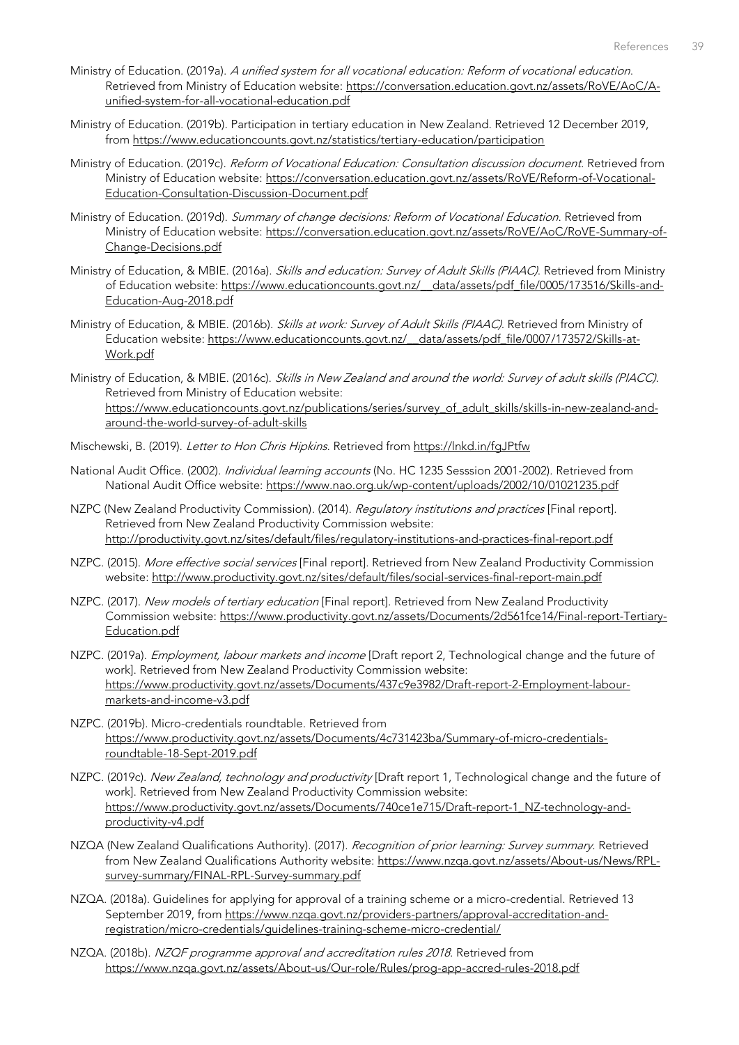Ministry of Education. (2019a). *A unified system for all vocational education: Reform of vocational education*. Retrieved from Ministry of Education website: https://conversation.education.govt.nz/assets/RoVE/AoC/A-unified-system-for-all-vocational-education.pdf

Ministry of Education. (2019b). Participation in tertiary education in New Zealand. Retrieved 12 December 2019, from https://www.educationcounts.govt.nz/statistics/tertiary-education/participation

Ministry of Education. (2019c). *Reform of Vocational Education: Consultation discussion document*. Retrieved from Ministry of Education website: https://conversation.education.govt.nz/assets/RoVE/Reform-of-Vocational-Education-Consultation-Discussion-Document.pdf

Ministry of Education. (2019d). *Summary of change decisions: Reform of Vocational Education*. Retrieved from Ministry of Education website: https://conversation.education.govt.nz/assets/RoVE/AoC/RoVE-Summary-of-Change-Decisions.pdf

Ministry of Education, & MBIE. (2016a). *Skills and education: Survey of Adult Skills (PIAAC)*. Retrieved from Ministry of Education website: https://www.educationcounts.govt.nz/__data/assets/pdf_file/0005/173516/Skills-and-Education-Aug-2018.pdf

Ministry of Education, & MBIE. (2016b). *Skills at work: Survey of Adult Skills (PIAAC)*. Retrieved from Ministry of Education website: https://www.educationcounts.govt.nz/__data/assets/pdf_file/0007/173572/Skills-at-Work.pdf

Ministry of Education, & MBIE. (2016c). *Skills in New Zealand and around the world: Survey of adult skills (PIACC)*. Retrieved from Ministry of Education website: https://www.educationcounts.govt.nz/publications/series/survey_of_adult_skills/skills-in-new-zealand-and-around-the-world-survey-of-adult-skills

Mischewski, B. (2019). *Letter to Hon Chris Hipkins*. Retrieved from https://lnkd.in/fgJPtfw

National Audit Office. (2002). *Individual learning accounts* (No. HC 1235 Sesssion 2001-2002). Retrieved from National Audit Office website: https://www.nao.org.uk/wp-content/uploads/2002/10/01021235.pdf

NZPC (New Zealand Productivity Commission). (2014). *Regulatory institutions and practices* [Final report]. Retrieved from New Zealand Productivity Commission website: http://productivity.govt.nz/sites/default/files/regulatory-institutions-and-practices-final-report.pdf

NZPC. (2015). *More effective social services* [Final report]. Retrieved from New Zealand Productivity Commission website: http://www.productivity.govt.nz/sites/default/files/social-services-final-report-main.pdf

NZPC. (2017). *New models of tertiary education* [Final report]. Retrieved from New Zealand Productivity Commission website: https://www.productivity.govt.nz/assets/Documents/2d561fce14/Final-report-Tertiary-Education.pdf

NZPC. (2019a). *Employment, labour markets and income* [Draft report 2, Technological change and the future of work]. Retrieved from New Zealand Productivity Commission website: https://www.productivity.govt.nz/assets/Documents/437c9e3982/Draft-report-2-Employment-labour-markets-and-income-v3.pdf

NZPC. (2019b). Micro-credentials roundtable. Retrieved from https://www.productivity.govt.nz/assets/Documents/4c731423ba/Summary-of-micro-credentials-roundtable-18-Sept-2019.pdf

NZPC. (2019c). *New Zealand, technology and productivity* [Draft report 1, Technological change and the future of work]. Retrieved from New Zealand Productivity Commission website: https://www.productivity.govt.nz/assets/Documents/740ce1e715/Draft-report-1_NZ-technology-and-productivity-v4.pdf

NZQA (New Zealand Qualifications Authority). (2017). *Recognition of prior learning: Survey summary*. Retrieved from New Zealand Qualifications Authority website: https://www.nzqa.govt.nz/assets/About-us/News/RPL-survey-summary/FINAL-RPL-Survey-summary.pdf

NZQA. (2018a). Guidelines for applying for approval of a training scheme or a micro-credential. Retrieved 13 September 2019, from https://www.nzqa.govt.nz/providers-partners/approval-accreditation-and-registration/micro-credentials/guidelines-training-scheme-micro-credential/

NZQA. (2018b). *NZQF programme approval and accreditation rules 2018*. Retrieved from https://www.nzqa.govt.nz/assets/About-us/Our-role/Rules/prog-app-accred-rules-2018.pdf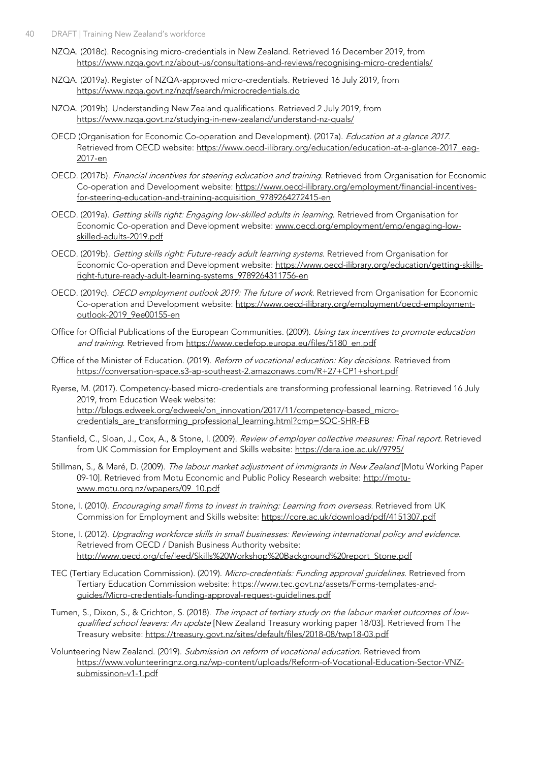NZQA. (2018c). Recognising micro-credentials in New Zealand. Retrieved 16 December 2019, from https://www.nzqa.govt.nz/about-us/consultations-and-reviews/recognising-micro-credentials/

NZQA. (2019a). Register of NZQA-approved micro-credentials. Retrieved 16 July 2019, from https://www.nzqa.govt.nz/nzqf/search/microcredentials.do

NZQA. (2019b). Understanding New Zealand qualifications. Retrieved 2 July 2019, from https://www.nzqa.govt.nz/studying-in-new-zealand/understand-nz-quals/

OECD (Organisation for Economic Co-operation and Development). (2017a). *Education at a glance 2017*. Retrieved from OECD website: https://www.oecd-ilibrary.org/education/education-at-a-glance-2017_eag-2017-en

OECD. (2017b). *Financial incentives for steering education and training*. Retrieved from Organisation for Economic Co-operation and Development website: https://www.oecd-ilibrary.org/employment/financial-incentives-for-steering-education-and-training-acquisition_9789264272415-en

OECD. (2019a). *Getting skills right: Engaging low-skilled adults in learning*. Retrieved from Organisation for Economic Co-operation and Development website: www.oecd.org/employment/emp/engaging-low-skilled-adults-2019.pdf

OECD. (2019b). *Getting skills right: Future-ready adult learning systems*. Retrieved from Organisation for Economic Co-operation and Development website: https://www.oecd-ilibrary.org/education/getting-skills-right-future-ready-adult-learning-systems_9789264311756-en

OECD. (2019c). *OECD employment outlook 2019: The future of work*. Retrieved from Organisation for Economic Co-operation and Development website: https://www.oecd-ilibrary.org/employment/oecd-employment-outlook-2019_9ee00155-en

Office for Official Publications of the European Communities. (2009). *Using tax incentives to promote education and training*. Retrieved from https://www.cedefop.europa.eu/files/5180_en.pdf

Office of the Minister of Education. (2019). *Reform of vocational education: Key decisions*. Retrieved from https://conversation-space.s3-ap-southeast-2.amazonaws.com/R+27+CP1+short.pdf

Ryerse, M. (2017). Competency-based micro-credentials are transforming professional learning. Retrieved 16 July 2019, from Education Week website: http://blogs.edweek.org/edweek/on_innovation/2017/11/competency-based_micro-credentials_are_transforming_professional_learning.html?cmp=SOC-SHR-FB

Stanfield, C., Sloan, J., Cox, A., & Stone, I. (2009). *Review of employer collective measures: Final report*. Retrieved from UK Commission for Employment and Skills website: https://dera.ioe.ac.uk//9795/

Stillman, S., & Maré, D. (2009). *The labour market adjustment of immigrants in New Zealand* [Motu Working Paper 09-10]. Retrieved from Motu Economic and Public Policy Research website: http://motu-www.motu.org.nz/wpapers/09_10.pdf

Stone, I. (2010). *Encouraging small firms to invest in training: Learning from overseas*. Retrieved from UK Commission for Employment and Skills website: https://core.ac.uk/download/pdf/4151307.pdf

Stone, I. (2012). *Upgrading workforce skills in small businesses: Reviewing international policy and evidence*. Retrieved from OECD / Danish Business Authority website: http://www.oecd.org/cfe/leed/Skills%20Workshop%20Background%20report_Stone.pdf

TEC (Tertiary Education Commission). (2019). *Micro-credentials: Funding approval guidelines*. Retrieved from Tertiary Education Commission website: https://www.tec.govt.nz/assets/Forms-templates-and-guides/Micro-credentials-funding-approval-request-guidelines.pdf

Tumen, S., Dixon, S., & Crichton, S. (2018). *The impact of tertiary study on the labour market outcomes of low-qualified school leavers: An update* [New Zealand Treasury working paper 18/03]. Retrieved from The Treasury website: https://treasury.govt.nz/sites/default/files/2018-08/twp18-03.pdf

Volunteering New Zealand. (2019). *Submission on reform of vocational education*. Retrieved from https://www.volunteeringnz.org.nz/wp-content/uploads/Reform-of-Vocational-Education-Sector-VNZ-submissinon-v1-1.pdf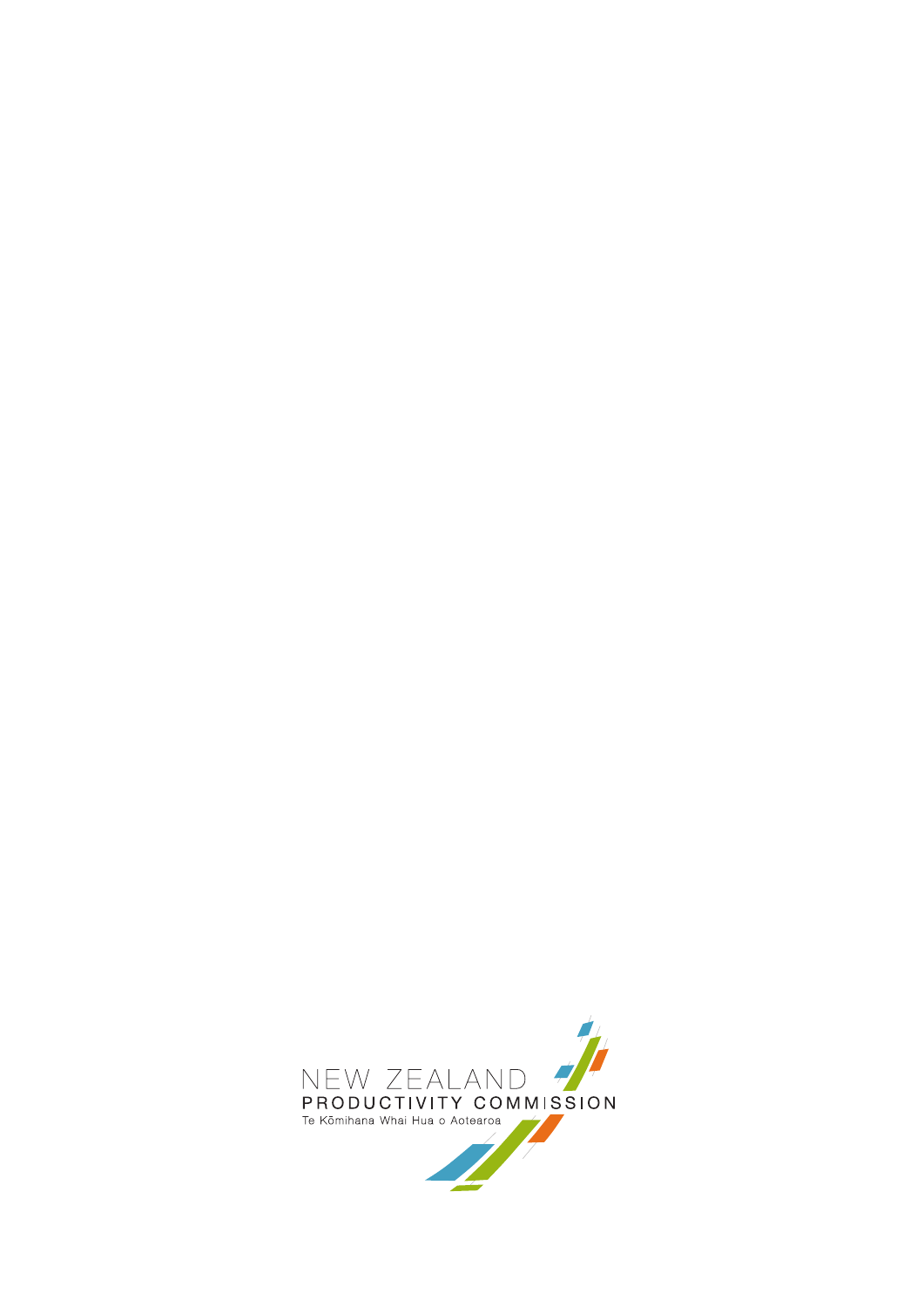NEW ZEALAND
PRODUCTIVITY COMMISSION
Te Kōmihana Whai Hua o Aotearoa